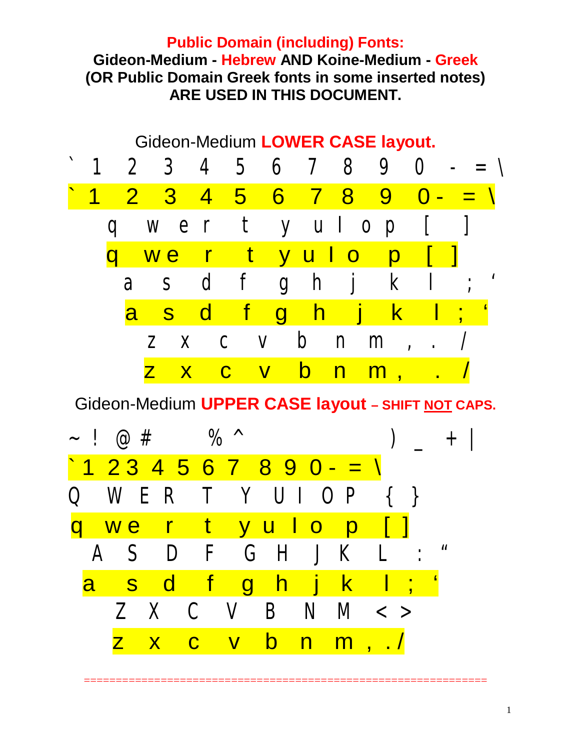**Public Domain (including) Fonts:**
**Gideon-Medium - Hebrew AND Koine-Medium - Greek**
**(OR Public Domain Greek fonts in some inserted notes)**
**ARE USED IN THIS DOCUMENT.**

Gideon-Medium **LOWER CASE layout.**

` 1 2 3 4 5 6 7 8 9 0 - = \

` 1 2 3 4 5 6 7 8 9 0 - = \

q w e r t y u I o p [ ]

q w e r t y u I o p [ ]

a s d f g h j k l ; ‘

a s d f g h j k l ; ‘

z x c v b n m , . /

z x c v b n m , . /

Gideon-Medium **UPPER CASE layout – SHIFT NOT CAPS.**

~ ! @ # % ^ ) _ + |

` 1 2 3 4 5 6 7 8 9 0 - = \

Q W E R T Y U I O P { }

q w e r t y u I o p [ ]

A S D F G H J K L : “

a s d f g h j k l ; ‘

Z X C V B N M < >

z x c v b n m , . /

================================================================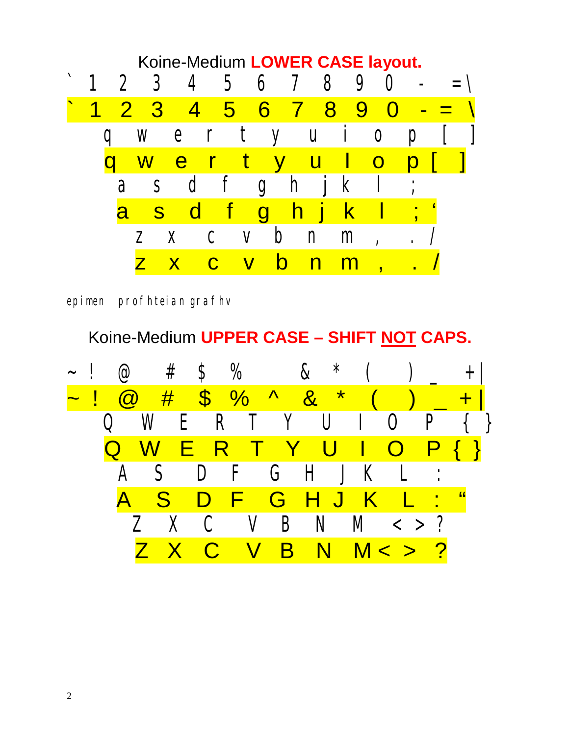Koine-Medium **LOWER CASE layout.**

` 1 2 3 4 5 6 7 8 9 0 - = \

` 1 2 3 4 5 6 7 8 9 0 - = \

q w e r t y u i o p [ ]

q w e r t y u I o p [ ]

a s d f g h j k l ;

a s d f g h j k l ; '

z x c v b n m , . /

z x c v b n m , . /

epimen profhteian grafhv

Koine-Medium **UPPER CASE – SHIFT NOT CAPS.**

~ ! @ # $ % & * ( ) _ + |

~ ! @ # $ % ^ & * ( ) _ + |

Q W E R T Y U I O P { }

Q W E R T Y U I O P { }

A S D F G H J K L :

A S D F G H J K L : "

Z X C V B N M < > ?

Z X C V B N M < > ?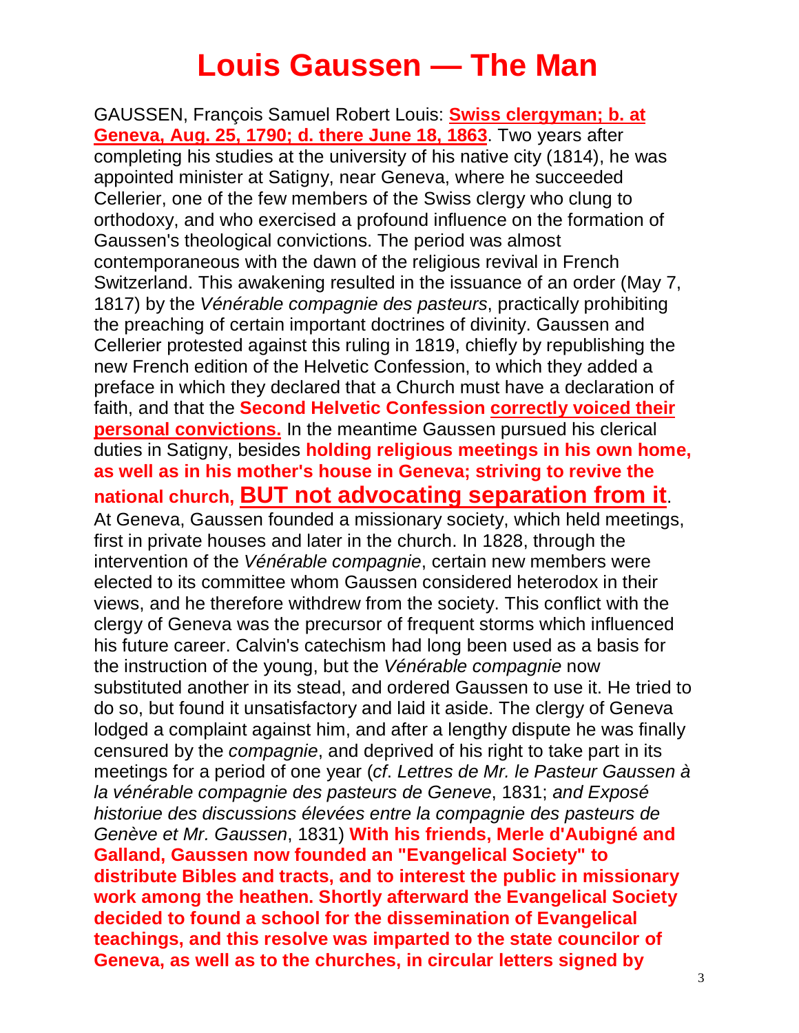# Louis Gaussen — The Man

GAUSSEN, François Samuel Robert Louis: **Swiss clergyman; b. at Geneva, Aug. 25, 1790; d. there June 18, 1863**. Two years after completing his studies at the university of his native city (1814), he was appointed minister at Satigny, near Geneva, where he succeeded Cellerier, one of the few members of the Swiss clergy who clung to orthodoxy, and who exercised a profound influence on the formation of Gaussen's theological convictions. The period was almost contemporaneous with the dawn of the religious revival in French Switzerland. This awakening resulted in the issuance of an order (May 7, 1817) by the *Vénérable compagnie des pasteurs*, practically prohibiting the preaching of certain important doctrines of divinity. Gaussen and Cellerier protested against this ruling in 1819, chiefly by republishing the new French edition of the Helvetic Confession, to which they added a preface in which they declared that a Church must have a declaration of faith, and that the **Second Helvetic Confession correctly voiced their personal convictions.** In the meantime Gaussen pursued his clerical duties in Satigny, besides **holding religious meetings in his own home, as well as in his mother's house in Geneva; striving to revive the national church, BUT not advocating separation from it**. At Geneva, Gaussen founded a missionary society, which held meetings, first in private houses and later in the church. In 1828, through the intervention of the *Vénérable compagnie*, certain new members were elected to its committee whom Gaussen considered heterodox in their views, and he therefore withdrew from the society. This conflict with the clergy of Geneva was the precursor of frequent storms which influenced his future career. Calvin's catechism had long been used as a basis for the instruction of the young, but the *Vénérable compagnie* now substituted another in its stead, and ordered Gaussen to use it. He tried to do so, but found it unsatisfactory and laid it aside. The clergy of Geneva lodged a complaint against him, and after a lengthy dispute he was finally censured by the *compagnie*, and deprived of his right to take part in its meetings for a period of one year (*cf*. *Lettres de Mr. le Pasteur Gaussen à la vénérable compagnie des pasteurs de Geneve*, 1831; *and Exposé historiue des discussions élevées entre la compagnie des pasteurs de Genève et Mr. Gaussen*, 1831) **With his friends, Merle d'Aubigné and Galland, Gaussen now founded an "Evangelical Society" to distribute Bibles and tracts, and to interest the public in missionary work among the heathen. Shortly afterward the Evangelical Society decided to found a school for the dissemination of Evangelical teachings, and this resolve was imparted to the state councilor of Geneva, as well as to the churches, in circular letters signed by**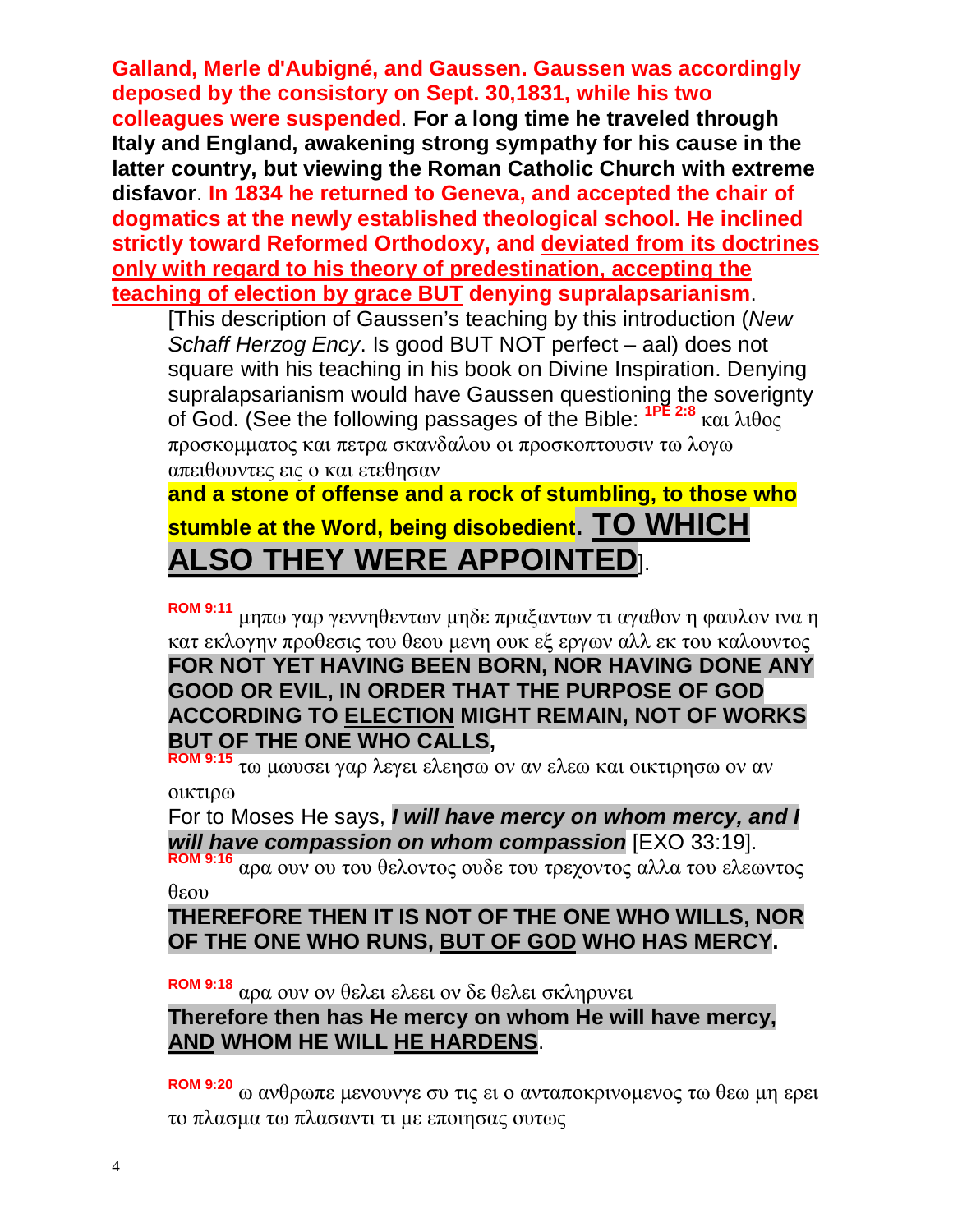**Galland, Merle d'Aubigné, and Gaussen. Gaussen was accordingly deposed by the consistory on Sept. 30,1831, while his two colleagues were suspended**. **For a long time he traveled through Italy and England, awakening strong sympathy for his cause in the latter country, but viewing the Roman Catholic Church with extreme disfavor**. **In 1834 he returned to Geneva, and accepted the chair of dogmatics at the newly established theological school. He inclined strictly toward Reformed Orthodoxy, and <u>deviated from its doctrines only with regard to his theory of predestination, accepting the teaching of election by grace BUT</u> denying supralapsarianism**.

[This description of Gaussen's teaching by this introduction (*New Schaff Herzog Ency*. Is good BUT NOT perfect – aal) does not square with his teaching in his book on Divine Inspiration. Denying supralapsarianism would have Gaussen questioning the soverignty of God. (See the following passages of the Bible: **1PE 2:8** και λιθος προσκομματος και πετρα σκανδαλου οι προσκοπτουσιν τω λογω απειθουντες εις ο και ετεθησαν

**and a stone of offense and a rock of stumbling, to those who stumble at the Word, being disobedient. <u>TO WHICH ALSO THEY WERE APPOINTED</u>**].

**ROM 9:11** μηπω γαρ γεννηθεντων μηδε πραξαντων τι αγαθον η φαυλον ινα η κατ εκλογην προθεσις του θεου μενη ουκ εξ εργων αλλ εκ του καλουντος
**FOR NOT YET HAVING BEEN BORN, NOR HAVING DONE ANY GOOD OR EVIL, IN ORDER THAT THE PURPOSE OF GOD ACCORDING TO <u>ELECTION</u> MIGHT REMAIN, NOT OF WORKS BUT OF THE ONE WHO CALLS,**

**ROM 9:15** τω μωυσει γαρ λεγει ελεησω ον αν ελεω και οικτιρησω ον αν οικτιρω
For to Moses He says, ***I will have mercy on whom mercy, and I will have compassion on whom compassion*** [EXO 33:19].

**ROM 9:16** αρα ουν ου του θελοντος ουδε του τρεχοντος αλλα του ελεωντος θεου
**THEREFORE THEN IT IS NOT OF THE ONE WHO WILLS, NOR OF THE ONE WHO RUNS, <u>BUT OF GOD</u> WHO HAS MERCY.**

**ROM 9:18** αρα ουν ον θελει ελεει ον δε θελει σκληρυνει
**Therefore then has He mercy on whom He will have mercy, <u>AND</u> WHOM HE WILL <u>HE HARDENS</u>**.

**ROM 9:20** ω ανθρωπε μενουνγε συ τις ει ο ανταποκρινομενος τω θεω μη ερει το πλασμα τω πλασαντι τι με εποιησας ουτως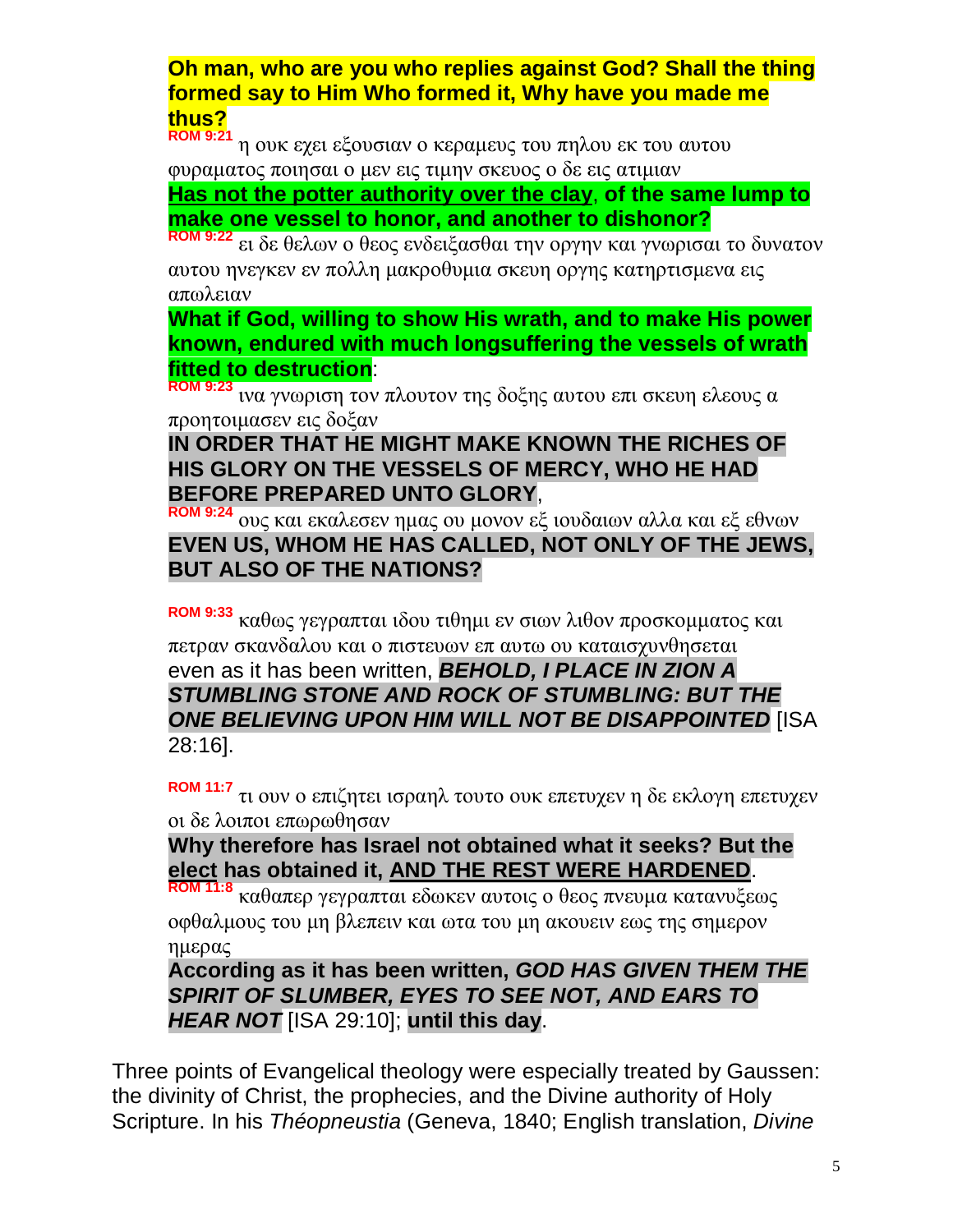**Oh man, who are you who replies against God? Shall the thing formed say to Him Who formed it, Why have you made me thus?**

**ROM 9:21** η ουκ εχει εξουσιαν ο κεραμευς του πηλου εκ του αυτου φυραματος ποιησαι ο μεν εις τιμην σκευος ο δε εις ατιμιαν

**Has not the potter authority over the clay, of the same lump to make one vessel to honor, and another to dishonor?**

**ROM 9:22** ει δε θελων ο θεος ενδειξασθαι την οργην και γνωρισαι το δυνατον αυτου ηνεγκεν εν πολλη μακροθυμια σκευη οργης κατηρτισμενα εις απωλειαν

**What if God, willing to show His wrath, and to make His power known, endured with much longsuffering the vessels of wrath fitted to destruction**:

**ROM 9:23** ινα γνωριση τον πλουτον της δοξης αυτου επι σκευη ελεους α προητοιμασεν εις δοξαν

**IN ORDER THAT HE MIGHT MAKE KNOWN THE RICHES OF HIS GLORY ON THE VESSELS OF MERCY, WHO HE HAD BEFORE PREPARED UNTO GLORY**,

**ROM 9:24** ους και εκαλεσεν ημας ου μονον εξ ιουδαιων αλλα και εξ εθνων

**EVEN US, WHOM HE HAS CALLED, NOT ONLY OF THE JEWS, BUT ALSO OF THE NATIONS?**

**ROM 9:33** καθως γεγραπται ιδου τιθημι εν σιων λιθον προσκομματος και πετραν σκανδαλου και ο πιστευων επ αυτω ου καταισχυνθησεται

even as it has been written, ***BEHOLD, I PLACE IN ZION A STUMBLING STONE AND ROCK OF STUMBLING: BUT THE ONE BELIEVING UPON HIM WILL NOT BE DISAPPOINTED*** [ISA 28:16].

**ROM 11:7** τι ουν ο επιζητει ισραηλ τουτο ουκ επετυχεν η δε εκλογη επετυχεν οι δε λοιποι επωρωθησαν

**Why therefore has Israel not obtained what it seeks? But the elect has obtained it, AND THE REST WERE HARDENED**.

**ROM 11:8** καθαπερ γεγραπται εδωκεν αυτοις ο θεος πνευμα κατανυξεως οφθαλμους του μη βλεπειν και ωτα του μη ακουειν εως της σημερον ημερας

**According as it has been written, *GOD HAS GIVEN THEM THE SPIRIT OF SLUMBER, EYES TO SEE NOT, AND EARS TO HEAR NOT*** [ISA 29:10]; **until this day**.

Three points of Evangelical theology were especially treated by Gaussen: the divinity of Christ, the prophecies, and the Divine authority of Holy Scripture. In his *Théopneustia* (Geneva, 1840; English translation, *Divine*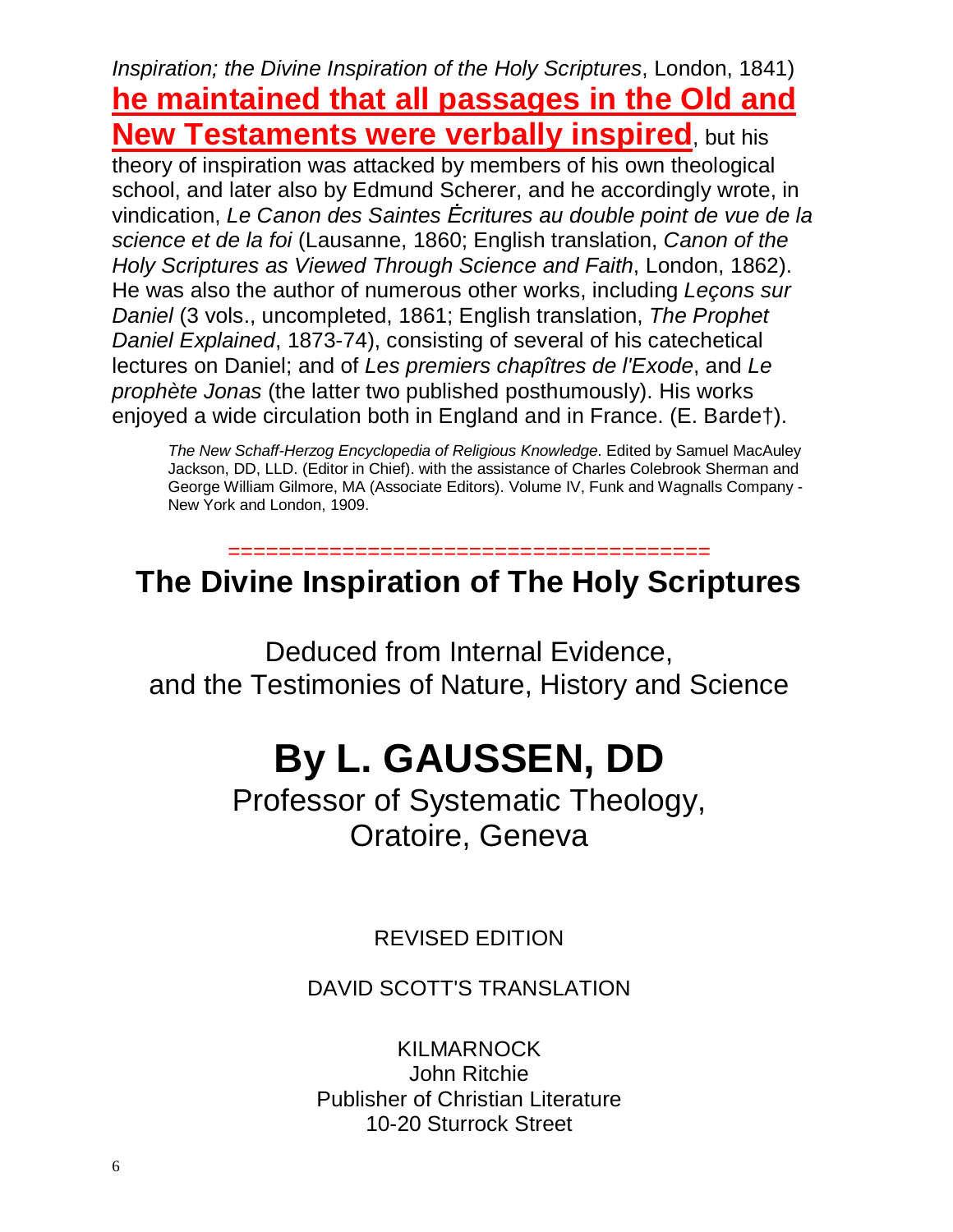*Inspiration; the Divine Inspiration of the Holy Scriptures*, London, 1841) **he maintained that all passages in the Old and New Testaments were verbally inspired**, but his theory of inspiration was attacked by members of his own theological school, and later also by Edmund Scherer, and he accordingly wrote, in vindication, *Le Canon des Saintes Ėcritures au double point de vue de la science et de la foi* (Lausanne, 1860; English translation, *Canon of the Holy Scriptures as Viewed Through Science and Faith*, London, 1862). He was also the author of numerous other works, including *Leçons sur Daniel* (3 vols., uncompleted, 1861; English translation, *The Prophet Daniel Explained*, 1873-74), consisting of several of his catechetical lectures on Daniel; and of *Les premiers chapîtres de l'Exode*, and *Le prophète Jonas* (the latter two published posthumously). His works enjoyed a wide circulation both in England and in France. (E. Barde†).

> *The New Schaff-Herzog Encyclopedia of Religious Knowledge*. Edited by Samuel MacAuley Jackson, DD, LLD. (Editor in Chief). with the assistance of Charles Colebrook Sherman and George William Gilmore, MA (Associate Editors). Volume IV, Funk and Wagnalls Company - New York and London, 1909.

====================================

# The Divine Inspiration of The Holy Scriptures

Deduced from Internal Evidence,
and the Testimonies of Nature, History and Science

# By L. GAUSSEN, DD

Professor of Systematic Theology,
Oratoire, Geneva

REVISED EDITION

DAVID SCOTT'S TRANSLATION

KILMARNOCK
John Ritchie
Publisher of Christian Literature
10-20 Sturrock Street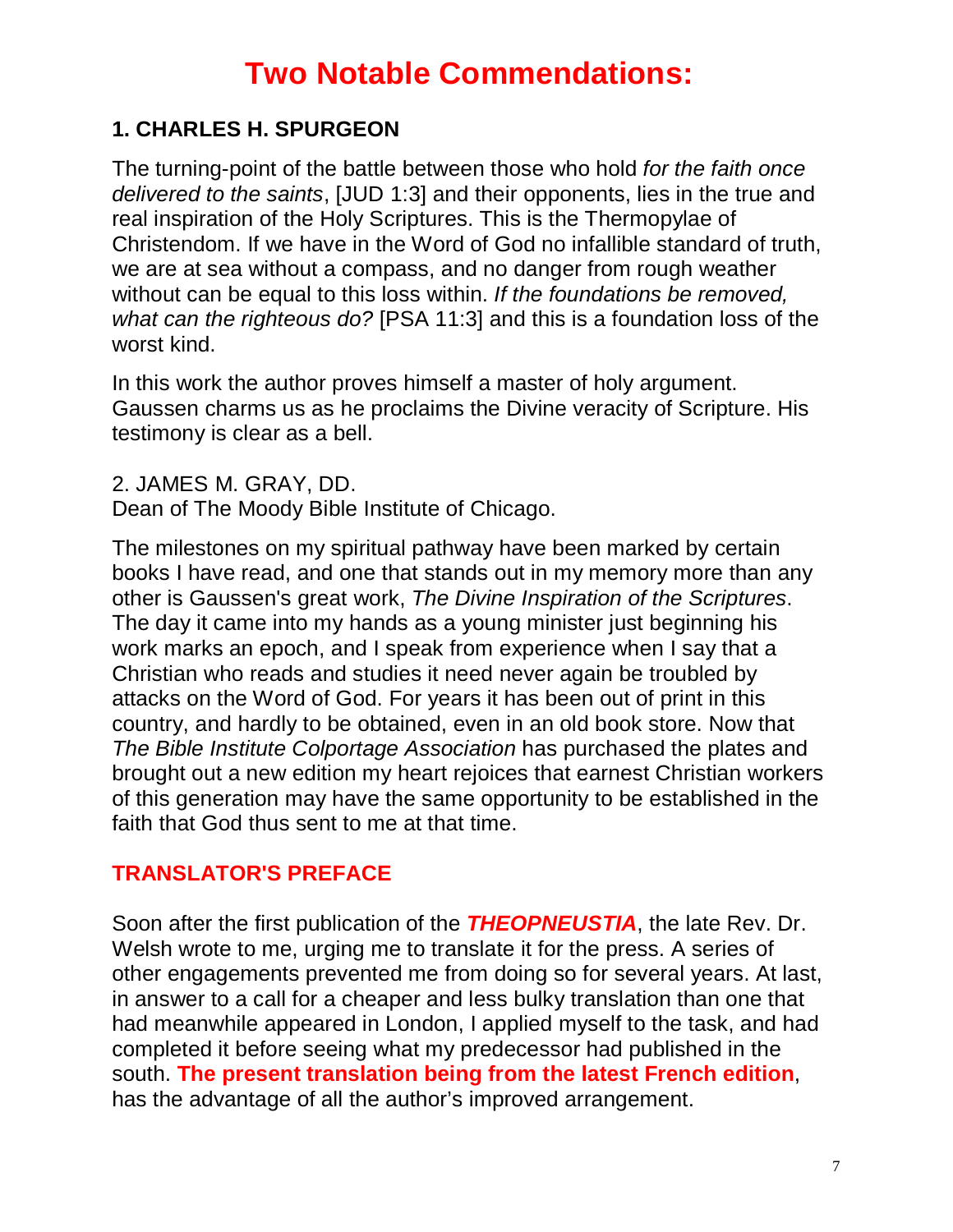# Two Notable Commendations:

## 1. CHARLES H. SPURGEON

The turning-point of the battle between those who hold *for the faith once delivered to the saints*, [JUD 1:3] and their opponents, lies in the true and real inspiration of the Holy Scriptures. This is the Thermopylae of Christendom. If we have in the Word of God no infallible standard of truth, we are at sea without a compass, and no danger from rough weather without can be equal to this loss within. *If the foundations be removed, what can the righteous do?* [PSA 11:3] and this is a foundation loss of the worst kind.

In this work the author proves himself a master of holy argument. Gaussen charms us as he proclaims the Divine veracity of Scripture. His testimony is clear as a bell.

2. JAMES M. GRAY, DD.
Dean of The Moody Bible Institute of Chicago.

The milestones on my spiritual pathway have been marked by certain books I have read, and one that stands out in my memory more than any other is Gaussen's great work, *The Divine Inspiration of the Scriptures*. The day it came into my hands as a young minister just beginning his work marks an epoch, and I speak from experience when I say that a Christian who reads and studies it need never again be troubled by attacks on the Word of God. For years it has been out of print in this country, and hardly to be obtained, even in an old book store. Now that *The Bible Institute Colportage Association* has purchased the plates and brought out a new edition my heart rejoices that earnest Christian workers of this generation may have the same opportunity to be established in the faith that God thus sent to me at that time.

## TRANSLATOR'S PREFACE

Soon after the first publication of the ***THEOPNEUSTIA***, the late Rev. Dr. Welsh wrote to me, urging me to translate it for the press. A series of other engagements prevented me from doing so for several years. At last, in answer to a call for a cheaper and less bulky translation than one that had meanwhile appeared in London, I applied myself to the task, and had completed it before seeing what my predecessor had published in the south. **The present translation being from the latest French edition**, has the advantage of all the author's improved arrangement.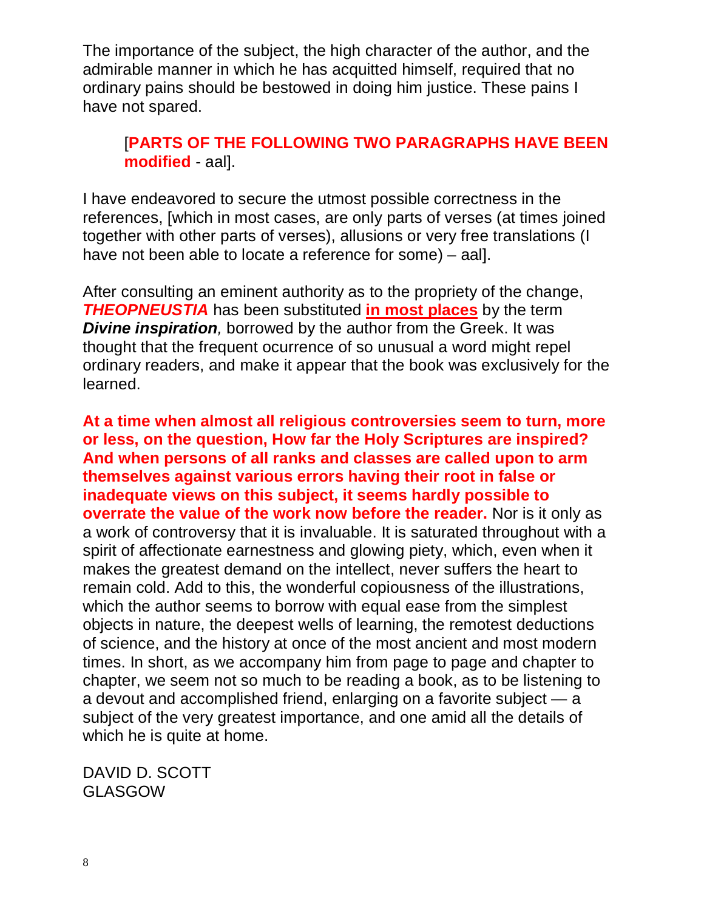The importance of the subject, the high character of the author, and the admirable manner in which he has acquitted himself, required that no ordinary pains should be bestowed in doing him justice. These pains I have not spared.

> [**PARTS OF THE FOLLOWING TWO PARAGRAPHS HAVE BEEN modified** - aal].

I have endeavored to secure the utmost possible correctness in the references, [which in most cases, are only parts of verses (at times joined together with other parts of verses), allusions or very free translations (I have not been able to locate a reference for some) – aal].

After consulting an eminent authority as to the propriety of the change, ***THEOPNEUSTIA*** has been substituted **<u>in most places</u>** by the term ***Divine inspiration**,* borrowed by the author from the Greek. It was thought that the frequent ocurrence of so unusual a word might repel ordinary readers, and make it appear that the book was exclusively for the learned.

**At a time when almost all religious controversies seem to turn, more or less, on the question, How far the Holy Scriptures are inspired? And when persons of all ranks and classes are called upon to arm themselves against various errors having their root in false or inadequate views on this subject, it seems hardly possible to overrate the value of the work now before the reader.** Nor is it only as a work of controversy that it is invaluable. It is saturated throughout with a spirit of affectionate earnestness and glowing piety, which, even when it makes the greatest demand on the intellect, never suffers the heart to remain cold. Add to this, the wonderful copiousness of the illustrations, which the author seems to borrow with equal ease from the simplest objects in nature, the deepest wells of learning, the remotest deductions of science, and the history at once of the most ancient and most modern times. In short, as we accompany him from page to page and chapter to chapter, we seem not so much to be reading a book, as to be listening to a devout and accomplished friend, enlarging on a favorite subject — a subject of the very greatest importance, and one amid all the details of which he is quite at home.

DAVID D. SCOTT
GLASGOW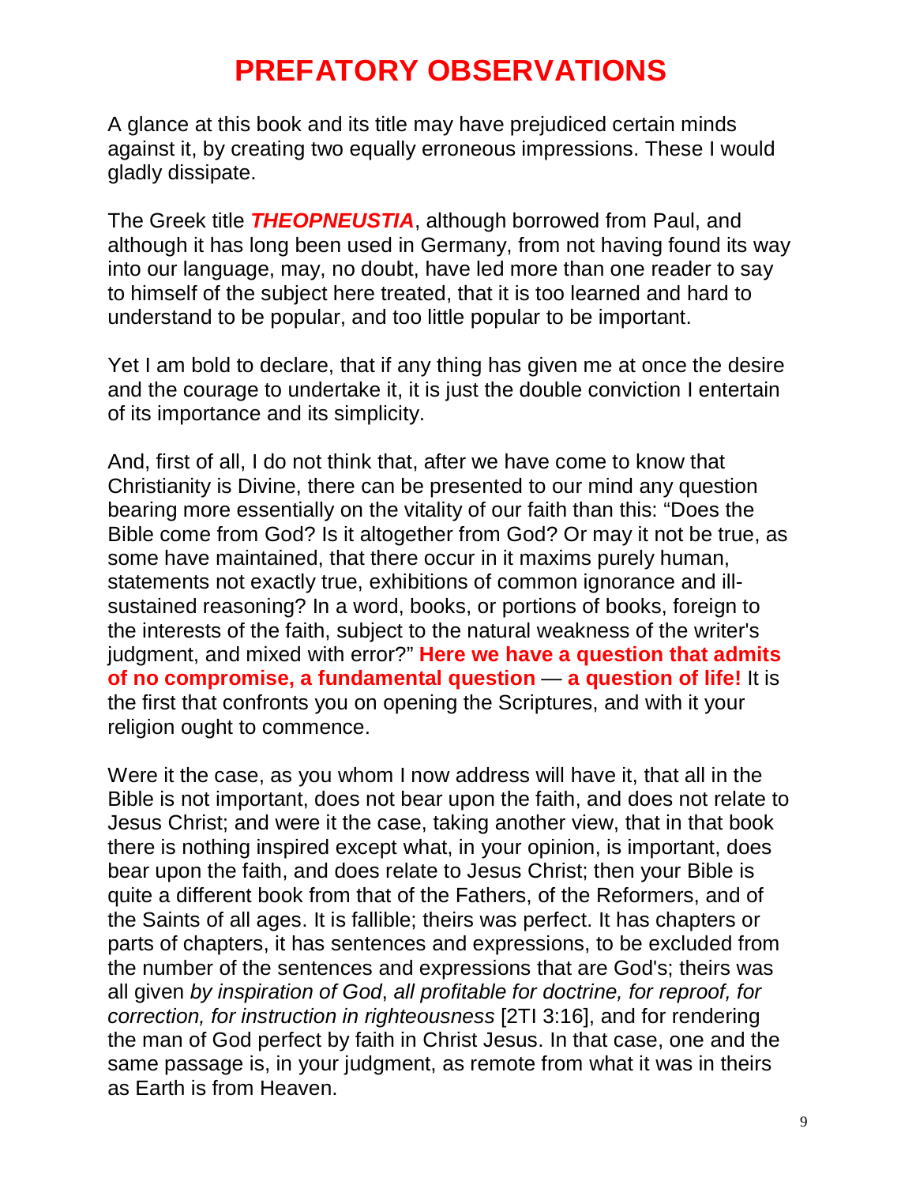# PREFATORY OBSERVATIONS

A glance at this book and its title may have prejudiced certain minds against it, by creating two equally erroneous impressions. These I would gladly dissipate.

The Greek title ***THEOPNEUSTIA***, although borrowed from Paul, and although it has long been used in Germany, from not having found its way into our language, may, no doubt, have led more than one reader to say to himself of the subject here treated, that it is too learned and hard to understand to be popular, and too little popular to be important.

Yet I am bold to declare, that if any thing has given me at once the desire and the courage to undertake it, it is just the double conviction I entertain of its importance and its simplicity.

And, first of all, I do not think that, after we have come to know that Christianity is Divine, there can be presented to our mind any question bearing more essentially on the vitality of our faith than this: "Does the Bible come from God? Is it altogether from God? Or may it not be true, as some have maintained, that there occur in it maxims purely human, statements not exactly true, exhibitions of common ignorance and ill-sustained reasoning? In a word, books, or portions of books, foreign to the interests of the faith, subject to the natural weakness of the writer's judgment, and mixed with error?" **Here we have a question that admits of no compromise, a fundamental question** — **a question of life!** It is the first that confronts you on opening the Scriptures, and with it your religion ought to commence.

Were it the case, as you whom I now address will have it, that all in the Bible is not important, does not bear upon the faith, and does not relate to Jesus Christ; and were it the case, taking another view, that in that book there is nothing inspired except what, in your opinion, is important, does bear upon the faith, and does relate to Jesus Christ; then your Bible is quite a different book from that of the Fathers, of the Reformers, and of the Saints of all ages. It is fallible; theirs was perfect. It has chapters or parts of chapters, it has sentences and expressions, to be excluded from the number of the sentences and expressions that are God's; theirs was all given *by inspiration of God*, *all profitable for doctrine, for reproof, for correction, for instruction in righteousness* [2TI 3:16], and for rendering the man of God perfect by faith in Christ Jesus. In that case, one and the same passage is, in your judgment, as remote from what it was in theirs as Earth is from Heaven.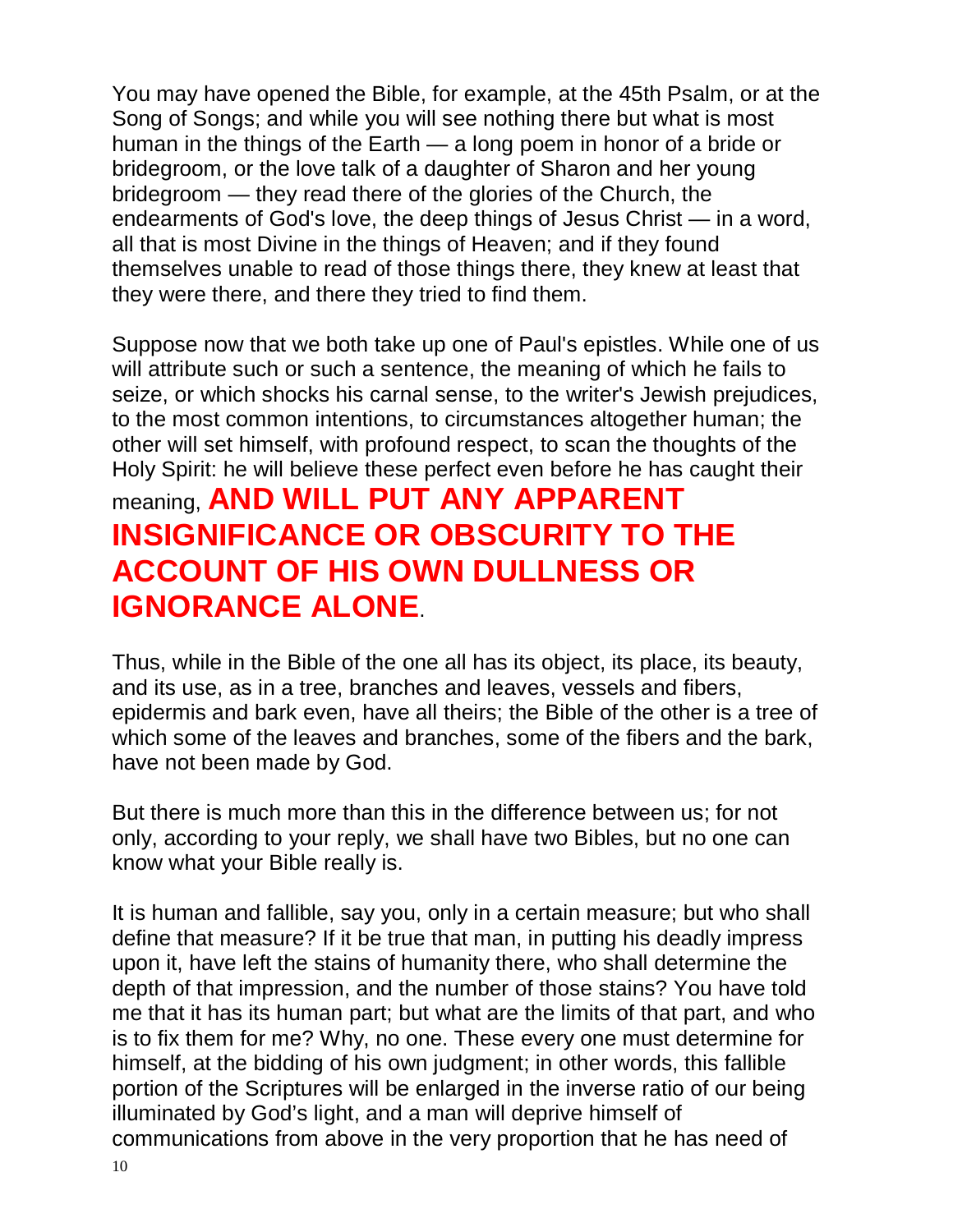You may have opened the Bible, for example, at the 45th Psalm, or at the Song of Songs; and while you will see nothing there but what is most human in the things of the Earth — a long poem in honor of a bride or bridegroom, or the love talk of a daughter of Sharon and her young bridegroom — they read there of the glories of the Church, the endearments of God's love, the deep things of Jesus Christ — in a word, all that is most Divine in the things of Heaven; and if they found themselves unable to read of those things there, they knew at least that they were there, and there they tried to find them.

Suppose now that we both take up one of Paul's epistles. While one of us will attribute such or such a sentence, the meaning of which he fails to seize, or which shocks his carnal sense, to the writer's Jewish prejudices, to the most common intentions, to circumstances altogether human; the other will set himself, with profound respect, to scan the thoughts of the Holy Spirit: he will believe these perfect even before he has caught their meaning, **AND WILL PUT ANY APPARENT INSIGNIFICANCE OR OBSCURITY TO THE ACCOUNT OF HIS OWN DULLNESS OR IGNORANCE ALONE**.

Thus, while in the Bible of the one all has its object, its place, its beauty, and its use, as in a tree, branches and leaves, vessels and fibers, epidermis and bark even, have all theirs; the Bible of the other is a tree of which some of the leaves and branches, some of the fibers and the bark, have not been made by God.

But there is much more than this in the difference between us; for not only, according to your reply, we shall have two Bibles, but no one can know what your Bible really is.

It is human and fallible, say you, only in a certain measure; but who shall define that measure? If it be true that man, in putting his deadly impress upon it, have left the stains of humanity there, who shall determine the depth of that impression, and the number of those stains? You have told me that it has its human part; but what are the limits of that part, and who is to fix them for me? Why, no one. These every one must determine for himself, at the bidding of his own judgment; in other words, this fallible portion of the Scriptures will be enlarged in the inverse ratio of our being illuminated by God's light, and a man will deprive himself of communications from above in the very proportion that he has need of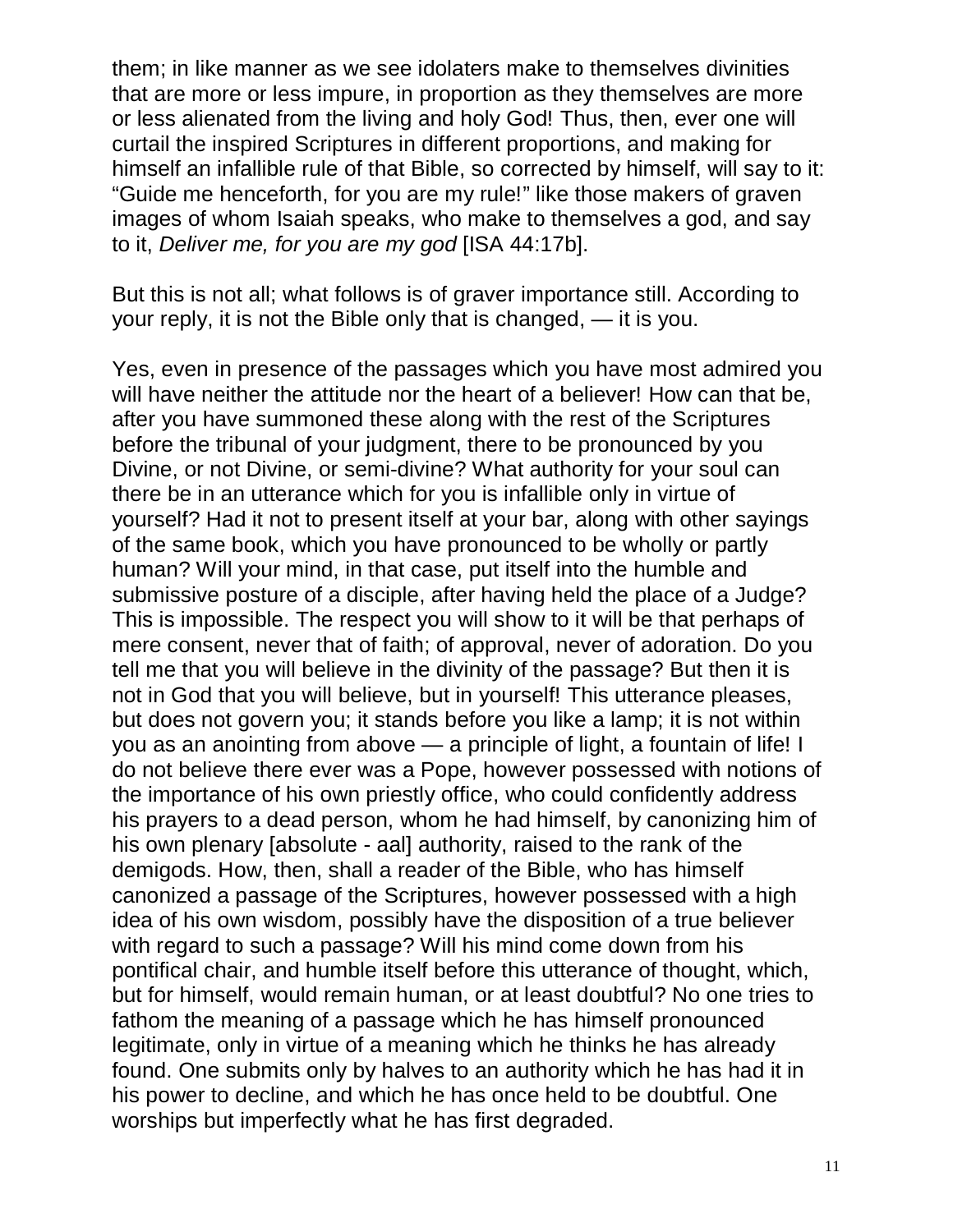them; in like manner as we see idolaters make to themselves divinities that are more or less impure, in proportion as they themselves are more or less alienated from the living and holy God! Thus, then, ever one will curtail the inspired Scriptures in different proportions, and making for himself an infallible rule of that Bible, so corrected by himself, will say to it: "Guide me henceforth, for you are my rule!" like those makers of graven images of whom Isaiah speaks, who make to themselves a god, and say to it, *Deliver me, for you are my god* [ISA 44:17b].

But this is not all; what follows is of graver importance still. According to your reply, it is not the Bible only that is changed, — it is you.

Yes, even in presence of the passages which you have most admired you will have neither the attitude nor the heart of a believer! How can that be, after you have summoned these along with the rest of the Scriptures before the tribunal of your judgment, there to be pronounced by you Divine, or not Divine, or semi-divine? What authority for your soul can there be in an utterance which for you is infallible only in virtue of yourself? Had it not to present itself at your bar, along with other sayings of the same book, which you have pronounced to be wholly or partly human? Will your mind, in that case, put itself into the humble and submissive posture of a disciple, after having held the place of a Judge? This is impossible. The respect you will show to it will be that perhaps of mere consent, never that of faith; of approval, never of adoration. Do you tell me that you will believe in the divinity of the passage? But then it is not in God that you will believe, but in yourself! This utterance pleases, but does not govern you; it stands before you like a lamp; it is not within you as an anointing from above — a principle of light, a fountain of life! I do not believe there ever was a Pope, however possessed with notions of the importance of his own priestly office, who could confidently address his prayers to a dead person, whom he had himself, by canonizing him of his own plenary [absolute - aal] authority, raised to the rank of the demigods. How, then, shall a reader of the Bible, who has himself canonized a passage of the Scriptures, however possessed with a high idea of his own wisdom, possibly have the disposition of a true believer with regard to such a passage? Will his mind come down from his pontifical chair, and humble itself before this utterance of thought, which, but for himself, would remain human, or at least doubtful? No one tries to fathom the meaning of a passage which he has himself pronounced legitimate, only in virtue of a meaning which he thinks he has already found. One submits only by halves to an authority which he has had it in his power to decline, and which he has once held to be doubtful. One worships but imperfectly what he has first degraded.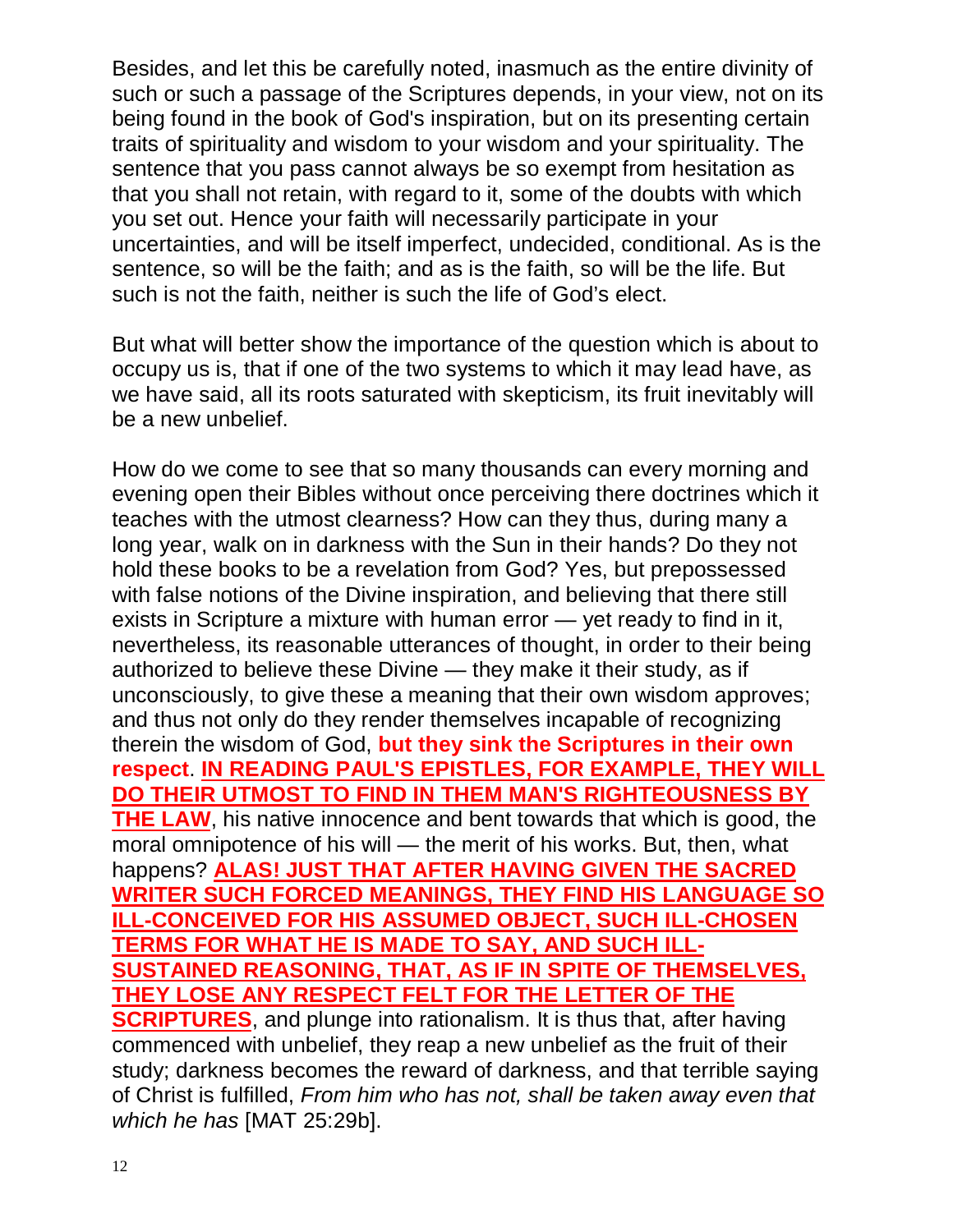Besides, and let this be carefully noted, inasmuch as the entire divinity of such or such a passage of the Scriptures depends, in your view, not on its being found in the book of God's inspiration, but on its presenting certain traits of spirituality and wisdom to your wisdom and your spirituality. The sentence that you pass cannot always be so exempt from hesitation as that you shall not retain, with regard to it, some of the doubts with which you set out. Hence your faith will necessarily participate in your uncertainties, and will be itself imperfect, undecided, conditional. As is the sentence, so will be the faith; and as is the faith, so will be the life. But such is not the faith, neither is such the life of God's elect.

But what will better show the importance of the question which is about to occupy us is, that if one of the two systems to which it may lead have, as we have said, all its roots saturated with skepticism, its fruit inevitably will be a new unbelief.

How do we come to see that so many thousands can every morning and evening open their Bibles without once perceiving there doctrines which it teaches with the utmost clearness? How can they thus, during many a long year, walk on in darkness with the Sun in their hands? Do they not hold these books to be a revelation from God? Yes, but prepossessed with false notions of the Divine inspiration, and believing that there still exists in Scripture a mixture with human error — yet ready to find in it, nevertheless, its reasonable utterances of thought, in order to their being authorized to believe these Divine — they make it their study, as if unconsciously, to give these a meaning that their own wisdom approves; and thus not only do they render themselves incapable of recognizing therein the wisdom of God, **but they sink the Scriptures in their own respect**. **IN READING PAUL'S EPISTLES, FOR EXAMPLE, THEY WILL DO THEIR UTMOST TO FIND IN THEM MAN'S RIGHTEOUSNESS BY THE LAW**, his native innocence and bent towards that which is good, the moral omnipotence of his will — the merit of his works. But, then, what happens? **ALAS! JUST THAT AFTER HAVING GIVEN THE SACRED WRITER SUCH FORCED MEANINGS, THEY FIND HIS LANGUAGE SO ILL-CONCEIVED FOR HIS ASSUMED OBJECT, SUCH ILL-CHOSEN TERMS FOR WHAT HE IS MADE TO SAY, AND SUCH ILL-SUSTAINED REASONING, THAT, AS IF IN SPITE OF THEMSELVES, THEY LOSE ANY RESPECT FELT FOR THE LETTER OF THE SCRIPTURES**, and plunge into rationalism. It is thus that, after having commenced with unbelief, they reap a new unbelief as the fruit of their study; darkness becomes the reward of darkness, and that terrible saying of Christ is fulfilled, *From him who has not, shall be taken away even that which he has* [MAT 25:29b].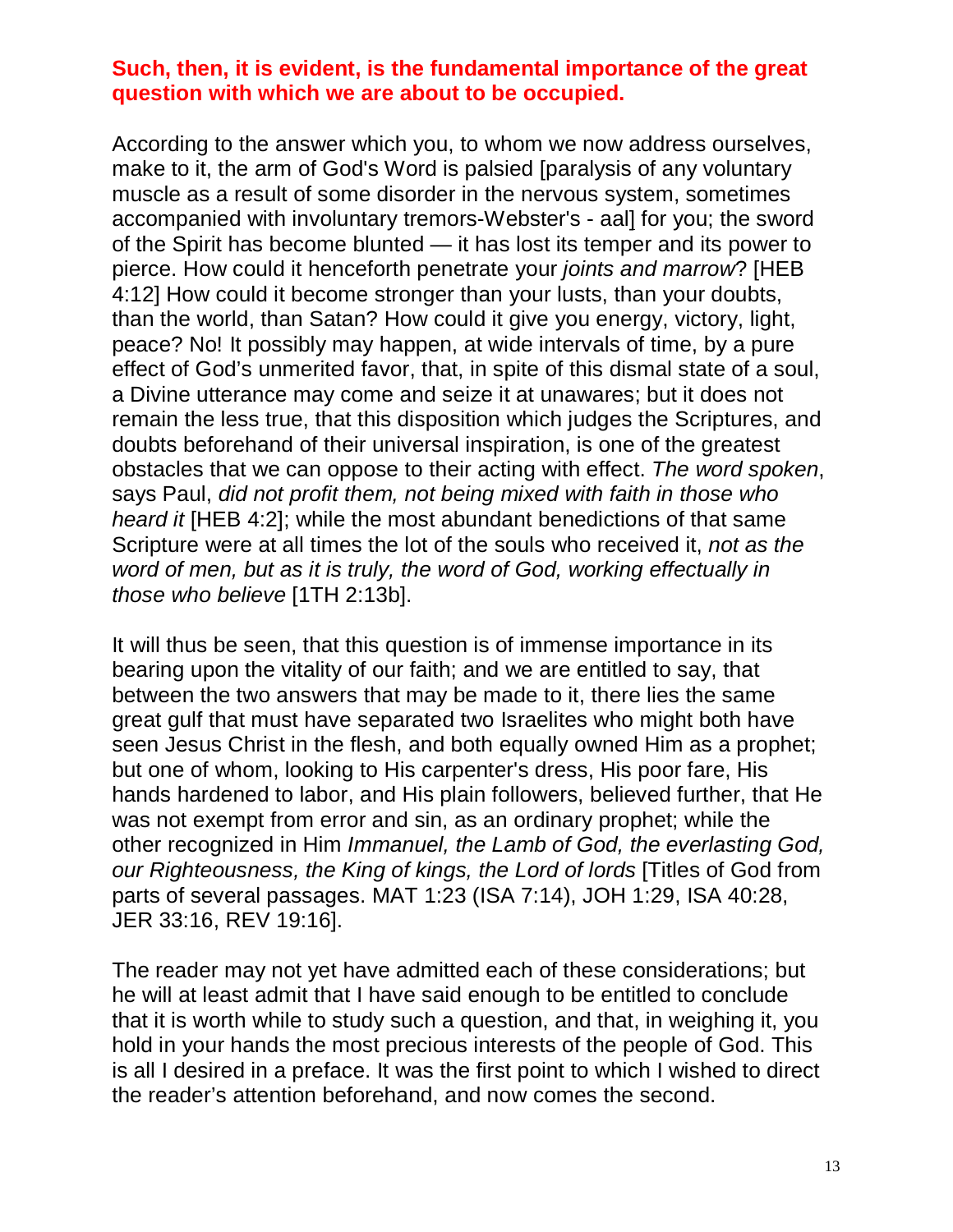**Such, then, it is evident, is the fundamental importance of the great question with which we are about to be occupied.**

According to the answer which you, to whom we now address ourselves, make to it, the arm of God's Word is palsied [paralysis of any voluntary muscle as a result of some disorder in the nervous system, sometimes accompanied with involuntary tremors-Webster's - aal] for you; the sword of the Spirit has become blunted — it has lost its temper and its power to pierce. How could it henceforth penetrate your *joints and marrow*? [HEB 4:12] How could it become stronger than your lusts, than your doubts, than the world, than Satan? How could it give you energy, victory, light, peace? No! It possibly may happen, at wide intervals of time, by a pure effect of God's unmerited favor, that, in spite of this dismal state of a soul, a Divine utterance may come and seize it at unawares; but it does not remain the less true, that this disposition which judges the Scriptures, and doubts beforehand of their universal inspiration, is one of the greatest obstacles that we can oppose to their acting with effect. *The word spoken*, says Paul, *did not profit them, not being mixed with faith in those who heard it* [HEB 4:2]; while the most abundant benedictions of that same Scripture were at all times the lot of the souls who received it, *not as the word of men, but as it is truly, the word of God, working effectually in those who believe* [1TH 2:13b].

It will thus be seen, that this question is of immense importance in its bearing upon the vitality of our faith; and we are entitled to say, that between the two answers that may be made to it, there lies the same great gulf that must have separated two Israelites who might both have seen Jesus Christ in the flesh, and both equally owned Him as a prophet; but one of whom, looking to His carpenter's dress, His poor fare, His hands hardened to labor, and His plain followers, believed further, that He was not exempt from error and sin, as an ordinary prophet; while the other recognized in Him *Immanuel, the Lamb of God, the everlasting God, our Righteousness, the King of kings, the Lord of lords* [Titles of God from parts of several passages. MAT 1:23 (ISA 7:14), JOH 1:29, ISA 40:28, JER 33:16, REV 19:16].

The reader may not yet have admitted each of these considerations; but he will at least admit that I have said enough to be entitled to conclude that it is worth while to study such a question, and that, in weighing it, you hold in your hands the most precious interests of the people of God. This is all I desired in a preface. It was the first point to which I wished to direct the reader's attention beforehand, and now comes the second.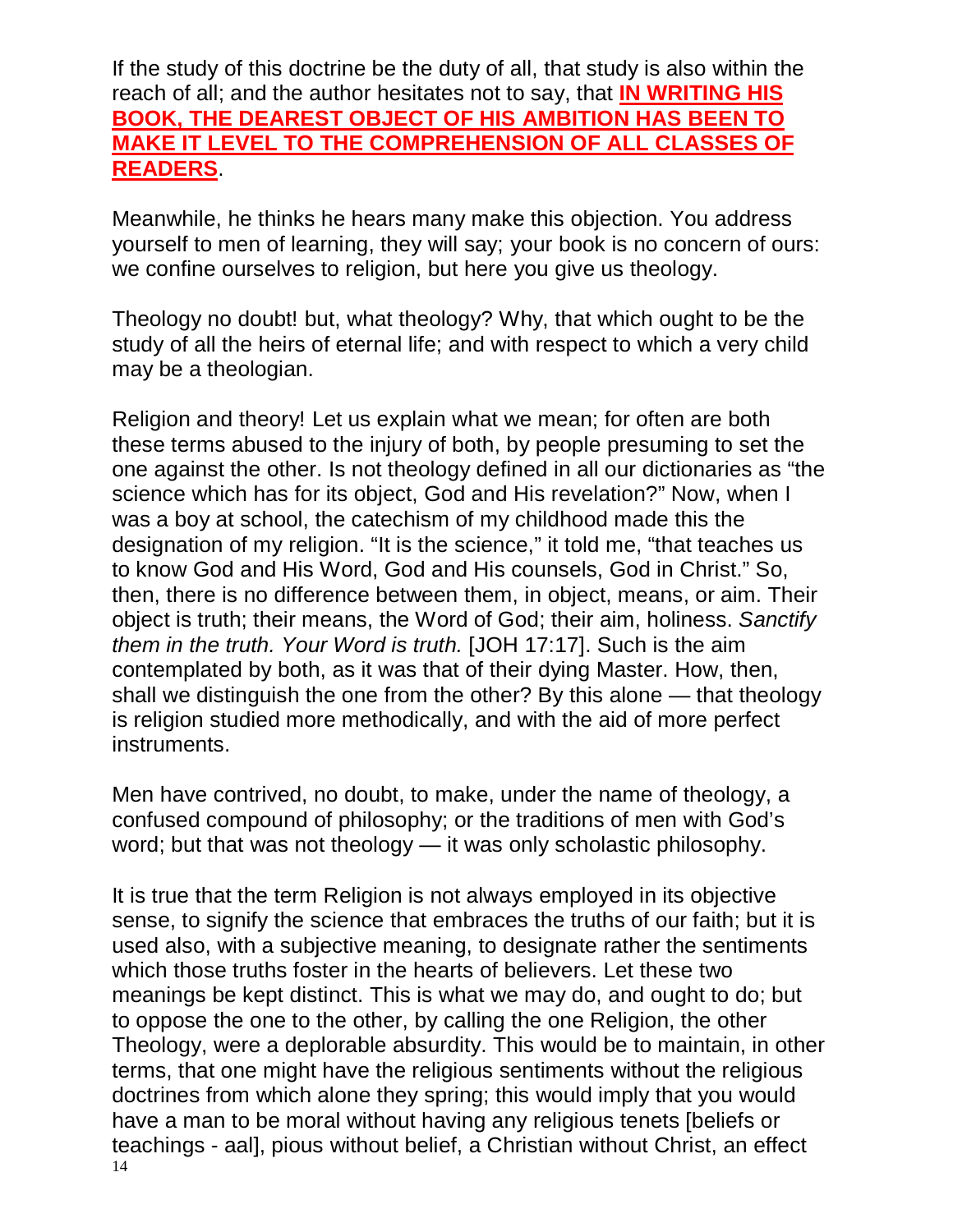If the study of this doctrine be the duty of all, that study is also within the reach of all; and the author hesitates not to say, that **IN WRITING HIS BOOK, THE DEAREST OBJECT OF HIS AMBITION HAS BEEN TO MAKE IT LEVEL TO THE COMPREHENSION OF ALL CLASSES OF READERS**.

Meanwhile, he thinks he hears many make this objection. You address yourself to men of learning, they will say; your book is no concern of ours: we confine ourselves to religion, but here you give us theology.

Theology no doubt! but, what theology? Why, that which ought to be the study of all the heirs of eternal life; and with respect to which a very child may be a theologian.

Religion and theory! Let us explain what we mean; for often are both these terms abused to the injury of both, by people presuming to set the one against the other. Is not theology defined in all our dictionaries as "the science which has for its object, God and His revelation?" Now, when I was a boy at school, the catechism of my childhood made this the designation of my religion. "It is the science," it told me, "that teaches us to know God and His Word, God and His counsels, God in Christ." So, then, there is no difference between them, in object, means, or aim. Their object is truth; their means, the Word of God; their aim, holiness. *Sanctify them in the truth. Your Word is truth.* [JOH 17:17]. Such is the aim contemplated by both, as it was that of their dying Master. How, then, shall we distinguish the one from the other? By this alone — that theology is religion studied more methodically, and with the aid of more perfect instruments.

Men have contrived, no doubt, to make, under the name of theology, a confused compound of philosophy; or the traditions of men with God's word; but that was not theology — it was only scholastic philosophy.

It is true that the term Religion is not always employed in its objective sense, to signify the science that embraces the truths of our faith; but it is used also, with a subjective meaning, to designate rather the sentiments which those truths foster in the hearts of believers. Let these two meanings be kept distinct. This is what we may do, and ought to do; but to oppose the one to the other, by calling the one Religion, the other Theology, were a deplorable absurdity. This would be to maintain, in other terms, that one might have the religious sentiments without the religious doctrines from which alone they spring; this would imply that you would have a man to be moral without having any religious tenets [beliefs or teachings - aal], pious without belief, a Christian without Christ, an effect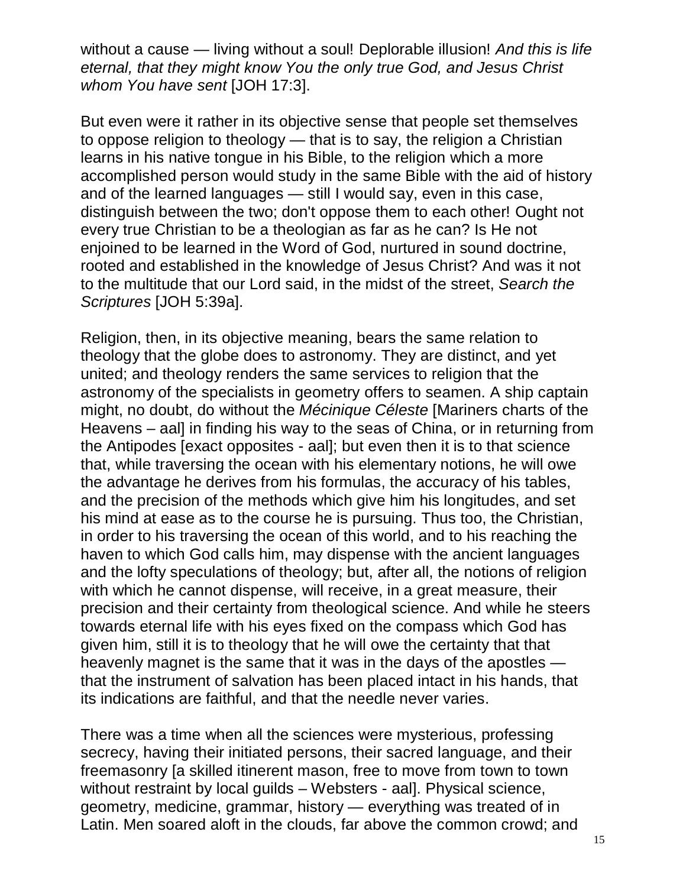without a cause — living without a soul! Deplorable illusion! *And this is life eternal, that they might know You the only true God, and Jesus Christ whom You have sent* [JOH 17:3].

But even were it rather in its objective sense that people set themselves to oppose religion to theology — that is to say, the religion a Christian learns in his native tongue in his Bible, to the religion which a more accomplished person would study in the same Bible with the aid of history and of the learned languages — still I would say, even in this case, distinguish between the two; don't oppose them to each other! Ought not every true Christian to be a theologian as far as he can? Is He not enjoined to be learned in the Word of God, nurtured in sound doctrine, rooted and established in the knowledge of Jesus Christ? And was it not to the multitude that our Lord said, in the midst of the street, *Search the Scriptures* [JOH 5:39a].

Religion, then, in its objective meaning, bears the same relation to theology that the globe does to astronomy. They are distinct, and yet united; and theology renders the same services to religion that the astronomy of the specialists in geometry offers to seamen. A ship captain might, no doubt, do without the *Mécinique Céleste* [Mariners charts of the Heavens – aal] in finding his way to the seas of China, or in returning from the Antipodes [exact opposites - aal]; but even then it is to that science that, while traversing the ocean with his elementary notions, he will owe the advantage he derives from his formulas, the accuracy of his tables, and the precision of the methods which give him his longitudes, and set his mind at ease as to the course he is pursuing. Thus too, the Christian, in order to his traversing the ocean of this world, and to his reaching the haven to which God calls him, may dispense with the ancient languages and the lofty speculations of theology; but, after all, the notions of religion with which he cannot dispense, will receive, in a great measure, their precision and their certainty from theological science. And while he steers towards eternal life with his eyes fixed on the compass which God has given him, still it is to theology that he will owe the certainty that that heavenly magnet is the same that it was in the days of the apostles — that the instrument of salvation has been placed intact in his hands, that its indications are faithful, and that the needle never varies.

There was a time when all the sciences were mysterious, professing secrecy, having their initiated persons, their sacred language, and their freemasonry [a skilled itinerent mason, free to move from town to town without restraint by local guilds – Websters - aal]. Physical science, geometry, medicine, grammar, history — everything was treated of in Latin. Men soared aloft in the clouds, far above the common crowd; and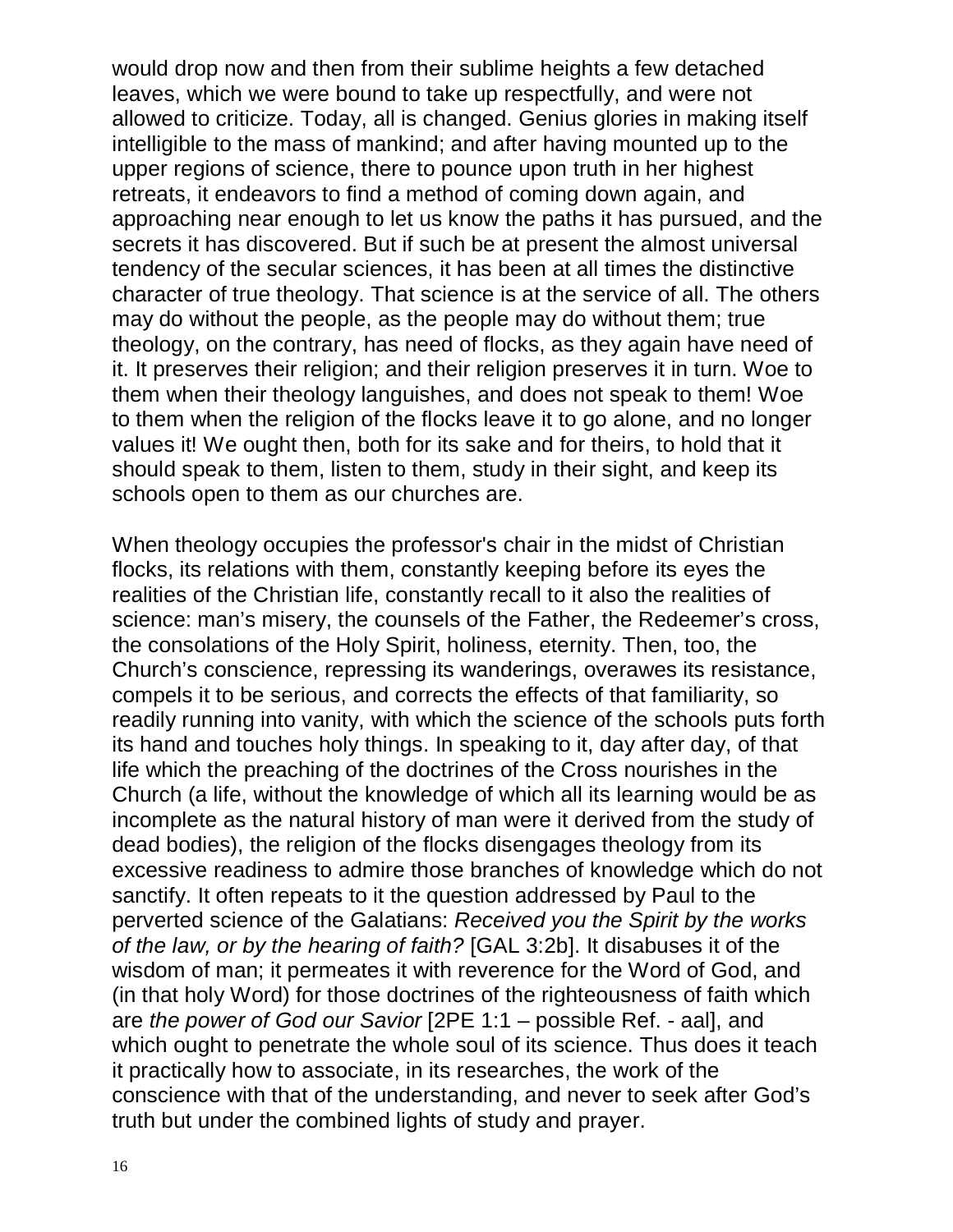would drop now and then from their sublime heights a few detached leaves, which we were bound to take up respectfully, and were not allowed to criticize. Today, all is changed. Genius glories in making itself intelligible to the mass of mankind; and after having mounted up to the upper regions of science, there to pounce upon truth in her highest retreats, it endeavors to find a method of coming down again, and approaching near enough to let us know the paths it has pursued, and the secrets it has discovered. But if such be at present the almost universal tendency of the secular sciences, it has been at all times the distinctive character of true theology. That science is at the service of all. The others may do without the people, as the people may do without them; true theology, on the contrary, has need of flocks, as they again have need of it. It preserves their religion; and their religion preserves it in turn. Woe to them when their theology languishes, and does not speak to them! Woe to them when the religion of the flocks leave it to go alone, and no longer values it! We ought then, both for its sake and for theirs, to hold that it should speak to them, listen to them, study in their sight, and keep its schools open to them as our churches are.

When theology occupies the professor's chair in the midst of Christian flocks, its relations with them, constantly keeping before its eyes the realities of the Christian life, constantly recall to it also the realities of science: man's misery, the counsels of the Father, the Redeemer's cross, the consolations of the Holy Spirit, holiness, eternity. Then, too, the Church's conscience, repressing its wanderings, overawes its resistance, compels it to be serious, and corrects the effects of that familiarity, so readily running into vanity, with which the science of the schools puts forth its hand and touches holy things. In speaking to it, day after day, of that life which the preaching of the doctrines of the Cross nourishes in the Church (a life, without the knowledge of which all its learning would be as incomplete as the natural history of man were it derived from the study of dead bodies), the religion of the flocks disengages theology from its excessive readiness to admire those branches of knowledge which do not sanctify. It often repeats to it the question addressed by Paul to the perverted science of the Galatians: *Received you the Spirit by the works of the law, or by the hearing of faith?* [GAL 3:2b]. It disabuses it of the wisdom of man; it permeates it with reverence for the Word of God, and (in that holy Word) for those doctrines of the righteousness of faith which are *the power of God our Savior* [2PE 1:1 – possible Ref. - aal], and which ought to penetrate the whole soul of its science. Thus does it teach it practically how to associate, in its researches, the work of the conscience with that of the understanding, and never to seek after God's truth but under the combined lights of study and prayer.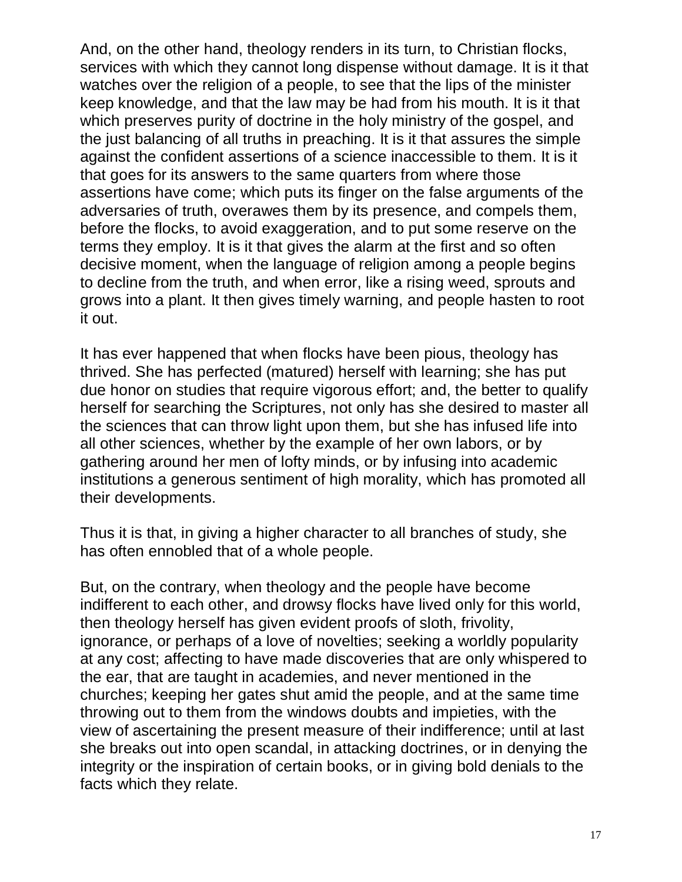And, on the other hand, theology renders in its turn, to Christian flocks, services with which they cannot long dispense without damage. It is it that watches over the religion of a people, to see that the lips of the minister keep knowledge, and that the law may be had from his mouth. It is it that which preserves purity of doctrine in the holy ministry of the gospel, and the just balancing of all truths in preaching. It is it that assures the simple against the confident assertions of a science inaccessible to them. It is it that goes for its answers to the same quarters from where those assertions have come; which puts its finger on the false arguments of the adversaries of truth, overawes them by its presence, and compels them, before the flocks, to avoid exaggeration, and to put some reserve on the terms they employ. It is it that gives the alarm at the first and so often decisive moment, when the language of religion among a people begins to decline from the truth, and when error, like a rising weed, sprouts and grows into a plant. It then gives timely warning, and people hasten to root it out.

It has ever happened that when flocks have been pious, theology has thrived. She has perfected (matured) herself with learning; she has put due honor on studies that require vigorous effort; and, the better to qualify herself for searching the Scriptures, not only has she desired to master all the sciences that can throw light upon them, but she has infused life into all other sciences, whether by the example of her own labors, or by gathering around her men of lofty minds, or by infusing into academic institutions a generous sentiment of high morality, which has promoted all their developments.

Thus it is that, in giving a higher character to all branches of study, she has often ennobled that of a whole people.

But, on the contrary, when theology and the people have become indifferent to each other, and drowsy flocks have lived only for this world, then theology herself has given evident proofs of sloth, frivolity, ignorance, or perhaps of a love of novelties; seeking a worldly popularity at any cost; affecting to have made discoveries that are only whispered to the ear, that are taught in academies, and never mentioned in the churches; keeping her gates shut amid the people, and at the same time throwing out to them from the windows doubts and impieties, with the view of ascertaining the present measure of their indifference; until at last she breaks out into open scandal, in attacking doctrines, or in denying the integrity or the inspiration of certain books, or in giving bold denials to the facts which they relate.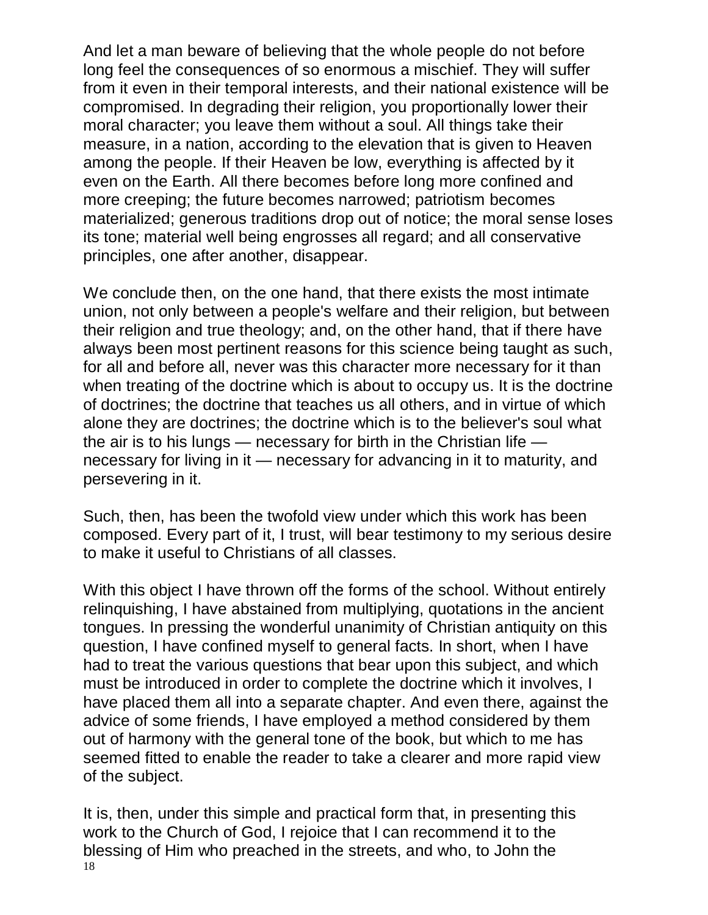And let a man beware of believing that the whole people do not before long feel the consequences of so enormous a mischief. They will suffer from it even in their temporal interests, and their national existence will be compromised. In degrading their religion, you proportionally lower their moral character; you leave them without a soul. All things take their measure, in a nation, according to the elevation that is given to Heaven among the people. If their Heaven be low, everything is affected by it even on the Earth. All there becomes before long more confined and more creeping; the future becomes narrowed; patriotism becomes materialized; generous traditions drop out of notice; the moral sense loses its tone; material well being engrosses all regard; and all conservative principles, one after another, disappear.

We conclude then, on the one hand, that there exists the most intimate union, not only between a people's welfare and their religion, but between their religion and true theology; and, on the other hand, that if there have always been most pertinent reasons for this science being taught as such, for all and before all, never was this character more necessary for it than when treating of the doctrine which is about to occupy us. It is the doctrine of doctrines; the doctrine that teaches us all others, and in virtue of which alone they are doctrines; the doctrine which is to the believer's soul what the air is to his lungs — necessary for birth in the Christian life — necessary for living in it — necessary for advancing in it to maturity, and persevering in it.

Such, then, has been the twofold view under which this work has been composed. Every part of it, I trust, will bear testimony to my serious desire to make it useful to Christians of all classes.

With this object I have thrown off the forms of the school. Without entirely relinquishing, I have abstained from multiplying, quotations in the ancient tongues. In pressing the wonderful unanimity of Christian antiquity on this question, I have confined myself to general facts. In short, when I have had to treat the various questions that bear upon this subject, and which must be introduced in order to complete the doctrine which it involves, I have placed them all into a separate chapter. And even there, against the advice of some friends, I have employed a method considered by them out of harmony with the general tone of the book, but which to me has seemed fitted to enable the reader to take a clearer and more rapid view of the subject.

It is, then, under this simple and practical form that, in presenting this work to the Church of God, I rejoice that I can recommend it to the blessing of Him who preached in the streets, and who, to John the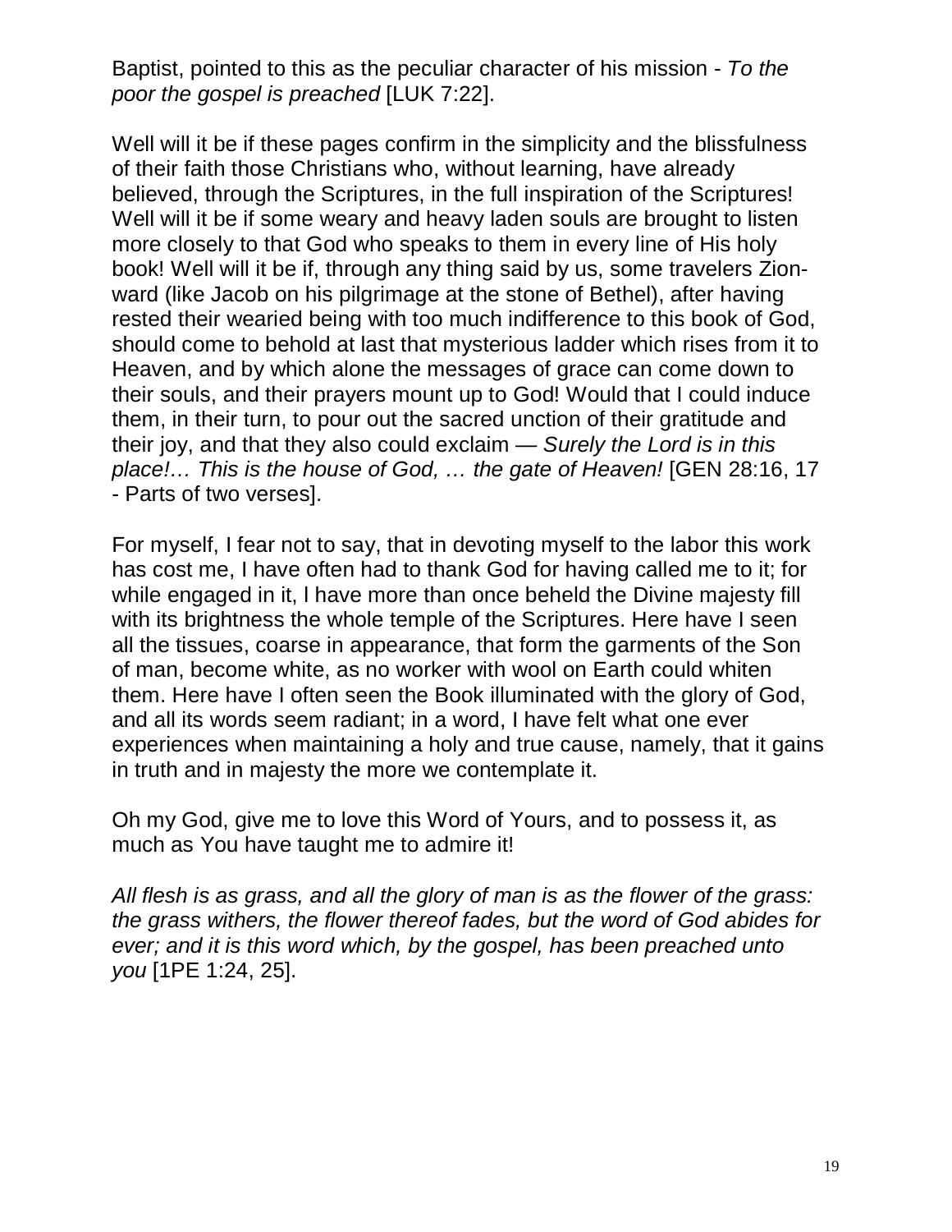Baptist, pointed to this as the peculiar character of his mission - *To the poor the gospel is preached* [LUK 7:22].

Well will it be if these pages confirm in the simplicity and the blissfulness of their faith those Christians who, without learning, have already believed, through the Scriptures, in the full inspiration of the Scriptures! Well will it be if some weary and heavy laden souls are brought to listen more closely to that God who speaks to them in every line of His holy book! Well will it be if, through any thing said by us, some travelers Zion-ward (like Jacob on his pilgrimage at the stone of Bethel), after having rested their wearied being with too much indifference to this book of God, should come to behold at last that mysterious ladder which rises from it to Heaven, and by which alone the messages of grace can come down to their souls, and their prayers mount up to God! Would that I could induce them, in their turn, to pour out the sacred unction of their gratitude and their joy, and that they also could exclaim — *Surely the Lord is in this place!… This is the house of God, … the gate of Heaven!* [GEN 28:16, 17 - Parts of two verses].

For myself, I fear not to say, that in devoting myself to the labor this work has cost me, I have often had to thank God for having called me to it; for while engaged in it, I have more than once beheld the Divine majesty fill with its brightness the whole temple of the Scriptures. Here have I seen all the tissues, coarse in appearance, that form the garments of the Son of man, become white, as no worker with wool on Earth could whiten them. Here have I often seen the Book illuminated with the glory of God, and all its words seem radiant; in a word, I have felt what one ever experiences when maintaining a holy and true cause, namely, that it gains in truth and in majesty the more we contemplate it.

Oh my God, give me to love this Word of Yours, and to possess it, as much as You have taught me to admire it!

*All flesh is as grass, and all the glory of man is as the flower of the grass: the grass withers, the flower thereof fades, but the word of God abides for ever; and it is this word which, by the gospel, has been preached unto you* [1PE 1:24, 25].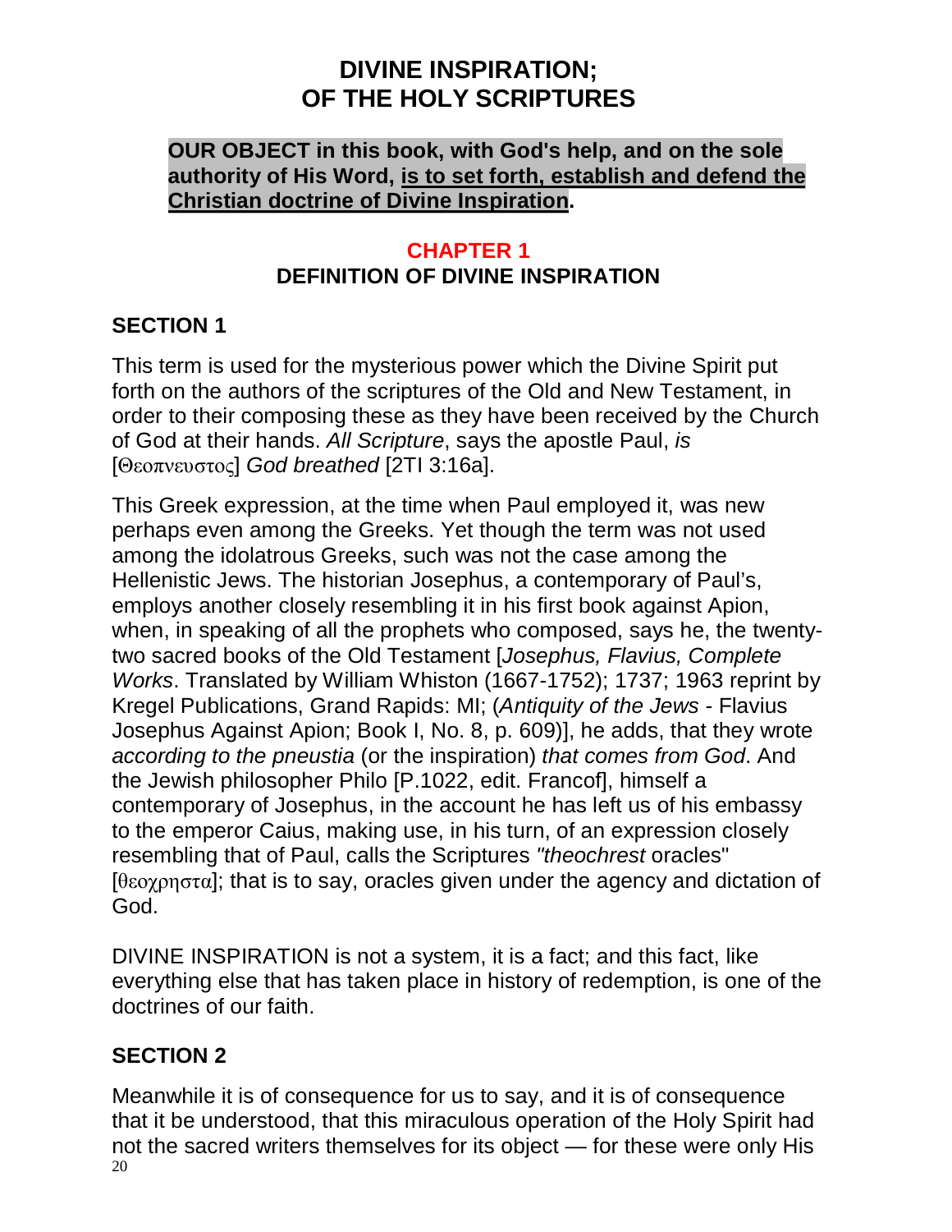# DIVINE INSPIRATION; OF THE HOLY SCRIPTURES

**OUR OBJECT in this book, with God's help, and on the sole authority of His Word, <u>is to set forth, establish and defend the Christian doctrine of Divine Inspiration</u>.**

## CHAPTER 1
## DEFINITION OF DIVINE INSPIRATION

### SECTION 1

This term is used for the mysterious power which the Divine Spirit put forth on the authors of the scriptures of the Old and New Testament, in order to their composing these as they have been received by the Church of God at their hands. *All Scripture*, says the apostle Paul, *is* [Θεοπνευστος] *God breathed* [2TI 3:16a].

This Greek expression, at the time when Paul employed it, was new perhaps even among the Greeks. Yet though the term was not used among the idolatrous Greeks, such was not the case among the Hellenistic Jews. The historian Josephus, a contemporary of Paul's, employs another closely resembling it in his first book against Apion, when, in speaking of all the prophets who composed, says he, the twenty-two sacred books of the Old Testament [*Josephus, Flavius, Complete Works*. Translated by William Whiston (1667-1752); 1737; 1963 reprint by Kregel Publications, Grand Rapids: MI; (*Antiquity of the Jews* - Flavius Josephus Against Apion; Book I, No. 8, p. 609)], he adds, that they wrote *according to the pneustia* (or the inspiration) *that comes from God*. And the Jewish philosopher Philo [P.1022, edit. Francof], himself a contemporary of Josephus, in the account he has left us of his embassy to the emperor Caius, making use, in his turn, of an expression closely resembling that of Paul, calls the Scriptures *"theochrest* oracles" [θεοχρηστα]; that is to say, oracles given under the agency and dictation of God.

DIVINE INSPIRATION is not a system, it is a fact; and this fact, like everything else that has taken place in history of redemption, is one of the doctrines of our faith.

### SECTION 2

Meanwhile it is of consequence for us to say, and it is of consequence that it be understood, that this miraculous operation of the Holy Spirit had not the sacred writers themselves for its object — for these were only His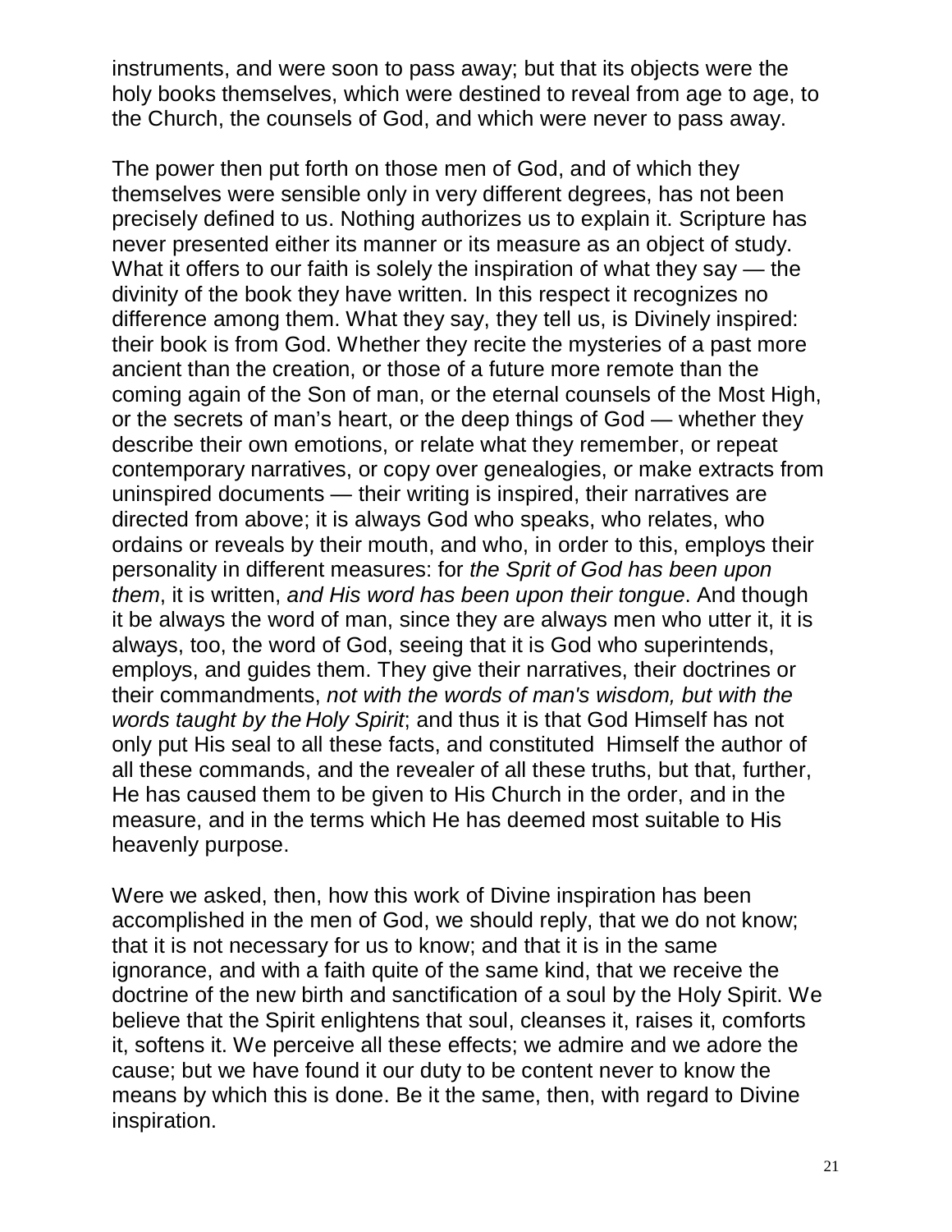instruments, and were soon to pass away; but that its objects were the holy books themselves, which were destined to reveal from age to age, to the Church, the counsels of God, and which were never to pass away.

The power then put forth on those men of God, and of which they themselves were sensible only in very different degrees, has not been precisely defined to us. Nothing authorizes us to explain it. Scripture has never presented either its manner or its measure as an object of study. What it offers to our faith is solely the inspiration of what they say — the divinity of the book they have written. In this respect it recognizes no difference among them. What they say, they tell us, is Divinely inspired: their book is from God. Whether they recite the mysteries of a past more ancient than the creation, or those of a future more remote than the coming again of the Son of man, or the eternal counsels of the Most High, or the secrets of man's heart, or the deep things of God — whether they describe their own emotions, or relate what they remember, or repeat contemporary narratives, or copy over genealogies, or make extracts from uninspired documents — their writing is inspired, their narratives are directed from above; it is always God who speaks, who relates, who ordains or reveals by their mouth, and who, in order to this, employs their personality in different measures: for *the Sprit of God has been upon them*, it is written, *and His word has been upon their tongue*. And though it be always the word of man, since they are always men who utter it, it is always, too, the word of God, seeing that it is God who superintends, employs, and guides them. They give their narratives, their doctrines or their commandments, *not with the words of man's wisdom, but with the words taught by the Holy Spirit*; and thus it is that God Himself has not only put His seal to all these facts, and constituted Himself the author of all these commands, and the revealer of all these truths, but that, further, He has caused them to be given to His Church in the order, and in the measure, and in the terms which He has deemed most suitable to His heavenly purpose.

Were we asked, then, how this work of Divine inspiration has been accomplished in the men of God, we should reply, that we do not know; that it is not necessary for us to know; and that it is in the same ignorance, and with a faith quite of the same kind, that we receive the doctrine of the new birth and sanctification of a soul by the Holy Spirit. We believe that the Spirit enlightens that soul, cleanses it, raises it, comforts it, softens it. We perceive all these effects; we admire and we adore the cause; but we have found it our duty to be content never to know the means by which this is done. Be it the same, then, with regard to Divine inspiration.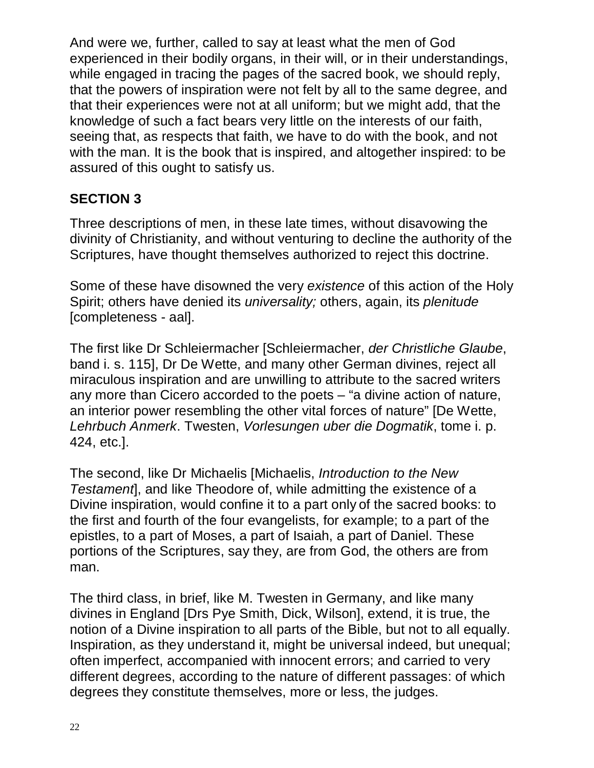And were we, further, called to say at least what the men of God experienced in their bodily organs, in their will, or in their understandings, while engaged in tracing the pages of the sacred book, we should reply, that the powers of inspiration were not felt by all to the same degree, and that their experiences were not at all uniform; but we might add, that the knowledge of such a fact bears very little on the interests of our faith, seeing that, as respects that faith, we have to do with the book, and not with the man. It is the book that is inspired, and altogether inspired: to be assured of this ought to satisfy us.

## SECTION 3

Three descriptions of men, in these late times, without disavowing the divinity of Christianity, and without venturing to decline the authority of the Scriptures, have thought themselves authorized to reject this doctrine.

Some of these have disowned the very *existence* of this action of the Holy Spirit; others have denied its *universality;* others, again, its *plenitude* [completeness - aal].

The first like Dr Schleiermacher [Schleiermacher, *der Christliche Glaube*, band i. s. 115], Dr De Wette, and many other German divines, reject all miraculous inspiration and are unwilling to attribute to the sacred writers any more than Cicero accorded to the poets – "a divine action of nature, an interior power resembling the other vital forces of nature" [De Wette, *Lehrbuch Anmerk*. Twesten, *Vorlesungen uber die Dogmatik*, tome i. p. 424, etc.].

The second, like Dr Michaelis [Michaelis, *Introduction to the New Testament*], and like Theodore of, while admitting the existence of a Divine inspiration, would confine it to a part only of the sacred books: to the first and fourth of the four evangelists, for example; to a part of the epistles, to a part of Moses, a part of Isaiah, a part of Daniel. These portions of the Scriptures, say they, are from God, the others are from man.

The third class, in brief, like M. Twesten in Germany, and like many divines in England [Drs Pye Smith, Dick, Wilson], extend, it is true, the notion of a Divine inspiration to all parts of the Bible, but not to all equally. Inspiration, as they understand it, might be universal indeed, but unequal; often imperfect, accompanied with innocent errors; and carried to very different degrees, according to the nature of different passages: of which degrees they constitute themselves, more or less, the judges.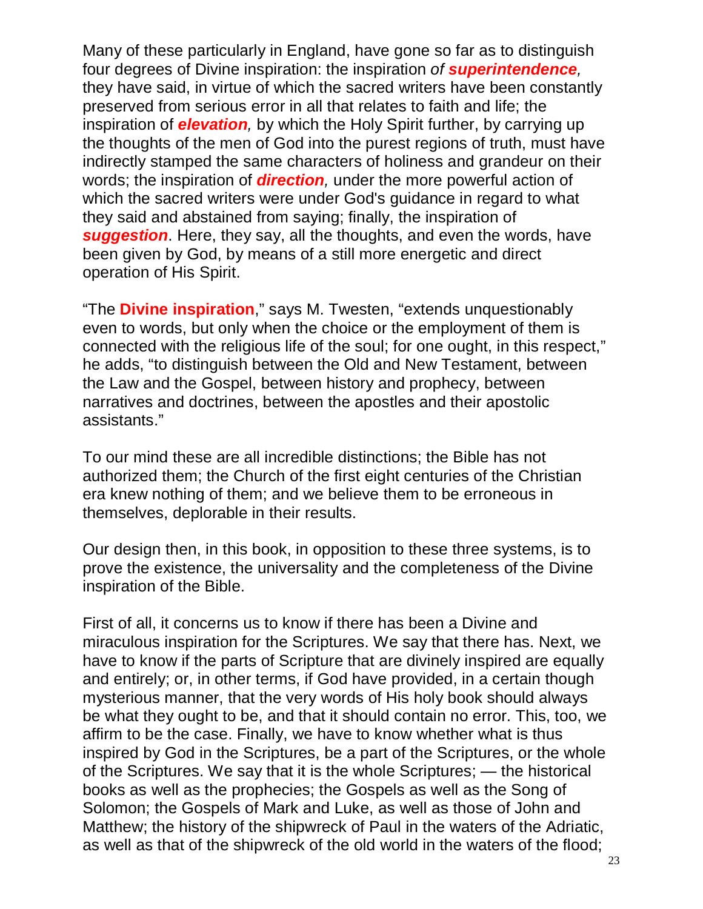Many of these particularly in England, have gone so far as to distinguish four degrees of Divine inspiration: the inspiration *of* ***superintendence,*** they have said, in virtue of which the sacred writers have been constantly preserved from serious error in all that relates to faith and life; the inspiration of ***elevation****,* by which the Holy Spirit further, by carrying up the thoughts of the men of God into the purest regions of truth, must have indirectly stamped the same characters of holiness and grandeur on their words; the inspiration of ***direction****,* under the more powerful action of which the sacred writers were under God's guidance in regard to what they said and abstained from saying; finally, the inspiration of ***suggestion***. Here, they say, all the thoughts, and even the words, have been given by God, by means of a still more energetic and direct operation of His Spirit.

"The **Divine inspiration**," says M. Twesten, "extends unquestionably even to words, but only when the choice or the employment of them is connected with the religious life of the soul; for one ought, in this respect," he adds, "to distinguish between the Old and New Testament, between the Law and the Gospel, between history and prophecy, between narratives and doctrines, between the apostles and their apostolic assistants."

To our mind these are all incredible distinctions; the Bible has not authorized them; the Church of the first eight centuries of the Christian era knew nothing of them; and we believe them to be erroneous in themselves, deplorable in their results.

Our design then, in this book, in opposition to these three systems, is to prove the existence, the universality and the completeness of the Divine inspiration of the Bible.

First of all, it concerns us to know if there has been a Divine and miraculous inspiration for the Scriptures. We say that there has. Next, we have to know if the parts of Scripture that are divinely inspired are equally and entirely; or, in other terms, if God have provided, in a certain though mysterious manner, that the very words of His holy book should always be what they ought to be, and that it should contain no error. This, too, we affirm to be the case. Finally, we have to know whether what is thus inspired by God in the Scriptures, be a part of the Scriptures, or the whole of the Scriptures. We say that it is the whole Scriptures; — the historical books as well as the prophecies; the Gospels as well as the Song of Solomon; the Gospels of Mark and Luke, as well as those of John and Matthew; the history of the shipwreck of Paul in the waters of the Adriatic, as well as that of the shipwreck of the old world in the waters of the flood;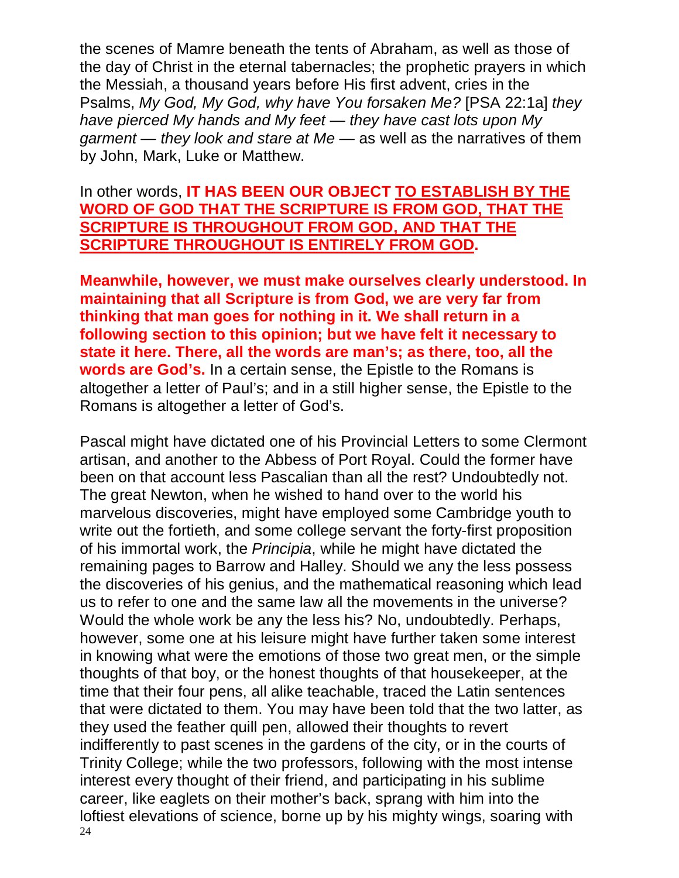the scenes of Mamre beneath the tents of Abraham, as well as those of the day of Christ in the eternal tabernacles; the prophetic prayers in which the Messiah, a thousand years before His first advent, cries in the Psalms, *My God, My God, why have You forsaken Me?* [PSA 22:1a] *they have pierced My hands and My feet — they have cast lots upon My garment — they look and stare at Me* — as well as the narratives of them by John, Mark, Luke or Matthew.

In other words, **IT HAS BEEN OUR OBJECT <u>TO ESTABLISH BY THE WORD OF GOD THAT THE SCRIPTURE IS FROM GOD, THAT THE SCRIPTURE IS THROUGHOUT FROM GOD, AND THAT THE SCRIPTURE THROUGHOUT IS ENTIRELY FROM GOD</u>.**

**Meanwhile, however, we must make ourselves clearly understood. In maintaining that all Scripture is from God, we are very far from thinking that man goes for nothing in it. We shall return in a following section to this opinion; but we have felt it necessary to state it here. There, all the words are man's; as there, too, all the words are God's.** In a certain sense, the Epistle to the Romans is altogether a letter of Paul's; and in a still higher sense, the Epistle to the Romans is altogether a letter of God's.

Pascal might have dictated one of his Provincial Letters to some Clermont artisan, and another to the Abbess of Port Royal. Could the former have been on that account less Pascalian than all the rest? Undoubtedly not. The great Newton, when he wished to hand over to the world his marvelous discoveries, might have employed some Cambridge youth to write out the fortieth, and some college servant the forty-first proposition of his immortal work, the *Principia*, while he might have dictated the remaining pages to Barrow and Halley. Should we any the less possess the discoveries of his genius, and the mathematical reasoning which lead us to refer to one and the same law all the movements in the universe? Would the whole work be any the less his? No, undoubtedly. Perhaps, however, some one at his leisure might have further taken some interest in knowing what were the emotions of those two great men, or the simple thoughts of that boy, or the honest thoughts of that housekeeper, at the time that their four pens, all alike teachable, traced the Latin sentences that were dictated to them. You may have been told that the two latter, as they used the feather quill pen, allowed their thoughts to revert indifferently to past scenes in the gardens of the city, or in the courts of Trinity College; while the two professors, following with the most intense interest every thought of their friend, and participating in his sublime career, like eaglets on their mother's back, sprang with him into the loftiest elevations of science, borne up by his mighty wings, soaring with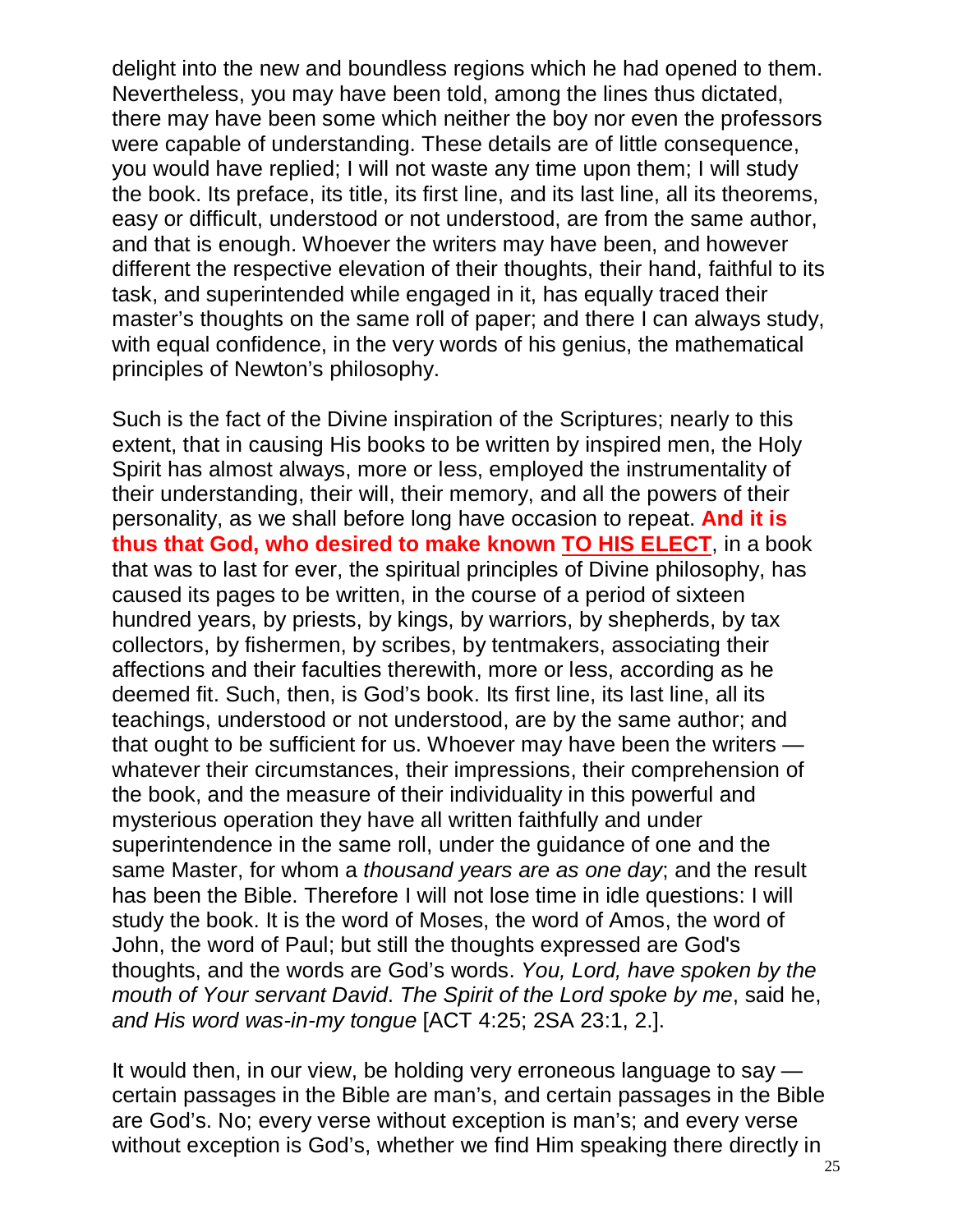delight into the new and boundless regions which he had opened to them. Nevertheless, you may have been told, among the lines thus dictated, there may have been some which neither the boy nor even the professors were capable of understanding. These details are of little consequence, you would have replied; I will not waste any time upon them; I will study the book. Its preface, its title, its first line, and its last line, all its theorems, easy or difficult, understood or not understood, are from the same author, and that is enough. Whoever the writers may have been, and however different the respective elevation of their thoughts, their hand, faithful to its task, and superintended while engaged in it, has equally traced their master's thoughts on the same roll of paper; and there I can always study, with equal confidence, in the very words of his genius, the mathematical principles of Newton's philosophy.

Such is the fact of the Divine inspiration of the Scriptures; nearly to this extent, that in causing His books to be written by inspired men, the Holy Spirit has almost always, more or less, employed the instrumentality of their understanding, their will, their memory, and all the powers of their personality, as we shall before long have occasion to repeat. **And it is thus that God, who desired to make known <u>TO HIS ELECT</u>**, in a book that was to last for ever, the spiritual principles of Divine philosophy, has caused its pages to be written, in the course of a period of sixteen hundred years, by priests, by kings, by warriors, by shepherds, by tax collectors, by fishermen, by scribes, by tentmakers, associating their affections and their faculties therewith, more or less, according as he deemed fit. Such, then, is God's book. Its first line, its last line, all its teachings, understood or not understood, are by the same author; and that ought to be sufficient for us. Whoever may have been the writers — whatever their circumstances, their impressions, their comprehension of the book, and the measure of their individuality in this powerful and mysterious operation they have all written faithfully and under superintendence in the same roll, under the guidance of one and the same Master, for whom a *thousand years are as one day*; and the result has been the Bible. Therefore I will not lose time in idle questions: I will study the book. It is the word of Moses, the word of Amos, the word of John, the word of Paul; but still the thoughts expressed are God's thoughts, and the words are God's words. *You, Lord, have spoken by the mouth of Your servant David*. *The Spirit of the Lord spoke by me*, said he, *and His word was-in-my tongue* [ACT 4:25; 2SA 23:1, 2.].

It would then, in our view, be holding very erroneous language to say — certain passages in the Bible are man's, and certain passages in the Bible are God's. No; every verse without exception is man's; and every verse without exception is God's, whether we find Him speaking there directly in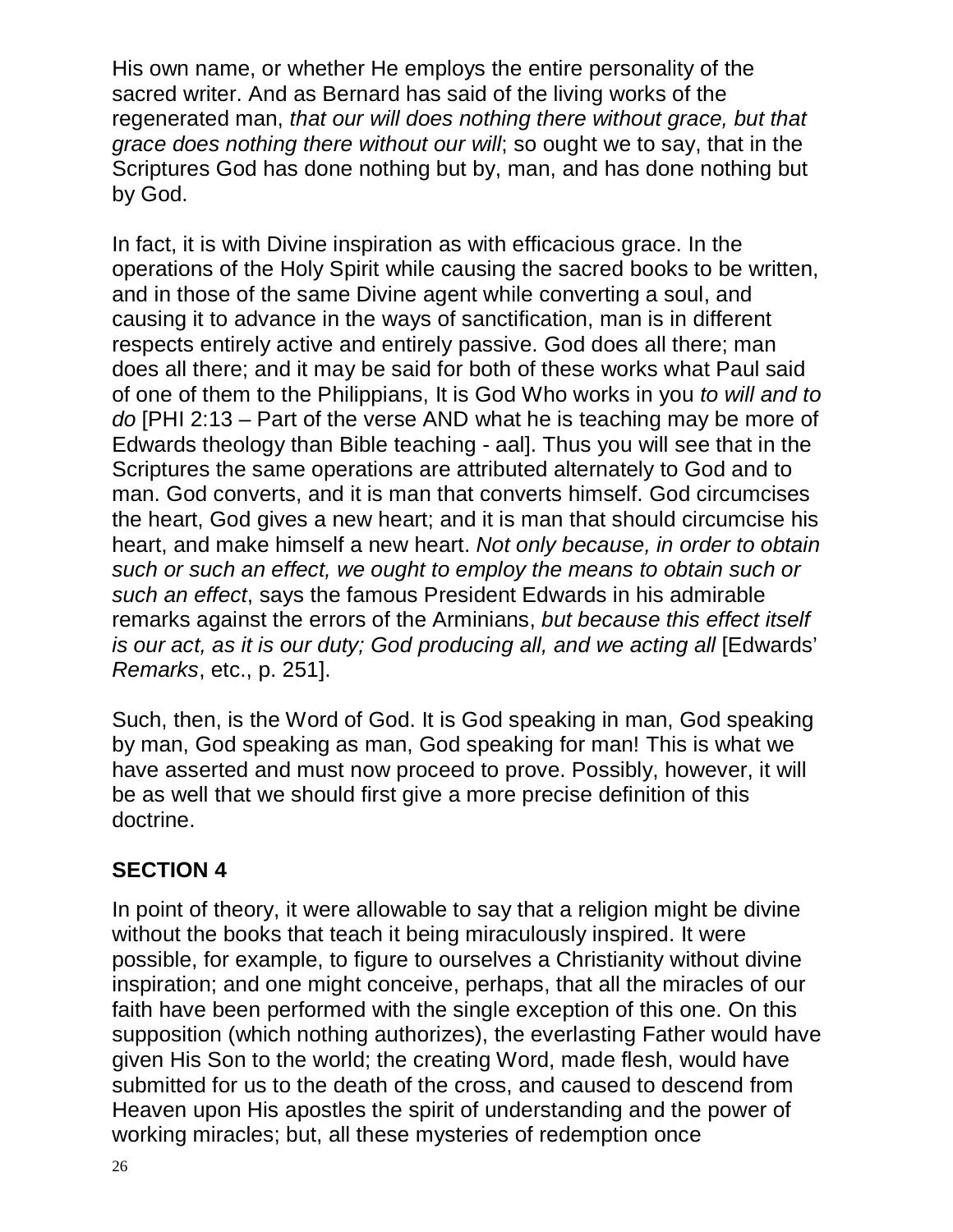His own name, or whether He employs the entire personality of the sacred writer. And as Bernard has said of the living works of the regenerated man, *that our will does nothing there without grace, but that grace does nothing there without our will*; so ought we to say, that in the Scriptures God has done nothing but by, man, and has done nothing but by God.

In fact, it is with Divine inspiration as with efficacious grace. In the operations of the Holy Spirit while causing the sacred books to be written, and in those of the same Divine agent while converting a soul, and causing it to advance in the ways of sanctification, man is in different respects entirely active and entirely passive. God does all there; man does all there; and it may be said for both of these works what Paul said of one of them to the Philippians, It is God Who works in you *to will and to do* [PHI 2:13 – Part of the verse AND what he is teaching may be more of Edwards theology than Bible teaching - aal]. Thus you will see that in the Scriptures the same operations are attributed alternately to God and to man. God converts, and it is man that converts himself. God circumcises the heart, God gives a new heart; and it is man that should circumcise his heart, and make himself a new heart. *Not only because, in order to obtain such or such an effect, we ought to employ the means to obtain such or such an effect*, says the famous President Edwards in his admirable remarks against the errors of the Arminians, *but because this effect itself is our act, as it is our duty; God producing all, and we acting all* [Edwards' *Remarks*, etc., p. 251].

Such, then, is the Word of God. It is God speaking in man, God speaking by man, God speaking as man, God speaking for man! This is what we have asserted and must now proceed to prove. Possibly, however, it will be as well that we should first give a more precise definition of this doctrine.

## SECTION 4

In point of theory, it were allowable to say that a religion might be divine without the books that teach it being miraculously inspired. It were possible, for example, to figure to ourselves a Christianity without divine inspiration; and one might conceive, perhaps, that all the miracles of our faith have been performed with the single exception of this one. On this supposition (which nothing authorizes), the everlasting Father would have given His Son to the world; the creating Word, made flesh, would have submitted for us to the death of the cross, and caused to descend from Heaven upon His apostles the spirit of understanding and the power of working miracles; but, all these mysteries of redemption once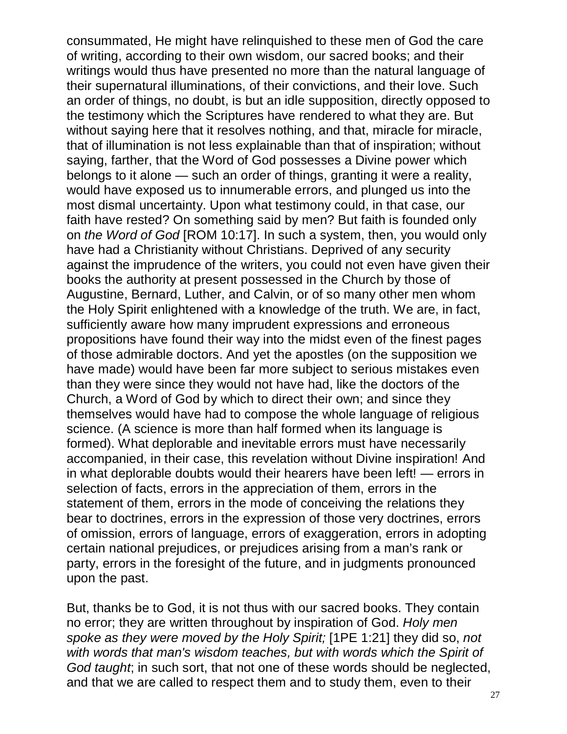consummated, He might have relinquished to these men of God the care of writing, according to their own wisdom, our sacred books; and their writings would thus have presented no more than the natural language of their supernatural illuminations, of their convictions, and their love. Such an order of things, no doubt, is but an idle supposition, directly opposed to the testimony which the Scriptures have rendered to what they are. But without saying here that it resolves nothing, and that, miracle for miracle, that of illumination is not less explainable than that of inspiration; without saying, farther, that the Word of God possesses a Divine power which belongs to it alone — such an order of things, granting it were a reality, would have exposed us to innumerable errors, and plunged us into the most dismal uncertainty. Upon what testimony could, in that case, our faith have rested? On something said by men? But faith is founded only on *the Word of God* [ROM 10:17]. In such a system, then, you would only have had a Christianity without Christians. Deprived of any security against the imprudence of the writers, you could not even have given their books the authority at present possessed in the Church by those of Augustine, Bernard, Luther, and Calvin, or of so many other men whom the Holy Spirit enlightened with a knowledge of the truth. We are, in fact, sufficiently aware how many imprudent expressions and erroneous propositions have found their way into the midst even of the finest pages of those admirable doctors. And yet the apostles (on the supposition we have made) would have been far more subject to serious mistakes even than they were since they would not have had, like the doctors of the Church, a Word of God by which to direct their own; and since they themselves would have had to compose the whole language of religious science. (A science is more than half formed when its language is formed). What deplorable and inevitable errors must have necessarily accompanied, in their case, this revelation without Divine inspiration! And in what deplorable doubts would their hearers have been left! — errors in selection of facts, errors in the appreciation of them, errors in the statement of them, errors in the mode of conceiving the relations they bear to doctrines, errors in the expression of those very doctrines, errors of omission, errors of language, errors of exaggeration, errors in adopting certain national prejudices, or prejudices arising from a man's rank or party, errors in the foresight of the future, and in judgments pronounced upon the past.

But, thanks be to God, it is not thus with our sacred books. They contain no error; they are written throughout by inspiration of God. *Holy men spoke as they were moved by the Holy Spirit;* [1PE 1:21] they did so, *not with words that man's wisdom teaches, but with words which the Spirit of God taught*; in such sort, that not one of these words should be neglected, and that we are called to respect them and to study them, even to their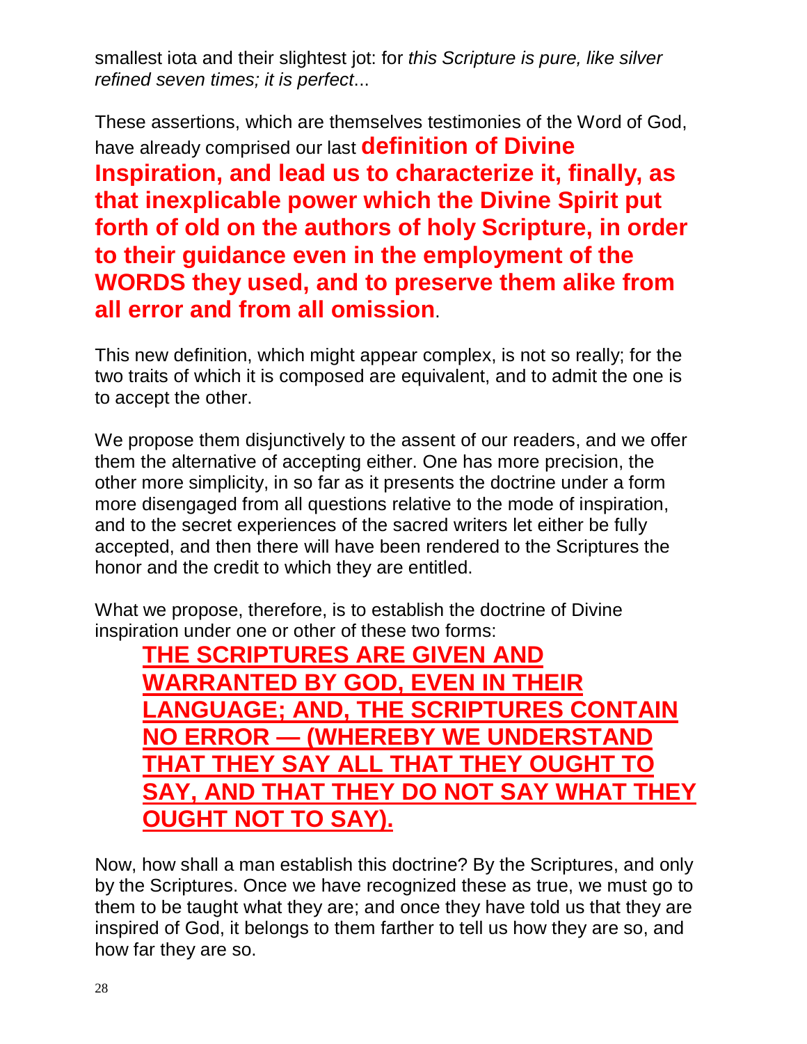smallest iota and their slightest jot: for *this Scripture is pure, like silver refined seven times; it is perfect*...

These assertions, which are themselves testimonies of the Word of God, have already comprised our last **definition of Divine Inspiration, and lead us to characterize it, finally, as that inexplicable power which the Divine Spirit put forth of old on the authors of holy Scripture, in order to their guidance even in the employment of the WORDS they used, and to preserve them alike from all error and from all omission**.

This new definition, which might appear complex, is not so really; for the two traits of which it is composed are equivalent, and to admit the one is to accept the other.

We propose them disjunctively to the assent of our readers, and we offer them the alternative of accepting either. One has more precision, the other more simplicity, in so far as it presents the doctrine under a form more disengaged from all questions relative to the mode of inspiration, and to the secret experiences of the sacred writers let either be fully accepted, and then there will have been rendered to the Scriptures the honor and the credit to which they are entitled.

What we propose, therefore, is to establish the doctrine of Divine inspiration under one or other of these two forms:

> **<u>THE SCRIPTURES ARE GIVEN AND WARRANTED BY GOD, EVEN IN THEIR LANGUAGE; AND, THE SCRIPTURES CONTAIN NO ERROR — (WHEREBY WE UNDERSTAND THAT THEY SAY ALL THAT THEY OUGHT TO SAY, AND THAT THEY DO NOT SAY WHAT THEY OUGHT NOT TO SAY).</u>**

Now, how shall a man establish this doctrine? By the Scriptures, and only by the Scriptures. Once we have recognized these as true, we must go to them to be taught what they are; and once they have told us that they are inspired of God, it belongs to them farther to tell us how they are so, and how far they are so.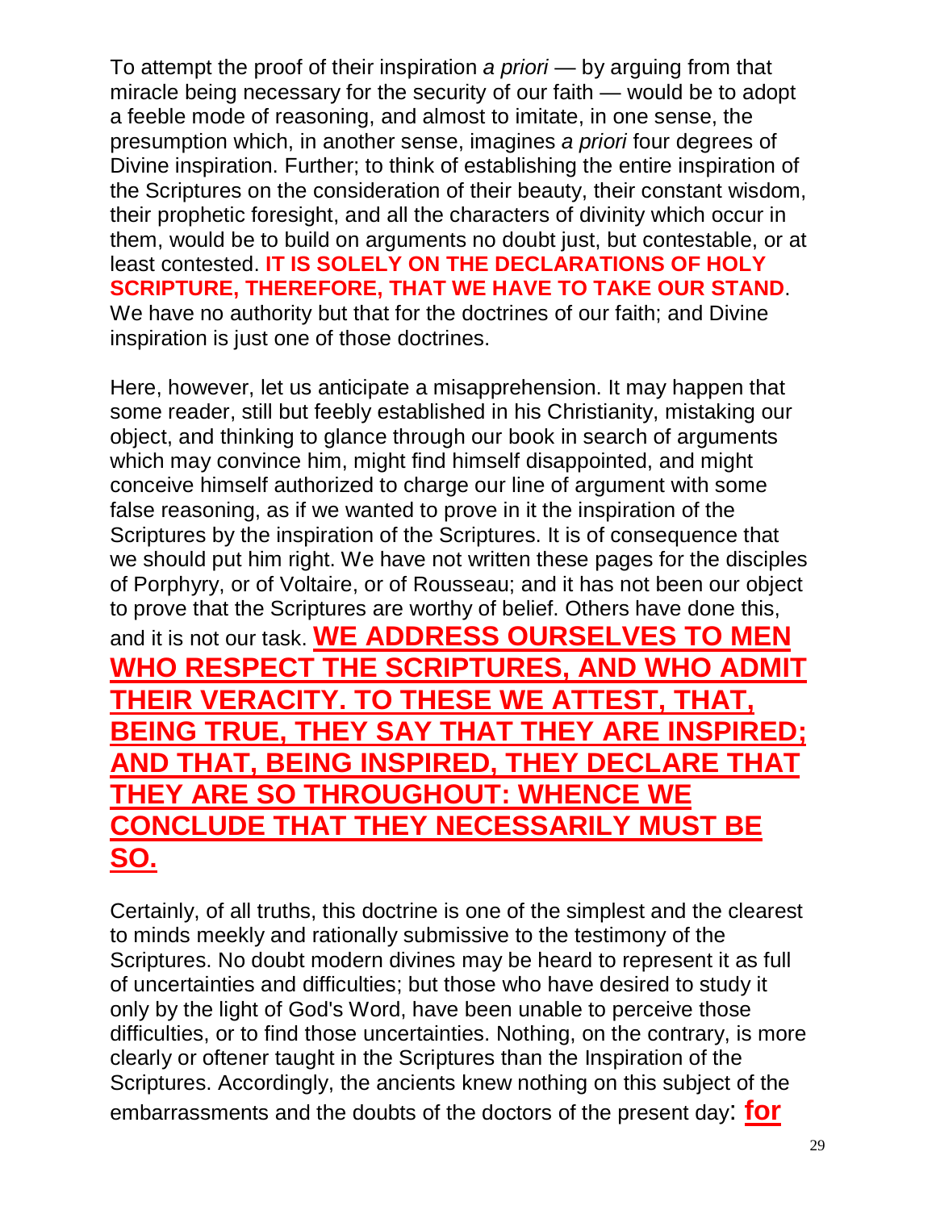To attempt the proof of their inspiration *a priori* — by arguing from that miracle being necessary for the security of our faith — would be to adopt a feeble mode of reasoning, and almost to imitate, in one sense, the presumption which, in another sense, imagines *a priori* four degrees of Divine inspiration. Further; to think of establishing the entire inspiration of the Scriptures on the consideration of their beauty, their constant wisdom, their prophetic foresight, and all the characters of divinity which occur in them, would be to build on arguments no doubt just, but contestable, or at least contested. **IT IS SOLELY ON THE DECLARATIONS OF HOLY SCRIPTURE, THEREFORE, THAT WE HAVE TO TAKE OUR STAND**. We have no authority but that for the doctrines of our faith; and Divine inspiration is just one of those doctrines.

Here, however, let us anticipate a misapprehension. It may happen that some reader, still but feebly established in his Christianity, mistaking our object, and thinking to glance through our book in search of arguments which may convince him, might find himself disappointed, and might conceive himself authorized to charge our line of argument with some false reasoning, as if we wanted to prove in it the inspiration of the Scriptures by the inspiration of the Scriptures. It is of consequence that we should put him right. We have not written these pages for the disciples of Porphyry, or of Voltaire, or of Rousseau; and it has not been our object to prove that the Scriptures are worthy of belief. Others have done this, and it is not our task. **WE ADDRESS OURSELVES TO MEN WHO RESPECT THE SCRIPTURES, AND WHO ADMIT THEIR VERACITY. TO THESE WE ATTEST, THAT, BEING TRUE, THEY SAY THAT THEY ARE INSPIRED; AND THAT, BEING INSPIRED, THEY DECLARE THAT THEY ARE SO THROUGHOUT: WHENCE WE CONCLUDE THAT THEY NECESSARILY MUST BE SO.**

Certainly, of all truths, this doctrine is one of the simplest and the clearest to minds meekly and rationally submissive to the testimony of the Scriptures. No doubt modern divines may be heard to represent it as full of uncertainties and difficulties; but those who have desired to study it only by the light of God's Word, have been unable to perceive those difficulties, or to find those uncertainties. Nothing, on the contrary, is more clearly or oftener taught in the Scriptures than the Inspiration of the Scriptures. Accordingly, the ancients knew nothing on this subject of the embarrassments and the doubts of the doctors of the present day: **for**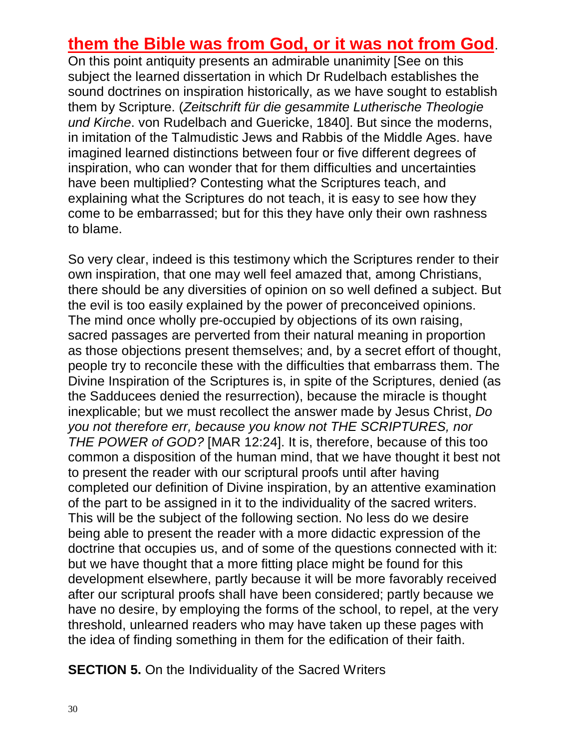**them the Bible was from God, or it was not from God**.
On this point antiquity presents an admirable unanimity [See on this subject the learned dissertation in which Dr Rudelbach establishes the sound doctrines on inspiration historically, as we have sought to establish them by Scripture. (*Zeitschrift für die gesammite Lutherische Theologie und Kirche*. von Rudelbach and Guericke, 1840]. But since the moderns, in imitation of the Talmudistic Jews and Rabbis of the Middle Ages. have imagined learned distinctions between four or five different degrees of inspiration, who can wonder that for them difficulties and uncertainties have been multiplied? Contesting what the Scriptures teach, and explaining what the Scriptures do not teach, it is easy to see how they come to be embarrassed; but for this they have only their own rashness to blame.

So very clear, indeed is this testimony which the Scriptures render to their own inspiration, that one may well feel amazed that, among Christians, there should be any diversities of opinion on so well defined a subject. But the evil is too easily explained by the power of preconceived opinions. The mind once wholly pre-occupied by objections of its own raising, sacred passages are perverted from their natural meaning in proportion as those objections present themselves; and, by a secret effort of thought, people try to reconcile these with the difficulties that embarrass them. The Divine Inspiration of the Scriptures is, in spite of the Scriptures, denied (as the Sadducees denied the resurrection), because the miracle is thought inexplicable; but we must recollect the answer made by Jesus Christ, *Do you not therefore err, because you know not THE SCRIPTURES, nor THE POWER of GOD?* [MAR 12:24]. It is, therefore, because of this too common a disposition of the human mind, that we have thought it best not to present the reader with our scriptural proofs until after having completed our definition of Divine inspiration, by an attentive examination of the part to be assigned in it to the individuality of the sacred writers. This will be the subject of the following section. No less do we desire being able to present the reader with a more didactic expression of the doctrine that occupies us, and of some of the questions connected with it: but we have thought that a more fitting place might be found for this development elsewhere, partly because it will be more favorably received after our scriptural proofs shall have been considered; partly because we have no desire, by employing the forms of the school, to repel, at the very threshold, unlearned readers who may have taken up these pages with the idea of finding something in them for the edification of their faith.

**SECTION 5.** On the Individuality of the Sacred Writers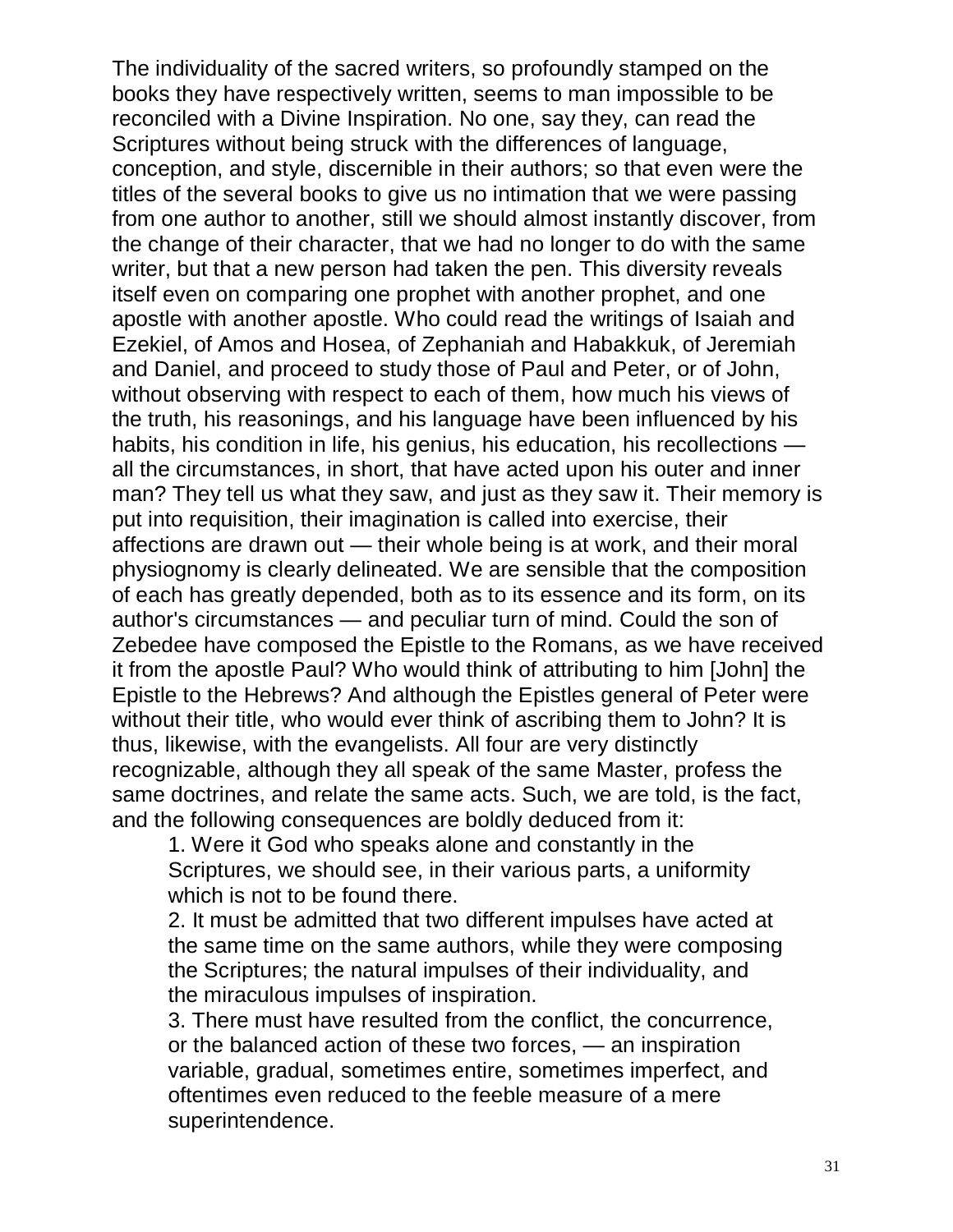The individuality of the sacred writers, so profoundly stamped on the books they have respectively written, seems to man impossible to be reconciled with a Divine Inspiration. No one, say they, can read the Scriptures without being struck with the differences of language, conception, and style, discernible in their authors; so that even were the titles of the several books to give us no intimation that we were passing from one author to another, still we should almost instantly discover, from the change of their character, that we had no longer to do with the same writer, but that a new person had taken the pen. This diversity reveals itself even on comparing one prophet with another prophet, and one apostle with another apostle. Who could read the writings of Isaiah and Ezekiel, of Amos and Hosea, of Zephaniah and Habakkuk, of Jeremiah and Daniel, and proceed to study those of Paul and Peter, or of John, without observing with respect to each of them, how much his views of the truth, his reasonings, and his language have been influenced by his habits, his condition in life, his genius, his education, his recollections — all the circumstances, in short, that have acted upon his outer and inner man? They tell us what they saw, and just as they saw it. Their memory is put into requisition, their imagination is called into exercise, their affections are drawn out — their whole being is at work, and their moral physiognomy is clearly delineated. We are sensible that the composition of each has greatly depended, both as to its essence and its form, on its author's circumstances — and peculiar turn of mind. Could the son of Zebedee have composed the Epistle to the Romans, as we have received it from the apostle Paul? Who would think of attributing to him [John] the Epistle to the Hebrews? And although the Epistles general of Peter were without their title, who would ever think of ascribing them to John? It is thus, likewise, with the evangelists. All four are very distinctly recognizable, although they all speak of the same Master, profess the same doctrines, and relate the same acts. Such, we are told, is the fact, and the following consequences are boldly deduced from it:

1. Were it God who speaks alone and constantly in the Scriptures, we should see, in their various parts, a uniformity which is not to be found there.
2. It must be admitted that two different impulses have acted at the same time on the same authors, while they were composing the Scriptures; the natural impulses of their individuality, and the miraculous impulses of inspiration.
3. There must have resulted from the conflict, the concurrence, or the balanced action of these two forces, — an inspiration variable, gradual, sometimes entire, sometimes imperfect, and oftentimes even reduced to the feeble measure of a mere superintendence.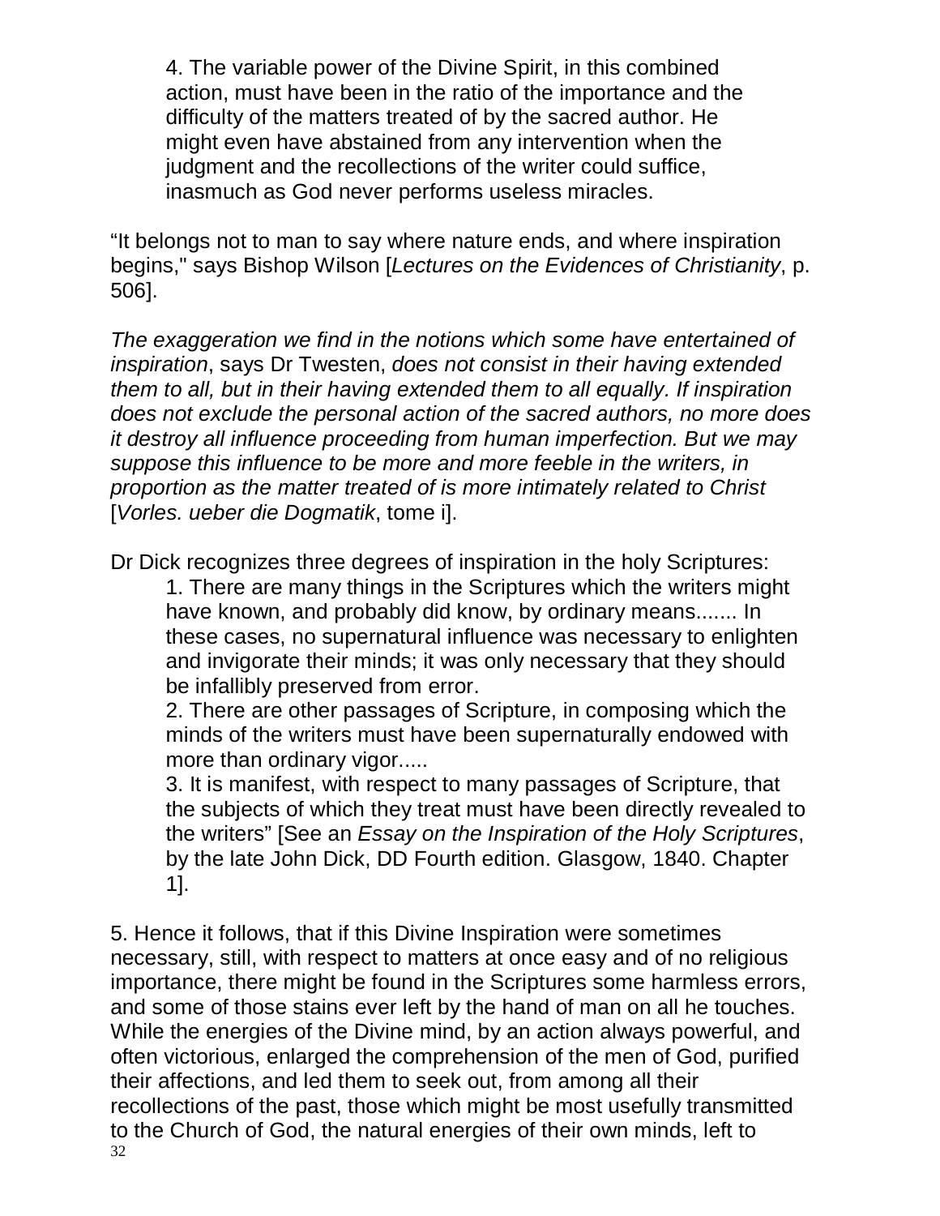> 4. The variable power of the Divine Spirit, in this combined action, must have been in the ratio of the importance and the difficulty of the matters treated of by the sacred author. He might even have abstained from any intervention when the judgment and the recollections of the writer could suffice, inasmuch as God never performs useless miracles.

“It belongs not to man to say where nature ends, and where inspiration begins," says Bishop Wilson [*Lectures on the Evidences of Christianity*, p. 506].

*The exaggeration we find in the notions which some have entertained of inspiration*, says Dr Twesten, *does not consist in their having extended them to all, but in their having extended them to all equally. If inspiration does not exclude the personal action of the sacred authors, no more does it destroy all influence proceeding from human imperfection. But we may suppose this influence to be more and more feeble in the writers, in proportion as the matter treated of is more intimately related to Christ* [*Vorles. ueber die Dogmatik*, tome i].

Dr Dick recognizes three degrees of inspiration in the holy Scriptures:

> 1. There are many things in the Scriptures which the writers might have known, and probably did know, by ordinary means....... In these cases, no supernatural influence was necessary to enlighten and invigorate their minds; it was only necessary that they should be infallibly preserved from error.
> 2. There are other passages of Scripture, in composing which the minds of the writers must have been supernaturally endowed with more than ordinary vigor.....
> 3. It is manifest, with respect to many passages of Scripture, that the subjects of which they treat must have been directly revealed to the writers” [See an *Essay on the Inspiration of the Holy Scriptures*, by the late John Dick, DD Fourth edition. Glasgow, 1840. Chapter 1].

5. Hence it follows, that if this Divine Inspiration were sometimes necessary, still, with respect to matters at once easy and of no religious importance, there might be found in the Scriptures some harmless errors, and some of those stains ever left by the hand of man on all he touches. While the energies of the Divine mind, by an action always powerful, and often victorious, enlarged the comprehension of the men of God, purified their affections, and led them to seek out, from among all their recollections of the past, those which might be most usefully transmitted to the Church of God, the natural energies of their own minds, left to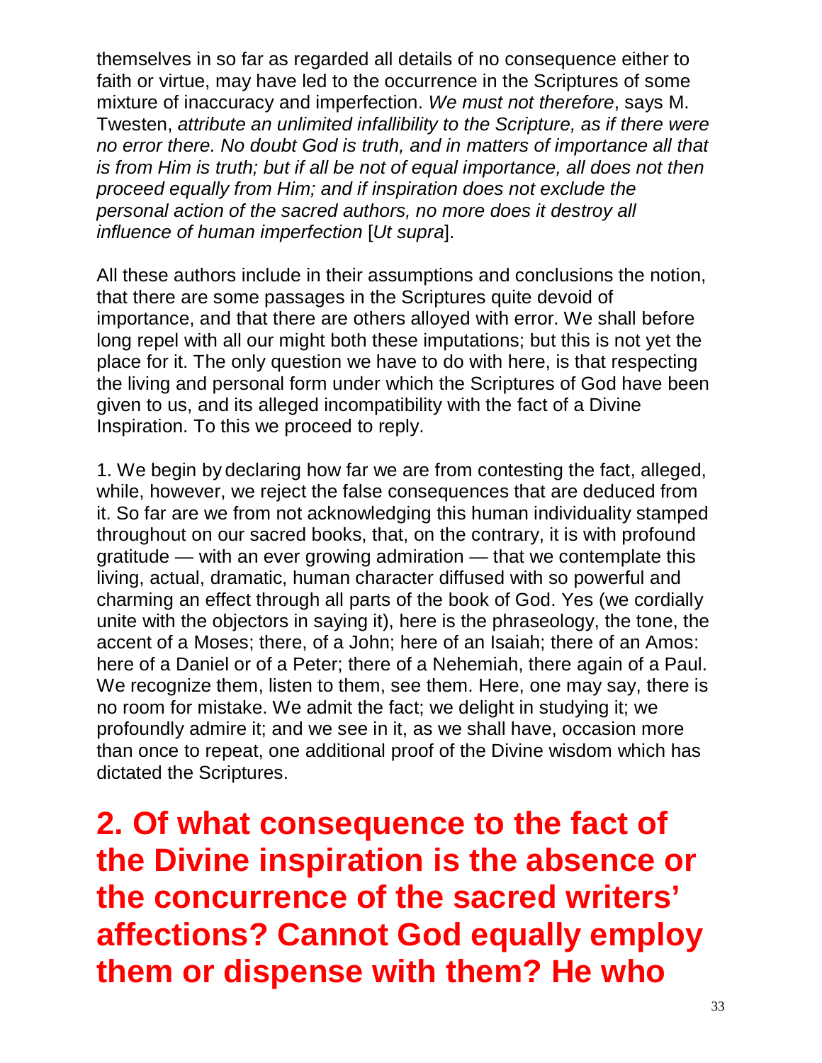themselves in so far as regarded all details of no consequence either to faith or virtue, may have led to the occurrence in the Scriptures of some mixture of inaccuracy and imperfection. *We must not therefore*, says M. Twesten, *attribute an unlimited infallibility to the Scripture, as if there were no error there. No doubt God is truth, and in matters of importance all that is from Him is truth; but if all be not of equal importance, all does not then proceed equally from Him; and if inspiration does not exclude the personal action of the sacred authors, no more does it destroy all influence of human imperfection* [*Ut supra*].

All these authors include in their assumptions and conclusions the notion, that there are some passages in the Scriptures quite devoid of importance, and that there are others alloyed with error. We shall before long repel with all our might both these imputations; but this is not yet the place for it. The only question we have to do with here, is that respecting the living and personal form under which the Scriptures of God have been given to us, and its alleged incompatibility with the fact of a Divine Inspiration. To this we proceed to reply.

1. We begin by declaring how far we are from contesting the fact, alleged, while, however, we reject the false consequences that are deduced from it. So far are we from not acknowledging this human individuality stamped throughout on our sacred books, that, on the contrary, it is with profound gratitude — with an ever growing admiration — that we contemplate this living, actual, dramatic, human character diffused with so powerful and charming an effect through all parts of the book of God. Yes (we cordially unite with the objectors in saying it), here is the phraseology, the tone, the accent of a Moses; there, of a John; here of an Isaiah; there of an Amos: here of a Daniel or of a Peter; there of a Nehemiah, there again of a Paul. We recognize them, listen to them, see them. Here, one may say, there is no room for mistake. We admit the fact; we delight in studying it; we profoundly admire it; and we see in it, as we shall have, occasion more than once to repeat, one additional proof of the Divine wisdom which has dictated the Scriptures.

**2. Of what consequence to the fact of the Divine inspiration is the absence or the concurrence of the sacred writers' affections? Cannot God equally employ them or dispense with them? He who**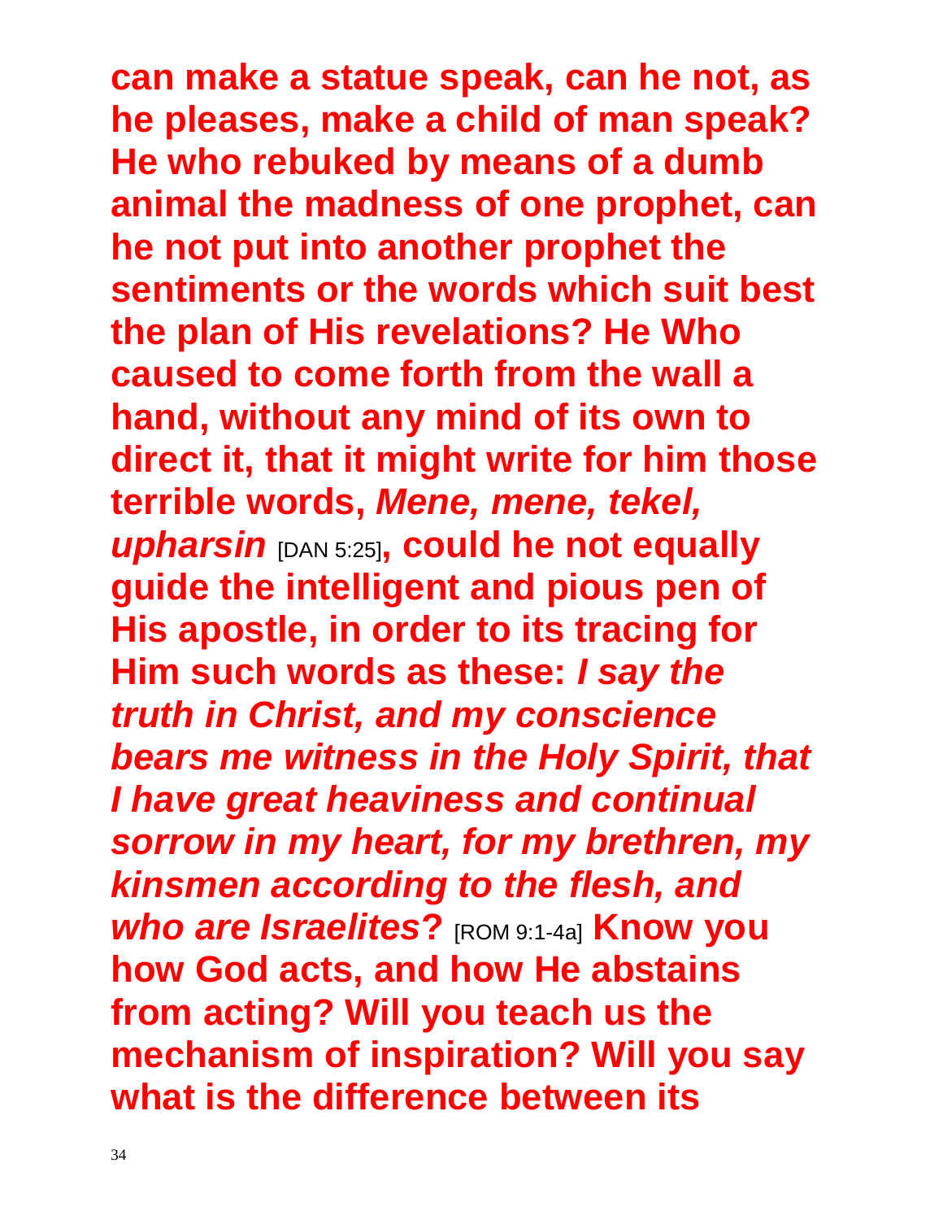**can make a statue speak, can he not, as he pleases, make a child of man speak? He who rebuked by means of a dumb animal the madness of one prophet, can he not put into another prophet the sentiments or the words which suit best the plan of His revelations? He Who caused to come forth from the wall a hand, without any mind of its own to direct it, that it might write for him those terrible words, *Mene, mene, tekel, upharsin*** [DAN 5:25]**, could he not equally guide the intelligent and pious pen of His apostle, in order to its tracing for Him such words as these: *I say the truth in Christ, and my conscience bears me witness in the Holy Spirit, that I have great heaviness and continual sorrow in my heart, for my brethren, my kinsmen according to the flesh, and who are Israelites*?** [ROM 9:1-4a] **Know you how God acts, and how He abstains from acting? Will you teach us the mechanism of inspiration? Will you say what is the difference between its**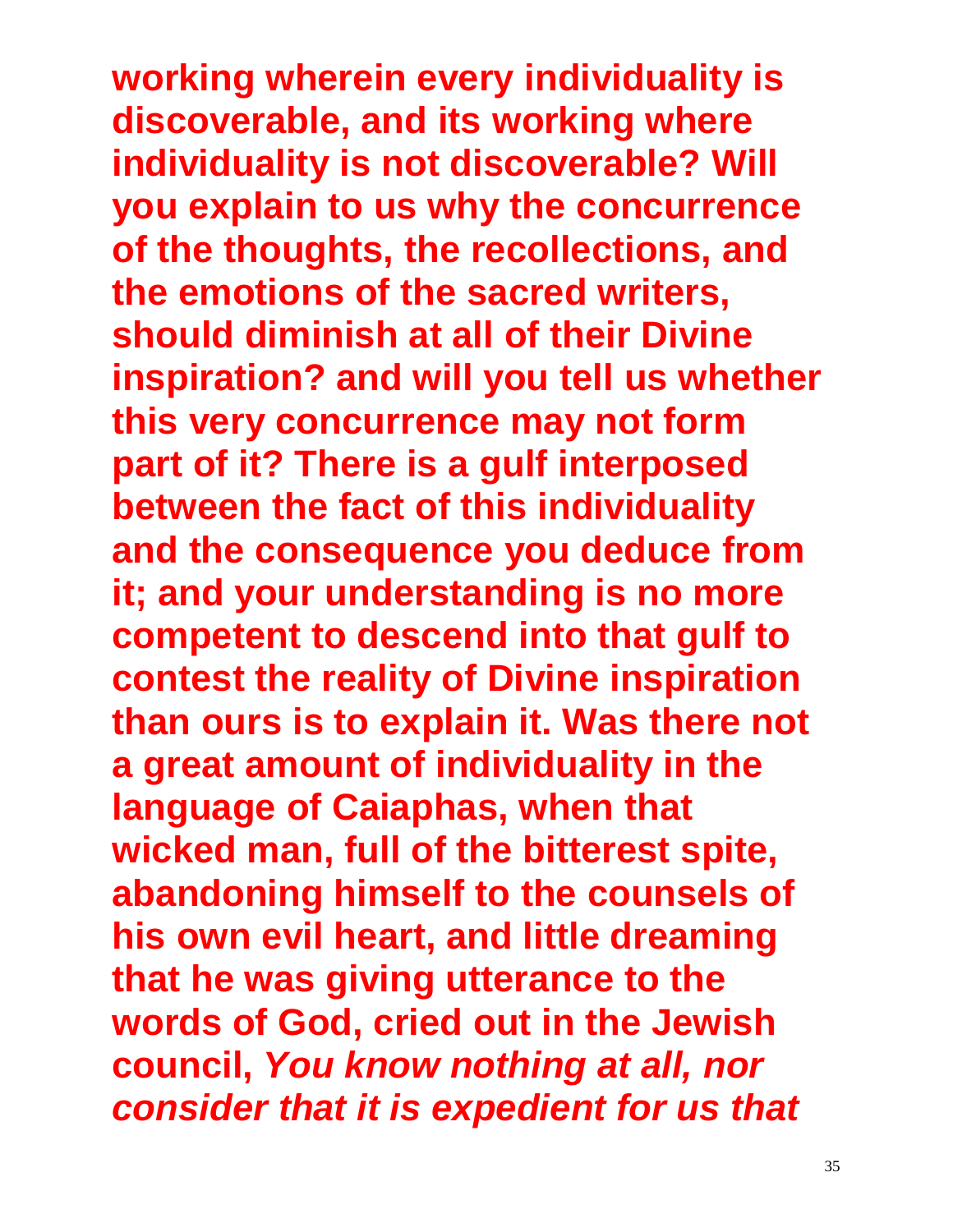**working wherein every individuality is discoverable, and its working where individuality is not discoverable? Will you explain to us why the concurrence of the thoughts, the recollections, and the emotions of the sacred writers, should diminish at all of their Divine inspiration? and will you tell us whether this very concurrence may not form part of it? There is a gulf interposed between the fact of this individuality and the consequence you deduce from it; and your understanding is no more competent to descend into that gulf to contest the reality of Divine inspiration than ours is to explain it. Was there not a great amount of individuality in the language of Caiaphas, when that wicked man, full of the bitterest spite, abandoning himself to the counsels of his own evil heart, and little dreaming that he was giving utterance to the words of God, cried out in the Jewish council, *You know nothing at all, nor consider that it is expedient for us that***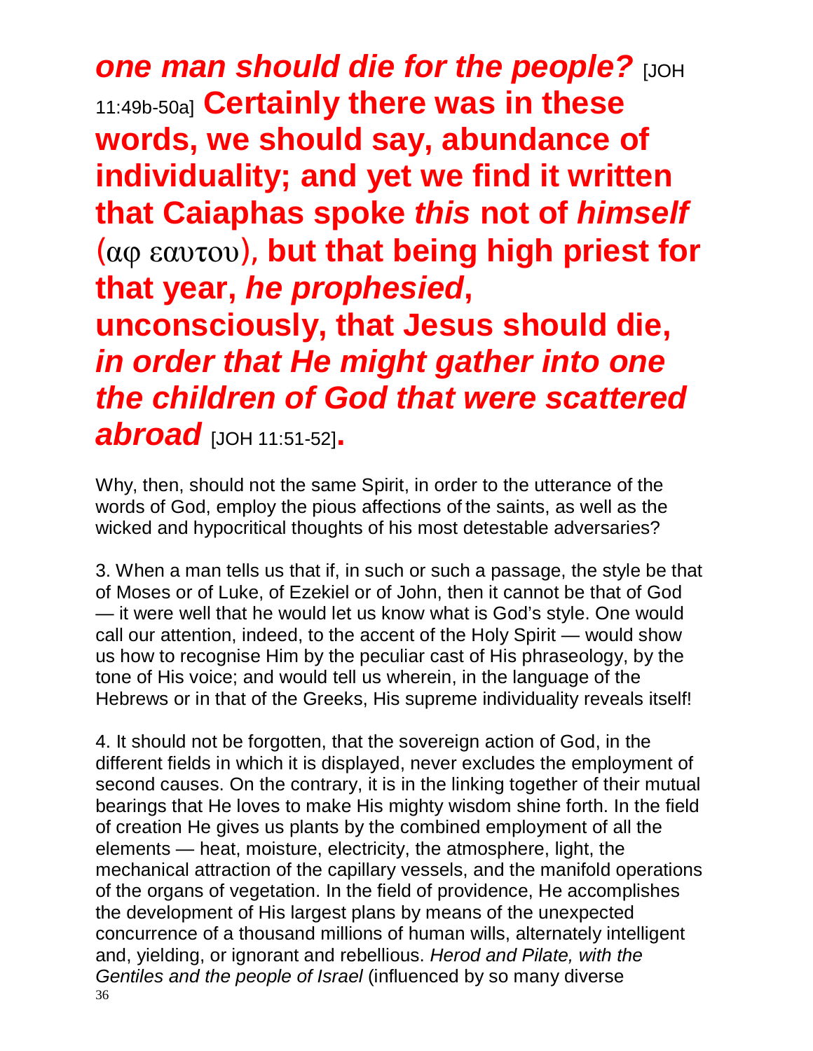***one man should die for the people?*** [JOH 11:49b-50a] **Certainly there was in these words, we should say, abundance of individuality; and yet we find it written that Caiaphas spoke *this* not of *himself* (αφ εαυτου), but that being high priest for that year, *he prophesied*, unconsciously, that Jesus should die, *in order that He might gather into one the children of God that were scattered abroad*** [JOH 11:51-52]**.**

Why, then, should not the same Spirit, in order to the utterance of the words of God, employ the pious affections of the saints, as well as the wicked and hypocritical thoughts of his most detestable adversaries?

3. When a man tells us that if, in such or such a passage, the style be that of Moses or of Luke, of Ezekiel or of John, then it cannot be that of God — it were well that he would let us know what is God's style. One would call our attention, indeed, to the accent of the Holy Spirit — would show us how to recognise Him by the peculiar cast of His phraseology, by the tone of His voice; and would tell us wherein, in the language of the Hebrews or in that of the Greeks, His supreme individuality reveals itself!

4. It should not be forgotten, that the sovereign action of God, in the different fields in which it is displayed, never excludes the employment of second causes. On the contrary, it is in the linking together of their mutual bearings that He loves to make His mighty wisdom shine forth. In the field of creation He gives us plants by the combined employment of all the elements — heat, moisture, electricity, the atmosphere, light, the mechanical attraction of the capillary vessels, and the manifold operations of the organs of vegetation. In the field of providence, He accomplishes the development of His largest plans by means of the unexpected concurrence of a thousand millions of human wills, alternately intelligent and, yielding, or ignorant and rebellious. *Herod and Pilate, with the Gentiles and the people of Israel* (influenced by so many diverse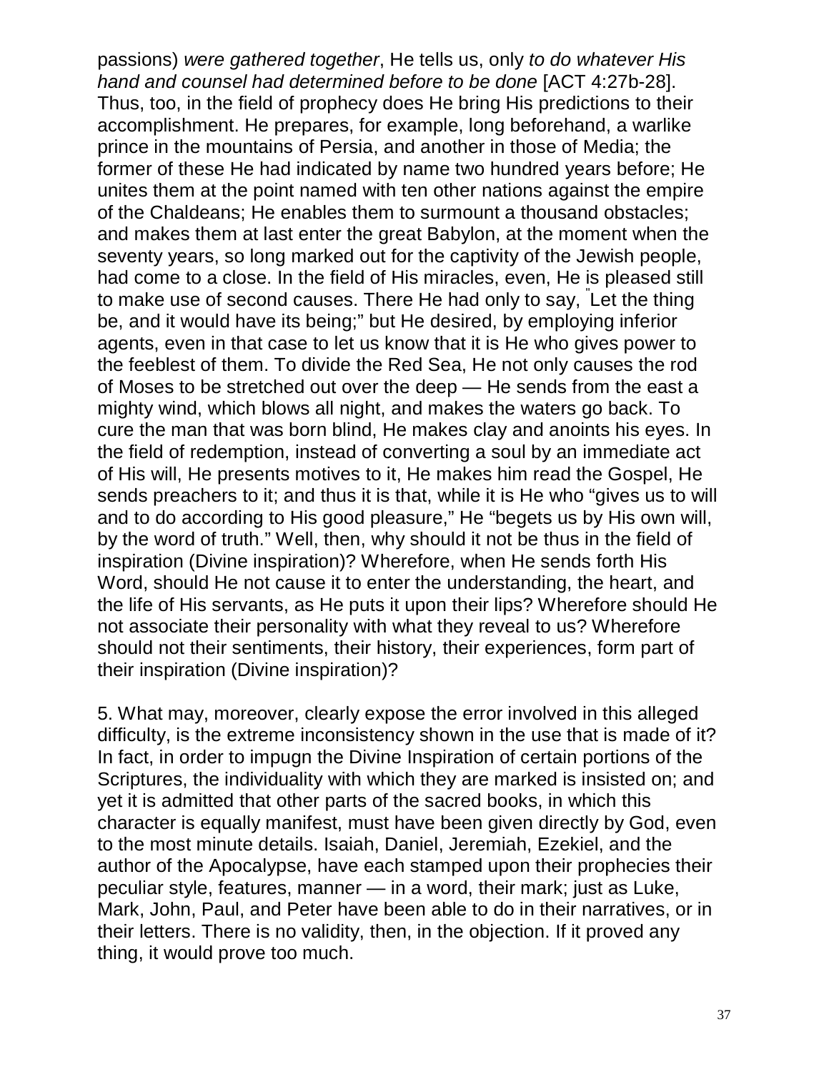passions) *were gathered together*, He tells us, only *to do whatever His hand and counsel had determined before to be done* [ACT 4:27b-28]. Thus, too, in the field of prophecy does He bring His predictions to their accomplishment. He prepares, for example, long beforehand, a warlike prince in the mountains of Persia, and another in those of Media; the former of these He had indicated by name two hundred years before; He unites them at the point named with ten other nations against the empire of the Chaldeans; He enables them to surmount a thousand obstacles; and makes them at last enter the great Babylon, at the moment when the seventy years, so long marked out for the captivity of the Jewish people, had come to a close. In the field of His miracles, even, He is pleased still to make use of second causes. There He had only to say, "Let the thing be, and it would have its being;" but He desired, by employing inferior agents, even in that case to let us know that it is He who gives power to the feeblest of them. To divide the Red Sea, He not only causes the rod of Moses to be stretched out over the deep — He sends from the east a mighty wind, which blows all night, and makes the waters go back. To cure the man that was born blind, He makes clay and anoints his eyes. In the field of redemption, instead of converting a soul by an immediate act of His will, He presents motives to it, He makes him read the Gospel, He sends preachers to it; and thus it is that, while it is He who "gives us to will and to do according to His good pleasure," He "begets us by His own will, by the word of truth." Well, then, why should it not be thus in the field of inspiration (Divine inspiration)? Wherefore, when He sends forth His Word, should He not cause it to enter the understanding, the heart, and the life of His servants, as He puts it upon their lips? Wherefore should He not associate their personality with what they reveal to us? Wherefore should not their sentiments, their history, their experiences, form part of their inspiration (Divine inspiration)?

5. What may, moreover, clearly expose the error involved in this alleged difficulty, is the extreme inconsistency shown in the use that is made of it? In fact, in order to impugn the Divine Inspiration of certain portions of the Scriptures, the individuality with which they are marked is insisted on; and yet it is admitted that other parts of the sacred books, in which this character is equally manifest, must have been given directly by God, even to the most minute details. Isaiah, Daniel, Jeremiah, Ezekiel, and the author of the Apocalypse, have each stamped upon their prophecies their peculiar style, features, manner — in a word, their mark; just as Luke, Mark, John, Paul, and Peter have been able to do in their narratives, or in their letters. There is no validity, then, in the objection. If it proved any thing, it would prove too much.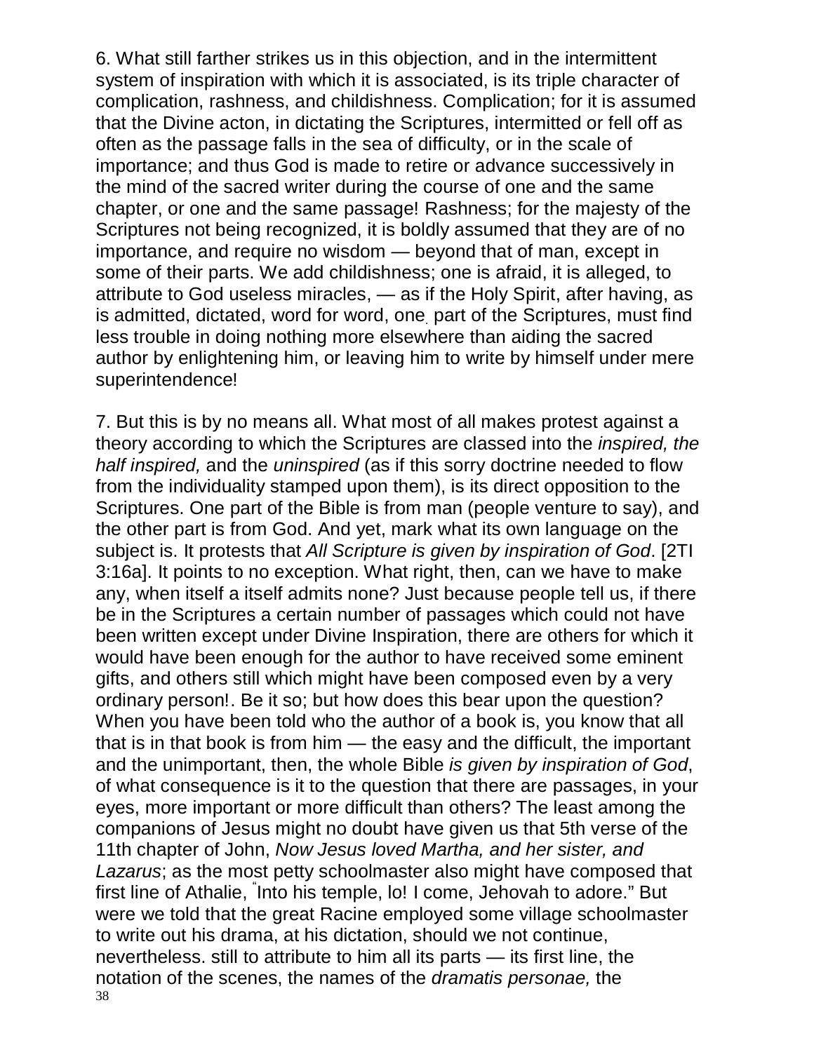6. What still farther strikes us in this objection, and in the intermittent system of inspiration with which it is associated, is its triple character of complication, rashness, and childishness. Complication; for it is assumed that the Divine acton, in dictating the Scriptures, intermitted or fell off as often as the passage falls in the sea of difficulty, or in the scale of importance; and thus God is made to retire or advance successively in the mind of the sacred writer during the course of one and the same chapter, or one and the same passage! Rashness; for the majesty of the Scriptures not being recognized, it is boldly assumed that they are of no importance, and require no wisdom — beyond that of man, except in some of their parts. We add childishness; one is afraid, it is alleged, to attribute to God useless miracles, — as if the Holy Spirit, after having, as is admitted, dictated, word for word, one. part of the Scriptures, must find less trouble in doing nothing more elsewhere than aiding the sacred author by enlightening him, or leaving him to write by himself under mere superintendence!

7. But this is by no means all. What most of all makes protest against a theory according to which the Scriptures are classed into the *inspired, the half inspired,* and the *uninspired* (as if this sorry doctrine needed to flow from the individuality stamped upon them), is its direct opposition to the Scriptures. One part of the Bible is from man (people venture to say), and the other part is from God. And yet, mark what its own language on the subject is. It protests that *All Scripture is given by inspiration of God*. [2TI 3:16a]. It points to no exception. What right, then, can we have to make any, when itself a itself admits none? Just because people tell us, if there be in the Scriptures a certain number of passages which could not have been written except under Divine Inspiration, there are others for which it would have been enough for the author to have received some eminent gifts, and others still which might have been composed even by a very ordinary person!. Be it so; but how does this bear upon the question? When you have been told who the author of a book is, you know that all that is in that book is from him — the easy and the difficult, the important and the unimportant, then, the whole Bible *is given by inspiration of God*, of what consequence is it to the question that there are passages, in your eyes, more important or more difficult than others? The least among the companions of Jesus might no doubt have given us that 5th verse of the 11th chapter of John, *Now Jesus loved Martha, and her sister, and Lazarus*; as the most petty schoolmaster also might have composed that first line of Athalie, "Into his temple, lo! I come, Jehovah to adore." But were we told that the great Racine employed some village schoolmaster to write out his drama, at his dictation, should we not continue, nevertheless. still to attribute to him all its parts — its first line, the notation of the scenes, the names of the *dramatis personae,* the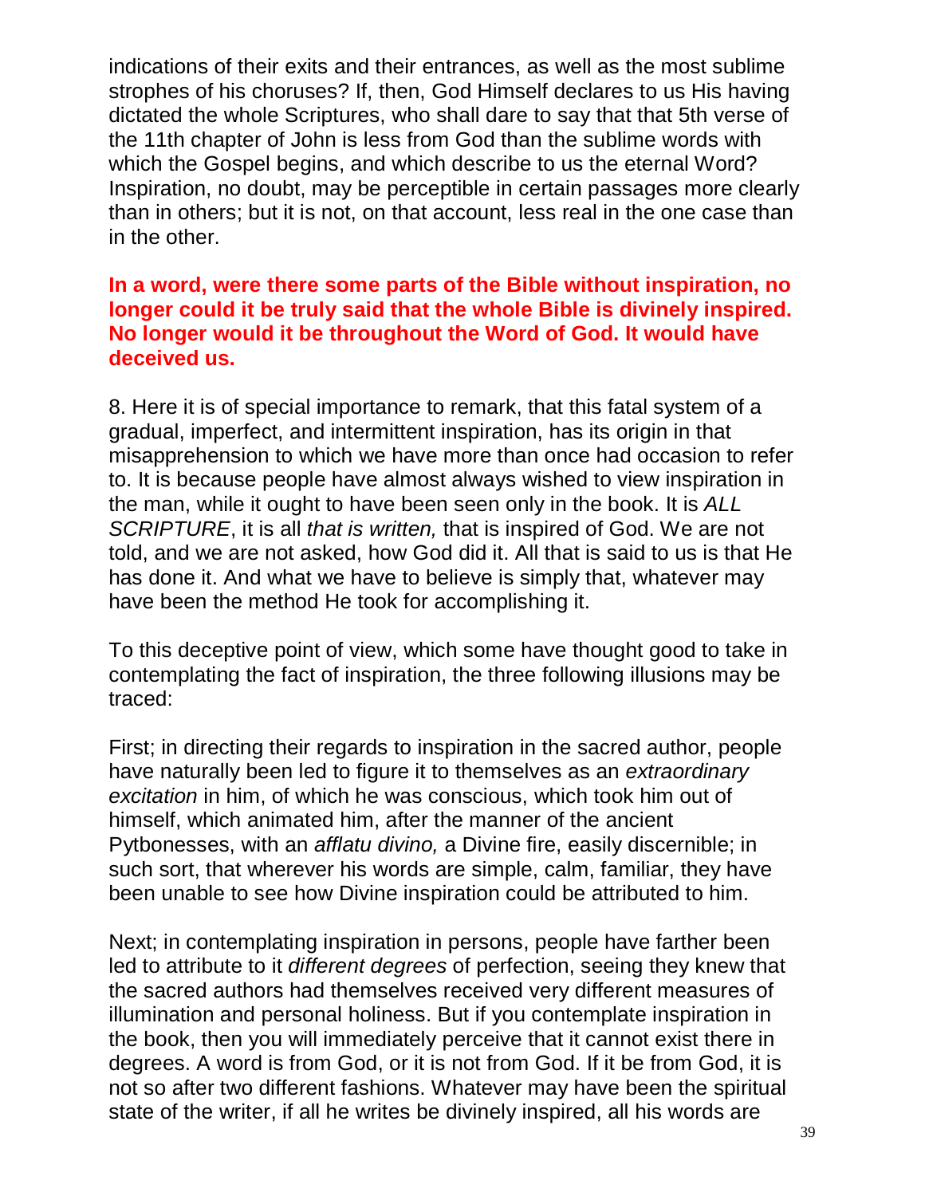indications of their exits and their entrances, as well as the most sublime strophes of his choruses? If, then, God Himself declares to us His having dictated the whole Scriptures, who shall dare to say that that 5th verse of the 11th chapter of John is less from God than the sublime words with which the Gospel begins, and which describe to us the eternal Word? Inspiration, no doubt, may be perceptible in certain passages more clearly than in others; but it is not, on that account, less real in the one case than in the other.

**In a word, were there some parts of the Bible without inspiration, no longer could it be truly said that the whole Bible is divinely inspired. No longer would it be throughout the Word of God. It would have deceived us.**

8. Here it is of special importance to remark, that this fatal system of a gradual, imperfect, and intermittent inspiration, has its origin in that misapprehension to which we have more than once had occasion to refer to. It is because people have almost always wished to view inspiration in the man, while it ought to have been seen only in the book. It is *ALL SCRIPTURE*, it is all *that is written,* that is inspired of God. We are not told, and we are not asked, how God did it. All that is said to us is that He has done it. And what we have to believe is simply that, whatever may have been the method He took for accomplishing it.

To this deceptive point of view, which some have thought good to take in contemplating the fact of inspiration, the three following illusions may be traced:

First; in directing their regards to inspiration in the sacred author, people have naturally been led to figure it to themselves as an *extraordinary excitation* in him, of which he was conscious, which took him out of himself, which animated him, after the manner of the ancient Pytbonesses, with an *afflatu divino,* a Divine fire, easily discernible; in such sort, that wherever his words are simple, calm, familiar, they have been unable to see how Divine inspiration could be attributed to him.

Next; in contemplating inspiration in persons, people have farther been led to attribute to it *different degrees* of perfection, seeing they knew that the sacred authors had themselves received very different measures of illumination and personal holiness. But if you contemplate inspiration in the book, then you will immediately perceive that it cannot exist there in degrees. A word is from God, or it is not from God. If it be from God, it is not so after two different fashions. Whatever may have been the spiritual state of the writer, if all he writes be divinely inspired, all his words are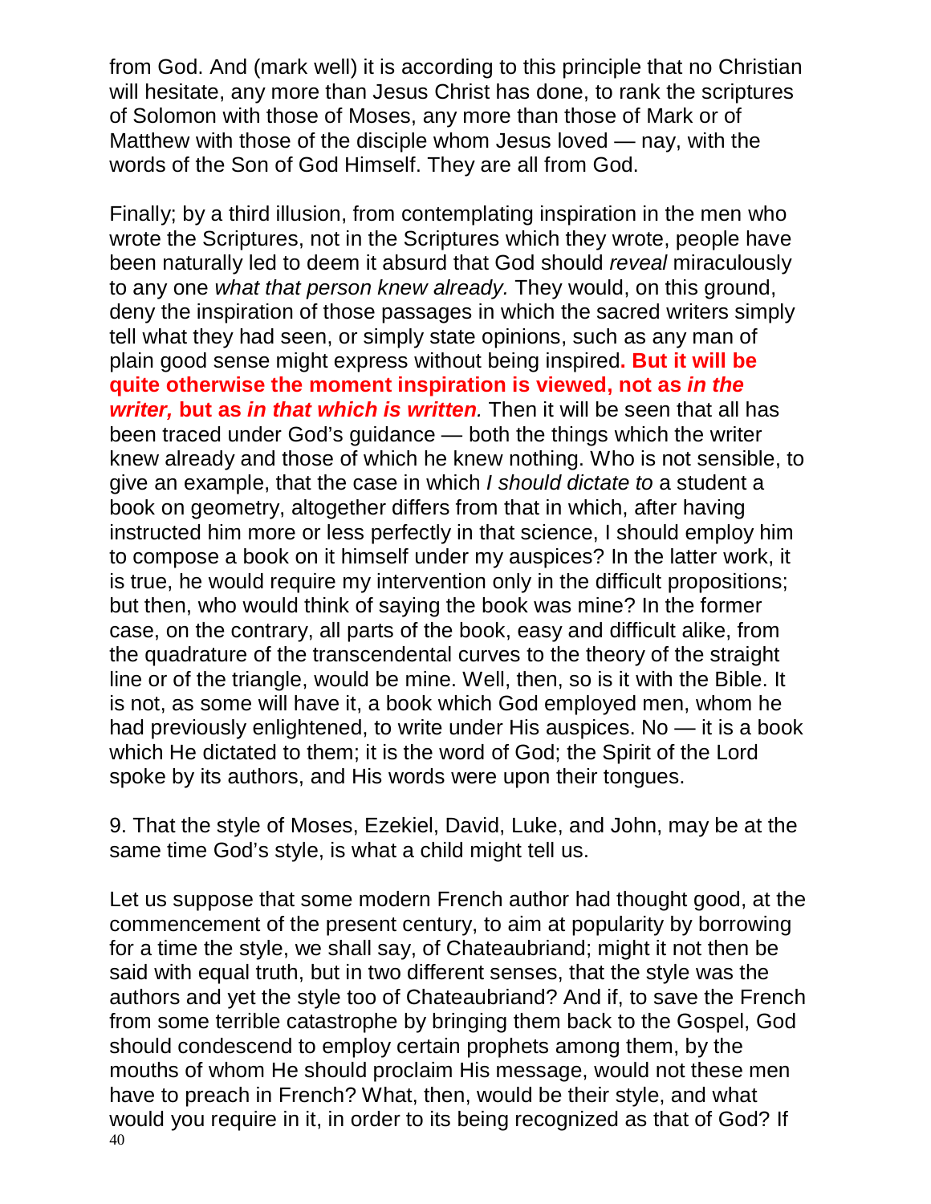from God. And (mark well) it is according to this principle that no Christian will hesitate, any more than Jesus Christ has done, to rank the scriptures of Solomon with those of Moses, any more than those of Mark or of Matthew with those of the disciple whom Jesus loved — nay, with the words of the Son of God Himself. They are all from God.

Finally; by a third illusion, from contemplating inspiration in the men who wrote the Scriptures, not in the Scriptures which they wrote, people have been naturally led to deem it absurd that God should *reveal* miraculously to any one *what that person knew already.* They would, on this ground, deny the inspiration of those passages in which the sacred writers simply tell what they had seen, or simply state opinions, such as any man of plain good sense might express without being inspired**. But it will be quite otherwise the moment inspiration is viewed, not as *in the writer,* but as *in that which is written*.** Then it will be seen that all has been traced under God's guidance — both the things which the writer knew already and those of which he knew nothing. Who is not sensible, to give an example, that the case in which *I should dictate to* a student a book on geometry, altogether differs from that in which, after having instructed him more or less perfectly in that science, I should employ him to compose a book on it himself under my auspices? In the latter work, it is true, he would require my intervention only in the difficult propositions; but then, who would think of saying the book was mine? In the former case, on the contrary, all parts of the book, easy and difficult alike, from the quadrature of the transcendental curves to the theory of the straight line or of the triangle, would be mine. Well, then, so is it with the Bible. It is not, as some will have it, a book which God employed men, whom he had previously enlightened, to write under His auspices. No — it is a book which He dictated to them; it is the word of God; the Spirit of the Lord spoke by its authors, and His words were upon their tongues.

9. That the style of Moses, Ezekiel, David, Luke, and John, may be at the same time God's style, is what a child might tell us.

Let us suppose that some modern French author had thought good, at the commencement of the present century, to aim at popularity by borrowing for a time the style, we shall say, of Chateaubriand; might it not then be said with equal truth, but in two different senses, that the style was the authors and yet the style too of Chateaubriand? And if, to save the French from some terrible catastrophe by bringing them back to the Gospel, God should condescend to employ certain prophets among them, by the mouths of whom He should proclaim His message, would not these men have to preach in French? What, then, would be their style, and what would you require in it, in order to its being recognized as that of God? If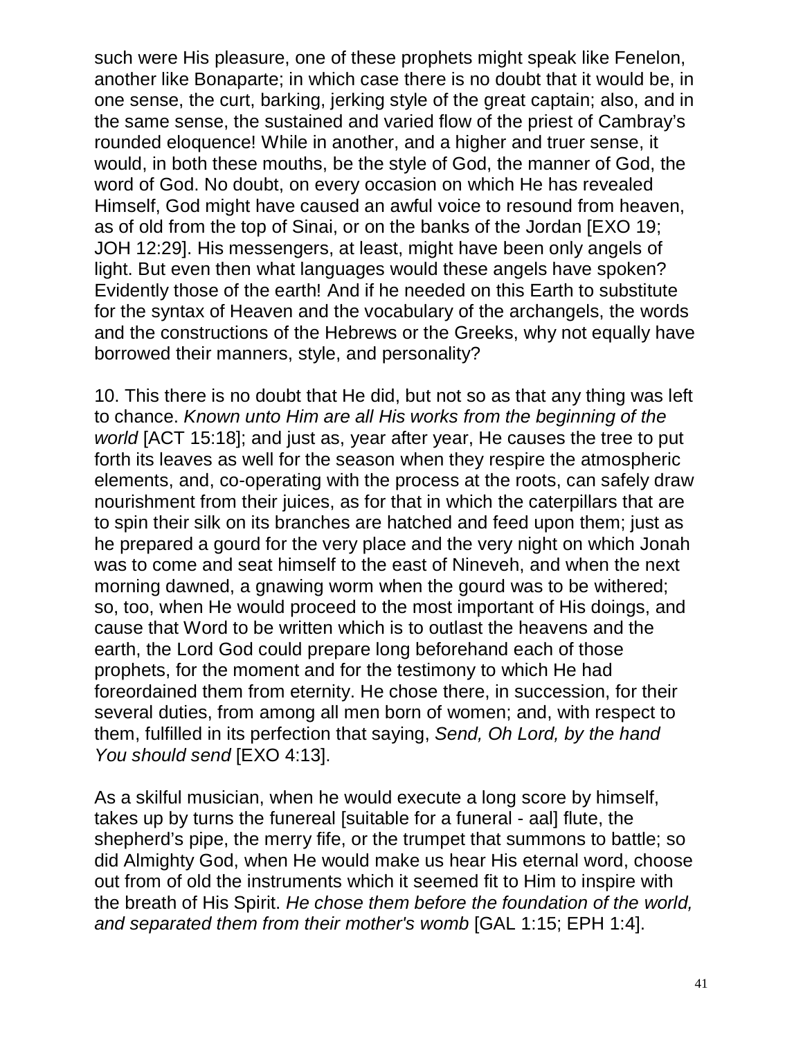such were His pleasure, one of these prophets might speak like Fenelon, another like Bonaparte; in which case there is no doubt that it would be, in one sense, the curt, barking, jerking style of the great captain; also, and in the same sense, the sustained and varied flow of the priest of Cambray's rounded eloquence! While in another, and a higher and truer sense, it would, in both these mouths, be the style of God, the manner of God, the word of God. No doubt, on every occasion on which He has revealed Himself, God might have caused an awful voice to resound from heaven, as of old from the top of Sinai, or on the banks of the Jordan [EXO 19; JOH 12:29]. His messengers, at least, might have been only angels of light. But even then what languages would these angels have spoken? Evidently those of the earth! And if he needed on this Earth to substitute for the syntax of Heaven and the vocabulary of the archangels, the words and the constructions of the Hebrews or the Greeks, why not equally have borrowed their manners, style, and personality?

10. This there is no doubt that He did, but not so as that any thing was left to chance. *Known unto Him are all His works from the beginning of the world* [ACT 15:18]; and just as, year after year, He causes the tree to put forth its leaves as well for the season when they respire the atmospheric elements, and, co-operating with the process at the roots, can safely draw nourishment from their juices, as for that in which the caterpillars that are to spin their silk on its branches are hatched and feed upon them; just as he prepared a gourd for the very place and the very night on which Jonah was to come and seat himself to the east of Nineveh, and when the next morning dawned, a gnawing worm when the gourd was to be withered; so, too, when He would proceed to the most important of His doings, and cause that Word to be written which is to outlast the heavens and the earth, the Lord God could prepare long beforehand each of those prophets, for the moment and for the testimony to which He had foreordained them from eternity. He chose there, in succession, for their several duties, from among all men born of women; and, with respect to them, fulfilled in its perfection that saying, *Send, Oh Lord, by the hand You should send* [EXO 4:13].

As a skilful musician, when he would execute a long score by himself, takes up by turns the funereal [suitable for a funeral - aal] flute, the shepherd's pipe, the merry fife, or the trumpet that summons to battle; so did Almighty God, when He would make us hear His eternal word, choose out from of old the instruments which it seemed fit to Him to inspire with the breath of His Spirit. *He chose them before the foundation of the world, and separated them from their mother's womb* [GAL 1:15; EPH 1:4].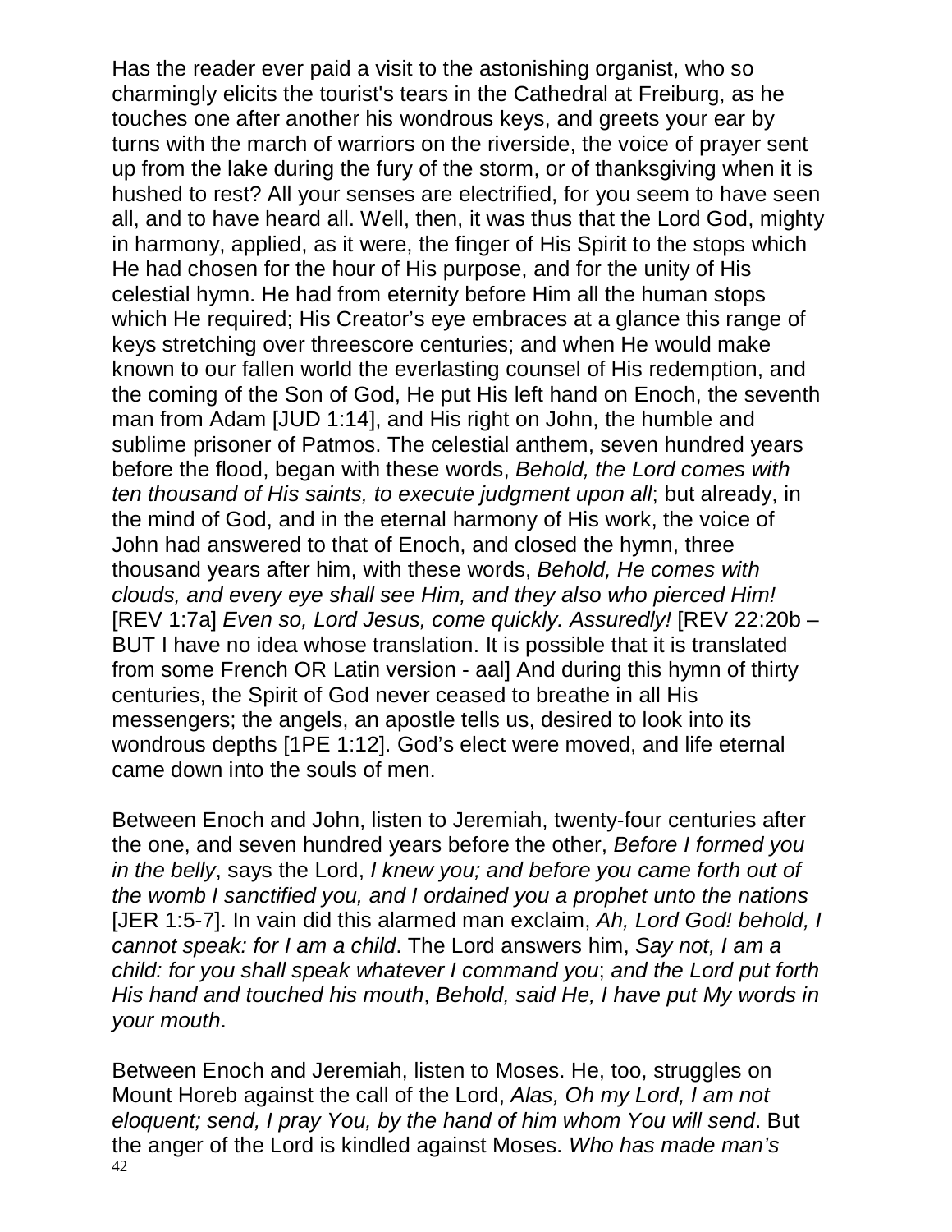Has the reader ever paid a visit to the astonishing organist, who so charmingly elicits the tourist's tears in the Cathedral at Freiburg, as he touches one after another his wondrous keys, and greets your ear by turns with the march of warriors on the riverside, the voice of prayer sent up from the lake during the fury of the storm, or of thanksgiving when it is hushed to rest? All your senses are electrified, for you seem to have seen all, and to have heard all. Well, then, it was thus that the Lord God, mighty in harmony, applied, as it were, the finger of His Spirit to the stops which He had chosen for the hour of His purpose, and for the unity of His celestial hymn. He had from eternity before Him all the human stops which He required; His Creator's eye embraces at a glance this range of keys stretching over threescore centuries; and when He would make known to our fallen world the everlasting counsel of His redemption, and the coming of the Son of God, He put His left hand on Enoch, the seventh man from Adam [JUD 1:14], and His right on John, the humble and sublime prisoner of Patmos. The celestial anthem, seven hundred years before the flood, began with these words, *Behold, the Lord comes with ten thousand of His saints, to execute judgment upon all*; but already, in the mind of God, and in the eternal harmony of His work, the voice of John had answered to that of Enoch, and closed the hymn, three thousand years after him, with these words, *Behold, He comes with clouds, and every eye shall see Him, and they also who pierced Him!* [REV 1:7a] *Even so, Lord Jesus, come quickly. Assuredly!* [REV 22:20b – BUT I have no idea whose translation. It is possible that it is translated from some French OR Latin version - aal] And during this hymn of thirty centuries, the Spirit of God never ceased to breathe in all His messengers; the angels, an apostle tells us, desired to look into its wondrous depths [1PE 1:12]. God's elect were moved, and life eternal came down into the souls of men.

Between Enoch and John, listen to Jeremiah, twenty-four centuries after the one, and seven hundred years before the other, *Before I formed you in the belly*, says the Lord, *I knew you; and before you came forth out of the womb I sanctified you, and I ordained you a prophet unto the nations* [JER 1:5-7]. In vain did this alarmed man exclaim, *Ah, Lord God! behold, I cannot speak: for I am a child*. The Lord answers him, *Say not, I am a child: for you shall speak whatever I command you*; *and the Lord put forth His hand and touched his mouth*, *Behold, said He, I have put My words in your mouth*.

Between Enoch and Jeremiah, listen to Moses. He, too, struggles on Mount Horeb against the call of the Lord, *Alas, Oh my Lord, I am not eloquent; send, I pray You, by the hand of him whom You will send*. But the anger of the Lord is kindled against Moses. *Who has made man's*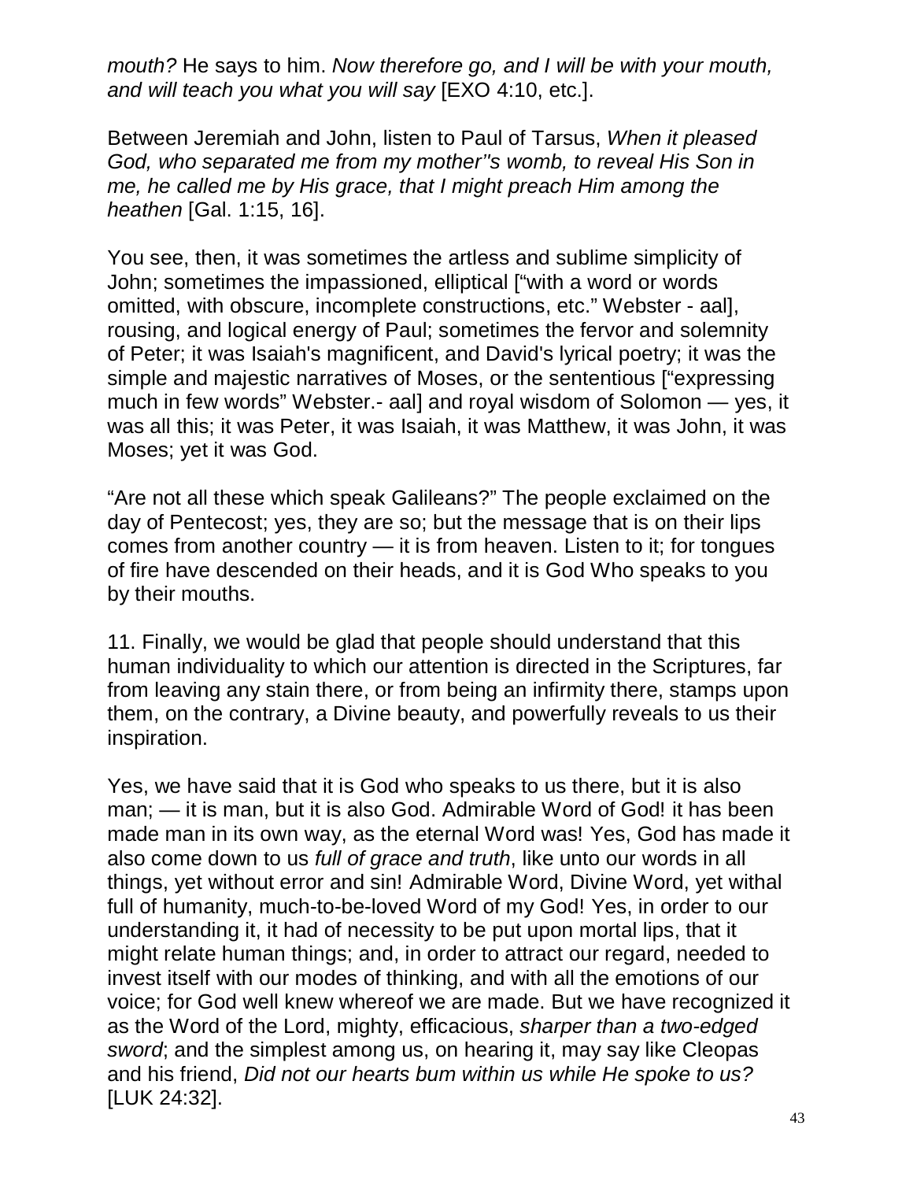*mouth?* He says to him. *Now therefore go, and I will be with your mouth, and will teach you what you will say* [EXO 4:10, etc.].

Between Jeremiah and John, listen to Paul of Tarsus, *When it pleased God, who separated me from my mother''s womb, to reveal His Son in me, he called me by His grace, that I might preach Him among the heathen* [Gal. 1:15, 16].

You see, then, it was sometimes the artless and sublime simplicity of John; sometimes the impassioned, elliptical ["with a word or words omitted, with obscure, incomplete constructions, etc." Webster - aal], rousing, and logical energy of Paul; sometimes the fervor and solemnity of Peter; it was Isaiah's magnificent, and David's lyrical poetry; it was the simple and majestic narratives of Moses, or the sententious ["expressing much in few words" Webster.- aal] and royal wisdom of Solomon — yes, it was all this; it was Peter, it was Isaiah, it was Matthew, it was John, it was Moses; yet it was God.

"Are not all these which speak Galileans?" The people exclaimed on the day of Pentecost; yes, they are so; but the message that is on their lips comes from another country — it is from heaven. Listen to it; for tongues of fire have descended on their heads, and it is God Who speaks to you by their mouths.

11. Finally, we would be glad that people should understand that this human individuality to which our attention is directed in the Scriptures, far from leaving any stain there, or from being an infirmity there, stamps upon them, on the contrary, a Divine beauty, and powerfully reveals to us their inspiration.

Yes, we have said that it is God who speaks to us there, but it is also man; — it is man, but it is also God. Admirable Word of God! it has been made man in its own way, as the eternal Word was! Yes, God has made it also come down to us *full of grace and truth*, like unto our words in all things, yet without error and sin! Admirable Word, Divine Word, yet withal full of humanity, much-to-be-loved Word of my God! Yes, in order to our understanding it, it had of necessity to be put upon mortal lips, that it might relate human things; and, in order to attract our regard, needed to invest itself with our modes of thinking, and with all the emotions of our voice; for God well knew whereof we are made. But we have recognized it as the Word of the Lord, mighty, efficacious, *sharper than a two-edged sword*; and the simplest among us, on hearing it, may say like Cleopas and his friend, *Did not our hearts bum within us while He spoke to us?* [LUK 24:32].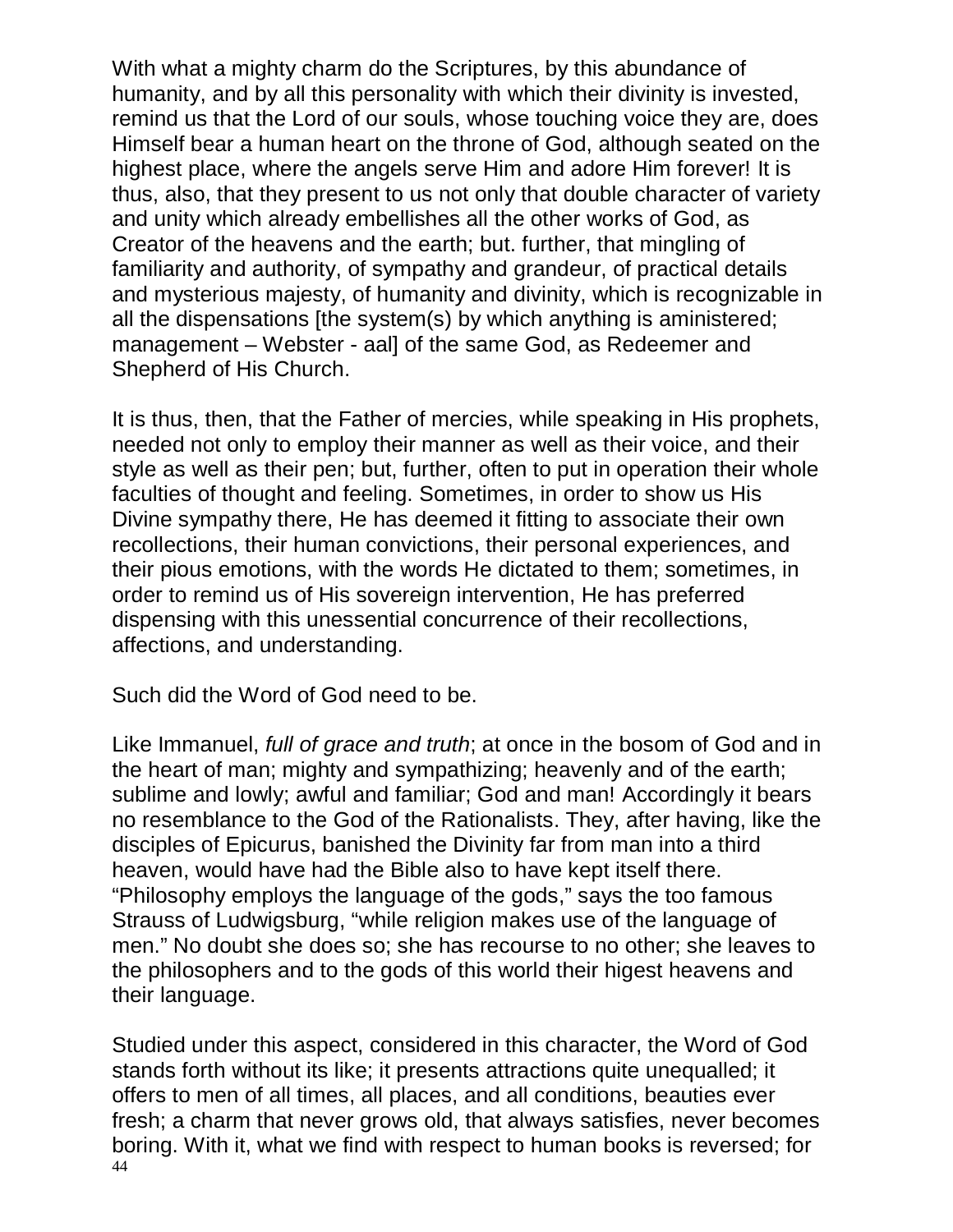With what a mighty charm do the Scriptures, by this abundance of humanity, and by all this personality with which their divinity is invested, remind us that the Lord of our souls, whose touching voice they are, does Himself bear a human heart on the throne of God, although seated on the highest place, where the angels serve Him and adore Him forever! It is thus, also, that they present to us not only that double character of variety and unity which already embellishes all the other works of God, as Creator of the heavens and the earth; but. further, that mingling of familiarity and authority, of sympathy and grandeur, of practical details and mysterious majesty, of humanity and divinity, which is recognizable in all the dispensations [the system(s) by which anything is aministered; management – Webster - aal] of the same God, as Redeemer and Shepherd of His Church.

It is thus, then, that the Father of mercies, while speaking in His prophets, needed not only to employ their manner as well as their voice, and their style as well as their pen; but, further, often to put in operation their whole faculties of thought and feeling. Sometimes, in order to show us His Divine sympathy there, He has deemed it fitting to associate their own recollections, their human convictions, their personal experiences, and their pious emotions, with the words He dictated to them; sometimes, in order to remind us of His sovereign intervention, He has preferred dispensing with this unessential concurrence of their recollections, affections, and understanding.

Such did the Word of God need to be.

Like Immanuel, *full of grace and truth*; at once in the bosom of God and in the heart of man; mighty and sympathizing; heavenly and of the earth; sublime and lowly; awful and familiar; God and man! Accordingly it bears no resemblance to the God of the Rationalists. They, after having, like the disciples of Epicurus, banished the Divinity far from man into a third heaven, would have had the Bible also to have kept itself there. "Philosophy employs the language of the gods," says the too famous Strauss of Ludwigsburg, "while religion makes use of the language of men." No doubt she does so; she has recourse to no other; she leaves to the philosophers and to the gods of this world their higest heavens and their language.

Studied under this aspect, considered in this character, the Word of God stands forth without its like; it presents attractions quite unequalled; it offers to men of all times, all places, and all conditions, beauties ever fresh; a charm that never grows old, that always satisfies, never becomes boring. With it, what we find with respect to human books is reversed; for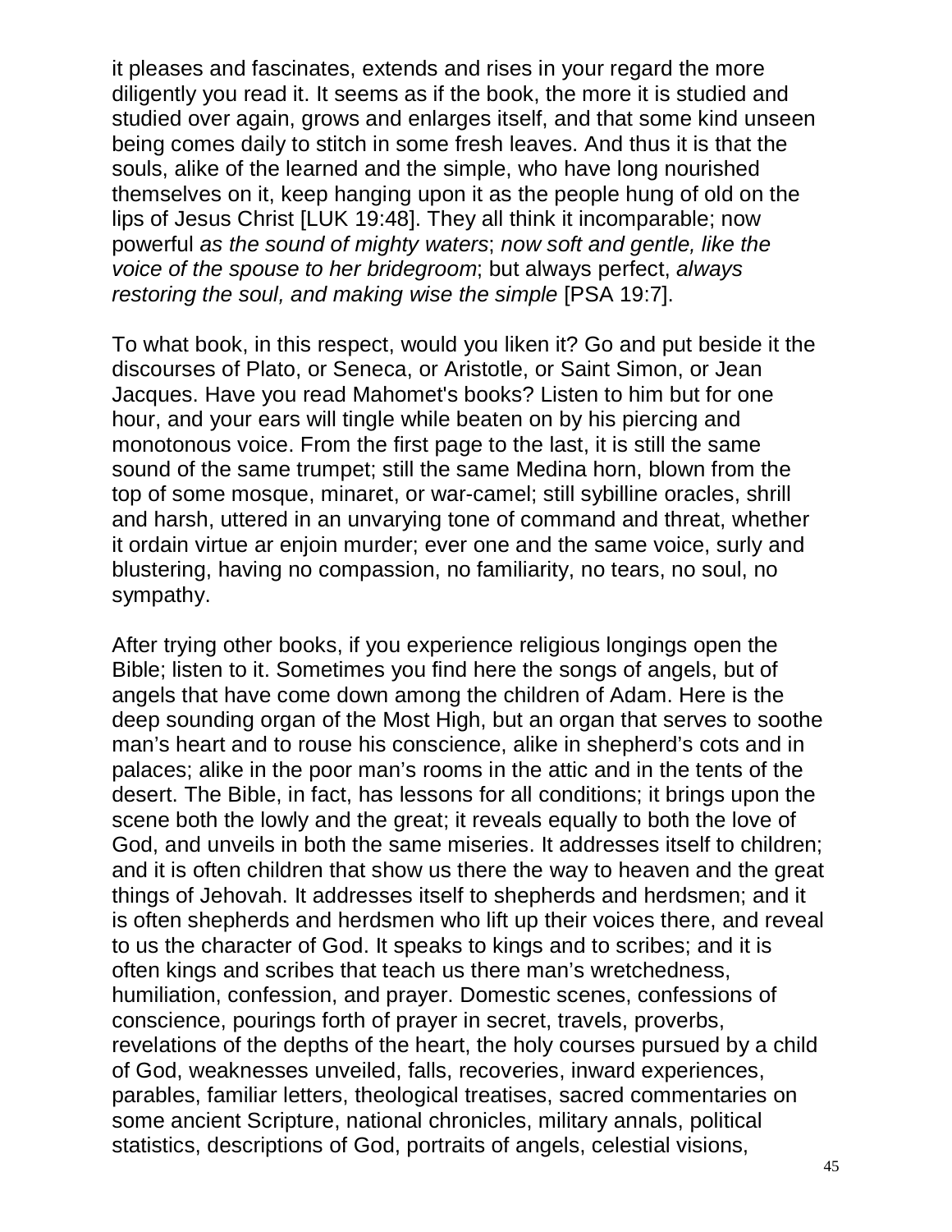it pleases and fascinates, extends and rises in your regard the more diligently you read it. It seems as if the book, the more it is studied and studied over again, grows and enlarges itself, and that some kind unseen being comes daily to stitch in some fresh leaves. And thus it is that the souls, alike of the learned and the simple, who have long nourished themselves on it, keep hanging upon it as the people hung of old on the lips of Jesus Christ [LUK 19:48]. They all think it incomparable; now powerful *as the sound of mighty waters*; *now soft and gentle, like the voice of the spouse to her bridegroom*; but always perfect, *always restoring the soul, and making wise the simple* [PSA 19:7].

To what book, in this respect, would you liken it? Go and put beside it the discourses of Plato, or Seneca, or Aristotle, or Saint Simon, or Jean Jacques. Have you read Mahomet's books? Listen to him but for one hour, and your ears will tingle while beaten on by his piercing and monotonous voice. From the first page to the last, it is still the same sound of the same trumpet; still the same Medina horn, blown from the top of some mosque, minaret, or war-camel; still sybilline oracles, shrill and harsh, uttered in an unvarying tone of command and threat, whether it ordain virtue ar enjoin murder; ever one and the same voice, surly and blustering, having no compassion, no familiarity, no tears, no soul, no sympathy.

After trying other books, if you experience religious longings open the Bible; listen to it. Sometimes you find here the songs of angels, but of angels that have come down among the children of Adam. Here is the deep sounding organ of the Most High, but an organ that serves to soothe man's heart and to rouse his conscience, alike in shepherd's cots and in palaces; alike in the poor man's rooms in the attic and in the tents of the desert. The Bible, in fact, has lessons for all conditions; it brings upon the scene both the lowly and the great; it reveals equally to both the love of God, and unveils in both the same miseries. It addresses itself to children; and it is often children that show us there the way to heaven and the great things of Jehovah. It addresses itself to shepherds and herdsmen; and it is often shepherds and herdsmen who lift up their voices there, and reveal to us the character of God. It speaks to kings and to scribes; and it is often kings and scribes that teach us there man's wretchedness, humiliation, confession, and prayer. Domestic scenes, confessions of conscience, pourings forth of prayer in secret, travels, proverbs, revelations of the depths of the heart, the holy courses pursued by a child of God, weaknesses unveiled, falls, recoveries, inward experiences, parables, familiar letters, theological treatises, sacred commentaries on some ancient Scripture, national chronicles, military annals, political statistics, descriptions of God, portraits of angels, celestial visions,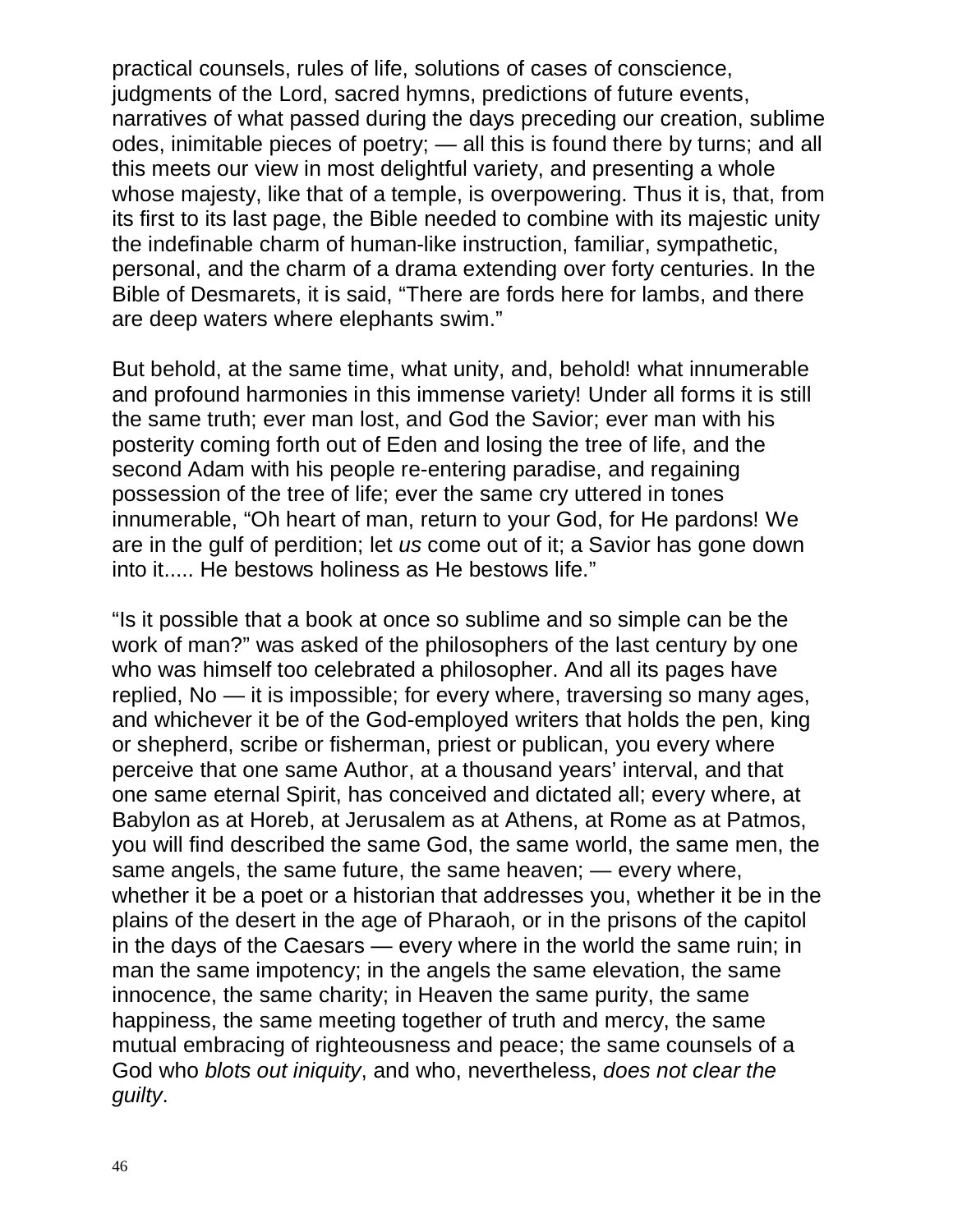practical counsels, rules of life, solutions of cases of conscience, judgments of the Lord, sacred hymns, predictions of future events, narratives of what passed during the days preceding our creation, sublime odes, inimitable pieces of poetry; — all this is found there by turns; and all this meets our view in most delightful variety, and presenting a whole whose majesty, like that of a temple, is overpowering. Thus it is, that, from its first to its last page, the Bible needed to combine with its majestic unity the indefinable charm of human-like instruction, familiar, sympathetic, personal, and the charm of a drama extending over forty centuries. In the Bible of Desmarets, it is said, "There are fords here for lambs, and there are deep waters where elephants swim."

But behold, at the same time, what unity, and, behold! what innumerable and profound harmonies in this immense variety! Under all forms it is still the same truth; ever man lost, and God the Savior; ever man with his posterity coming forth out of Eden and losing the tree of life, and the second Adam with his people re-entering paradise, and regaining possession of the tree of life; ever the same cry uttered in tones innumerable, "Oh heart of man, return to your God, for He pardons! We are in the gulf of perdition; let *us* come out of it; a Savior has gone down into it..... He bestows holiness as He bestows life."

"Is it possible that a book at once so sublime and so simple can be the work of man?" was asked of the philosophers of the last century by one who was himself too celebrated a philosopher. And all its pages have replied, No — it is impossible; for every where, traversing so many ages, and whichever it be of the God-employed writers that holds the pen, king or shepherd, scribe or fisherman, priest or publican, you every where perceive that one same Author, at a thousand years' interval, and that one same eternal Spirit, has conceived and dictated all; every where, at Babylon as at Horeb, at Jerusalem as at Athens, at Rome as at Patmos, you will find described the same God, the same world, the same men, the same angels, the same future, the same heaven; — every where, whether it be a poet or a historian that addresses you, whether it be in the plains of the desert in the age of Pharaoh, or in the prisons of the capitol in the days of the Caesars — every where in the world the same ruin; in man the same impotency; in the angels the same elevation, the same innocence, the same charity; in Heaven the same purity, the same happiness, the same meeting together of truth and mercy, the same mutual embracing of righteousness and peace; the same counsels of a God who *blots out iniquity*, and who, nevertheless, *does not clear the guilty*.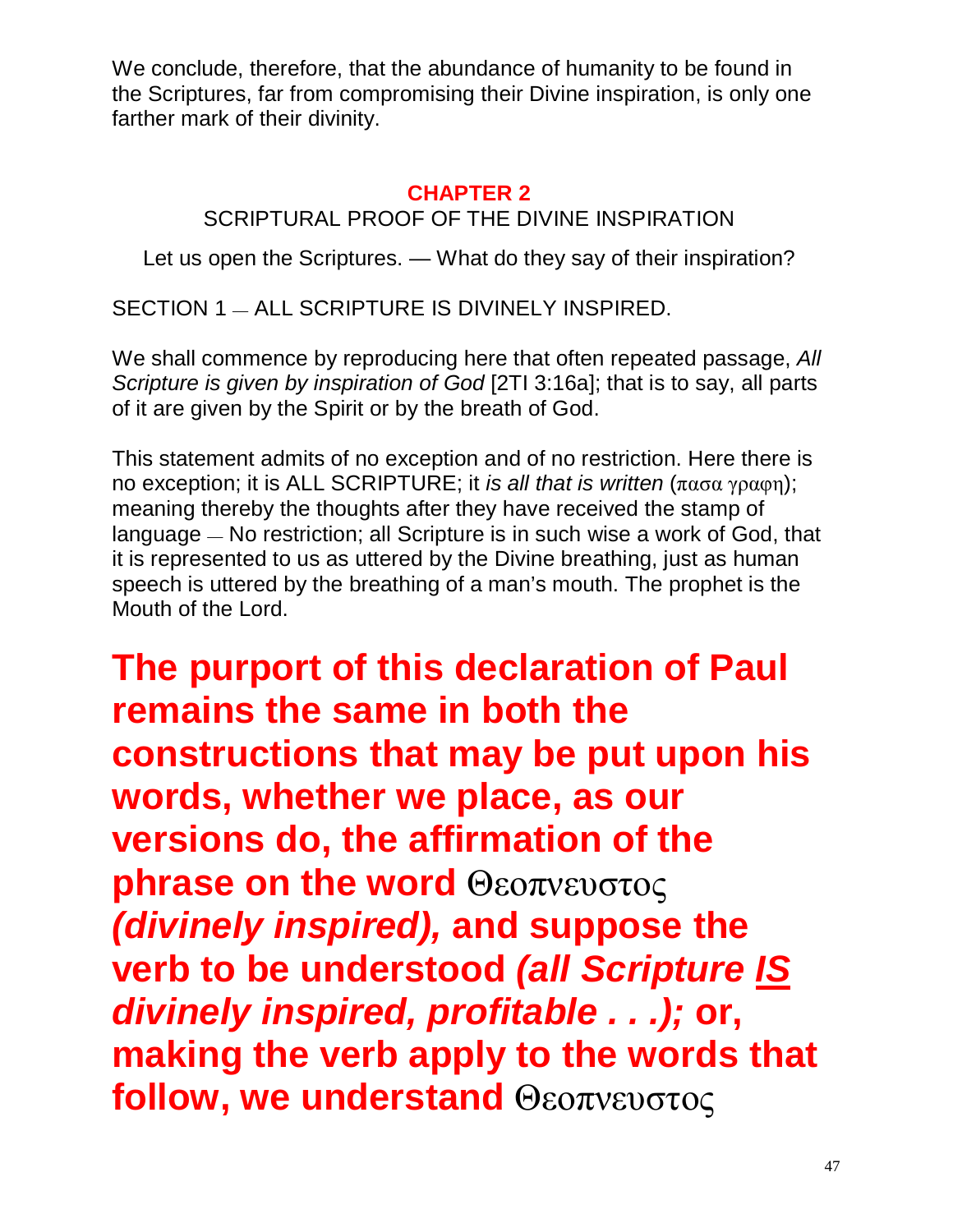We conclude, therefore, that the abundance of humanity to be found in the Scriptures, far from compromising their Divine inspiration, is only one farther mark of their divinity.

## CHAPTER 2

SCRIPTURAL PROOF OF THE DIVINE INSPIRATION

Let us open the Scriptures. — What do they say of their inspiration?

### SECTION 1 — ALL SCRIPTURE IS DIVINELY INSPIRED.

We shall commence by reproducing here that often repeated passage, *All Scripture is given by inspiration of God* [2TI 3:16a]; that is to say, all parts of it are given by the Spirit or by the breath of God.

This statement admits of no exception and of no restriction. Here there is no exception; it is ALL SCRIPTURE; it *is all that is written* (πασα γραφη); meaning thereby the thoughts after they have received the stamp of language — No restriction; all Scripture is in such wise a work of God, that it is represented to us as uttered by the Divine breathing, just as human speech is uttered by the breathing of a man's mouth. The prophet is the Mouth of the Lord.

**The purport of this declaration of Paul remains the same in both the constructions that may be put upon his words, whether we place, as our versions do, the affirmation of the phrase on the word Θεοπνευστος *(divinely inspired),* and suppose the verb to be understood *(all Scripture IS divinely inspired, profitable . . .);* or, making the verb apply to the words that follow, we understand Θεοπνευστος**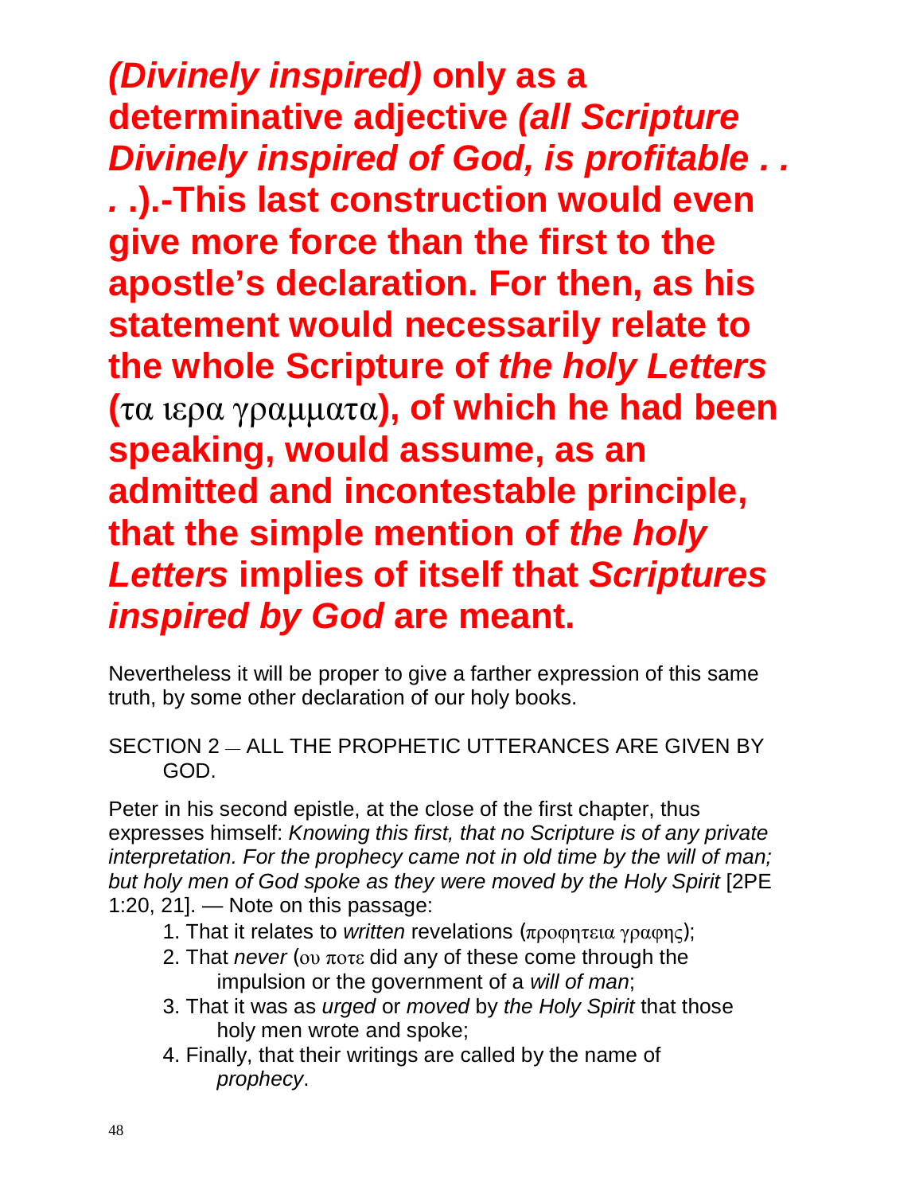***(Divinely inspired)* only as a determinative adjective *(all Scripture Divinely inspired of God, is profitable . . . )*.-This last construction would even give more force than the first to the apostle's declaration. For then, as his statement would necessarily relate to the whole Scripture of *the holy Letters* (τα ιερα γραμματα), of which he had been speaking, would assume, as an admitted and incontestable principle, that the simple mention of *the holy Letters* implies of itself that *Scriptures inspired by God* are meant.**

Nevertheless it will be proper to give a farther expression of this same truth, by some other declaration of our holy books.

## SECTION 2 — ALL THE PROPHETIC UTTERANCES ARE GIVEN BY GOD.

Peter in his second epistle, at the close of the first chapter, thus expresses himself: *Knowing this first, that no Scripture is of any private interpretation. For the prophecy came not in old time by the will of man; but holy men of God spoke as they were moved by the Holy Spirit* [2PE 1:20, 21]. — Note on this passage:

1. That it relates to *written* revelations (προφητεια γραφης);
2. That *never* (ου ποτε did any of these come through the impulsion or the government of a *will of man*;
3. That it was as *urged* or *moved* by *the Holy Spirit* that those holy men wrote and spoke;
4. Finally, that their writings are called by the name of *prophecy*.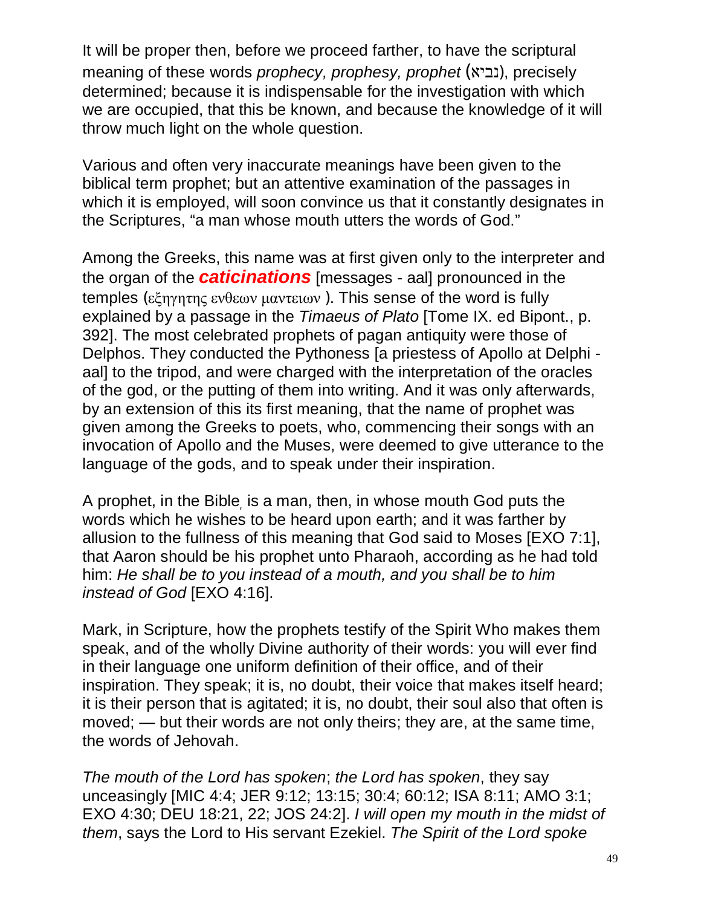It will be proper then, before we proceed farther, to have the scriptural meaning of these words *prophecy, prophesy, prophet* (נביא), precisely determined; because it is indispensable for the investigation with which we are occupied, that this be known, and because the knowledge of it will throw much light on the whole question.

Various and often very inaccurate meanings have been given to the biblical term prophet; but an attentive examination of the passages in which it is employed, will soon convince us that it constantly designates in the Scriptures, "a man whose mouth utters the words of God."

Among the Greeks, this name was at first given only to the interpreter and the organ of the ***caticinations*** [messages - aal] pronounced in the temples (εξηγητης ενθεων μαντειων ). This sense of the word is fully explained by a passage in the *Timaeus of Plato* [Tome IX. ed Bipont., p. 392]. The most celebrated prophets of pagan antiquity were those of Delphos. They conducted the Pythoness [a priestess of Apollo at Delphi - aal] to the tripod, and were charged with the interpretation of the oracles of the god, or the putting of them into writing. And it was only afterwards, by an extension of this its first meaning, that the name of prophet was given among the Greeks to poets, who, commencing their songs with an invocation of Apollo and the Muses, were deemed to give utterance to the language of the gods, and to speak under their inspiration.

A prophet, in the Bible, is a man, then, in whose mouth God puts the words which he wishes to be heard upon earth; and it was farther by allusion to the fullness of this meaning that God said to Moses [EXO 7:1], that Aaron should be his prophet unto Pharaoh, according as he had told him: *He shall be to you instead of a mouth, and you shall be to him instead of God* [EXO 4:16].

Mark, in Scripture, how the prophets testify of the Spirit Who makes them speak, and of the wholly Divine authority of their words: you will ever find in their language one uniform definition of their office, and of their inspiration. They speak; it is, no doubt, their voice that makes itself heard; it is their person that is agitated; it is, no doubt, their soul also that often is moved; — but their words are not only theirs; they are, at the same time, the words of Jehovah.

*The mouth of the Lord has spoken*; *the Lord has spoken*, they say unceasingly [MIC 4:4; JER 9:12; 13:15; 30:4; 60:12; ISA 8:11; AMO 3:1; EXO 4:30; DEU 18:21, 22; JOS 24:2]. *I will open my mouth in the midst of them*, says the Lord to His servant Ezekiel. *The Spirit of the Lord spoke*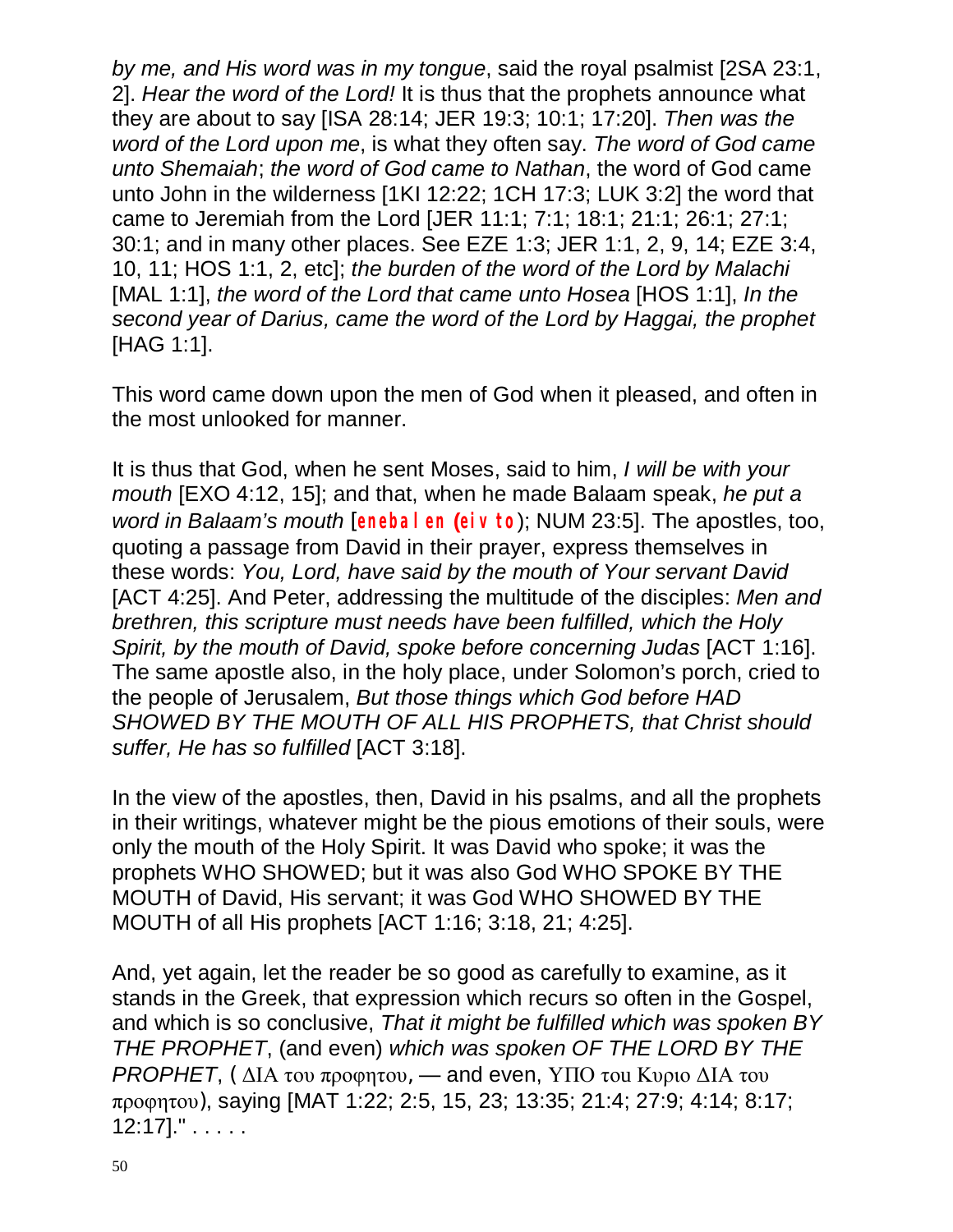*by me, and His word was in my tongue*, said the royal psalmist [2SA 23:1, 2]. *Hear the word of the Lord!* It is thus that the prophets announce what they are about to say [ISA 28:14; JER 19:3; 10:1; 17:20]. *Then was the word of the Lord upon me*, is what they often say. *The word of God came unto Shemaiah*; *the word of God came to Nathan*, the word of God came unto John in the wilderness [1KI 12:22; 1CH 17:3; LUK 3:2] the word that came to Jeremiah from the Lord [JER 11:1; 7:1; 18:1; 21:1; 26:1; 27:1; 30:1; and in many other places. See EZE 1:3; JER 1:1, 2, 9, 14; EZE 3:4, 10, 11; HOS 1:1, 2, etc]; *the burden of the word of the Lord by Malachi* [MAL 1:1], *the word of the Lord that came unto Hosea* [HOS 1:1], *In the second year of Darius, came the word of the Lord by Haggai, the prophet* [HAG 1:1].

This word came down upon the men of God when it pleased, and often in the most unlooked for manner.

It is thus that God, when he sent Moses, said to him, *I will be with your mouth* [EXO 4:12, 15]; and that, when he made Balaam speak, *he put a word in Balaam's mouth* [enebalen (eiv to); NUM 23:5]. The apostles, too, quoting a passage from David in their prayer, express themselves in these words: *You, Lord, have said by the mouth of Your servant David* [ACT 4:25]. And Peter, addressing the multitude of the disciples: *Men and brethren, this scripture must needs have been fulfilled, which the Holy Spirit, by the mouth of David, spoke before concerning Judas* [ACT 1:16]. The same apostle also, in the holy place, under Solomon's porch, cried to the people of Jerusalem, *But those things which God before HAD SHOWED BY THE MOUTH OF ALL HIS PROPHETS, that Christ should suffer, He has so fulfilled* [ACT 3:18].

In the view of the apostles, then, David in his psalms, and all the prophets in their writings, whatever might be the pious emotions of their souls, were only the mouth of the Holy Spirit. It was David who spoke; it was the prophets WHO SHOWED; but it was also God WHO SPOKE BY THE MOUTH of David, His servant; it was God WHO SHOWED BY THE MOUTH of all His prophets [ACT 1:16; 3:18, 21; 4:25].

And, yet again, let the reader be so good as carefully to examine, as it stands in the Greek, that expression which recurs so often in the Gospel, and which is so conclusive, *That it might be fulfilled which was spoken BY THE PROPHET*, (and even) *which was spoken OF THE LORD BY THE PROPHET*, ( ΔΙΑ του προφητου, — and even, ΥΠΟ του Κυριο ΔΙΑ του προφητου), saying [MAT 1:22; 2:5, 15, 23; 13:35; 21:4; 27:9; 4:14; 8:17; 12:17]." . . . . .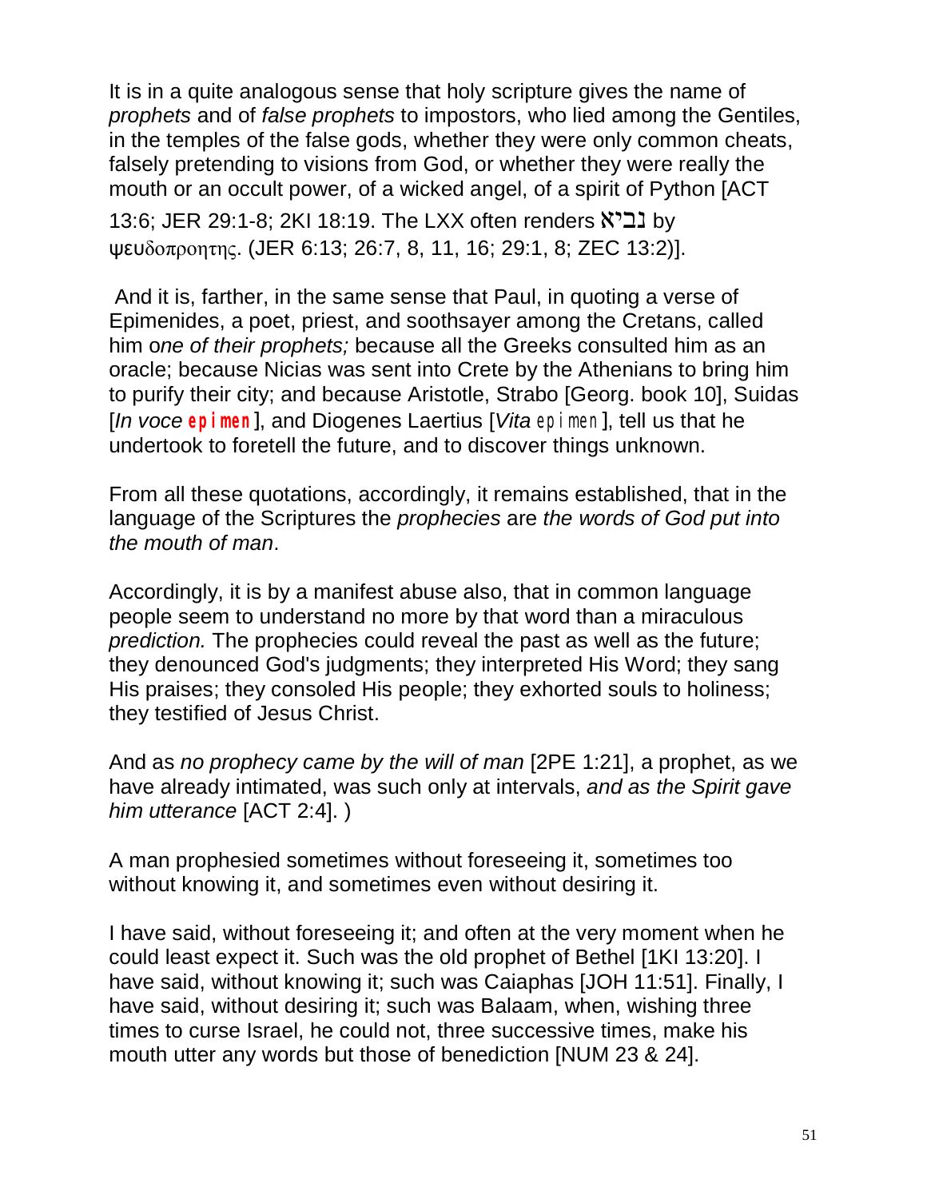It is in a quite analogous sense that holy scripture gives the name of *prophets* and of *false prophets* to impostors, who lied among the Gentiles, in the temples of the false gods, whether they were only common cheats, falsely pretending to visions from God, or whether they were really the mouth or an occult power, of a wicked angel, of a spirit of Python [ACT 13:6; JER 29:1-8; 2KI 18:19. The LXX often renders נביא by ψευδοπροητης. (JER 6:13; 26:7, 8, 11, 16; 29:1, 8; ZEC 13:2)].

And it is, farther, in the same sense that Paul, in quoting a verse of Epimenides, a poet, priest, and soothsayer among the Cretans, called him o*ne of their prophets;* because all the Greeks consulted him as an oracle; because Nicias was sent into Crete by the Athenians to bring him to purify their city; and because Aristotle, Strabo [Georg. book 10], Suidas [*In voce* **epimen**], and Diogenes Laertius [*Vita* epimen], tell us that he undertook to foretell the future, and to discover things unknown.

From all these quotations, accordingly, it remains established, that in the language of the Scriptures the *prophecies* are *the words of God put into the mouth of man*.

Accordingly, it is by a manifest abuse also, that in common language people seem to understand no more by that word than a miraculous *prediction.* The prophecies could reveal the past as well as the future; they denounced God's judgments; they interpreted His Word; they sang His praises; they consoled His people; they exhorted souls to holiness; they testified of Jesus Christ.

And as *no prophecy came by the will of man* [2PE 1:21], a prophet, as we have already intimated, was such only at intervals, *and as the Spirit gave him utterance* [ACT 2:4]. )

A man prophesied sometimes without foreseeing it, sometimes too without knowing it, and sometimes even without desiring it.

I have said, without foreseeing it; and often at the very moment when he could least expect it. Such was the old prophet of Bethel [1KI 13:20]. I have said, without knowing it; such was Caiaphas [JOH 11:51]. Finally, I have said, without desiring it; such was Balaam, when, wishing three times to curse Israel, he could not, three successive times, make his mouth utter any words but those of benediction [NUM 23 & 24].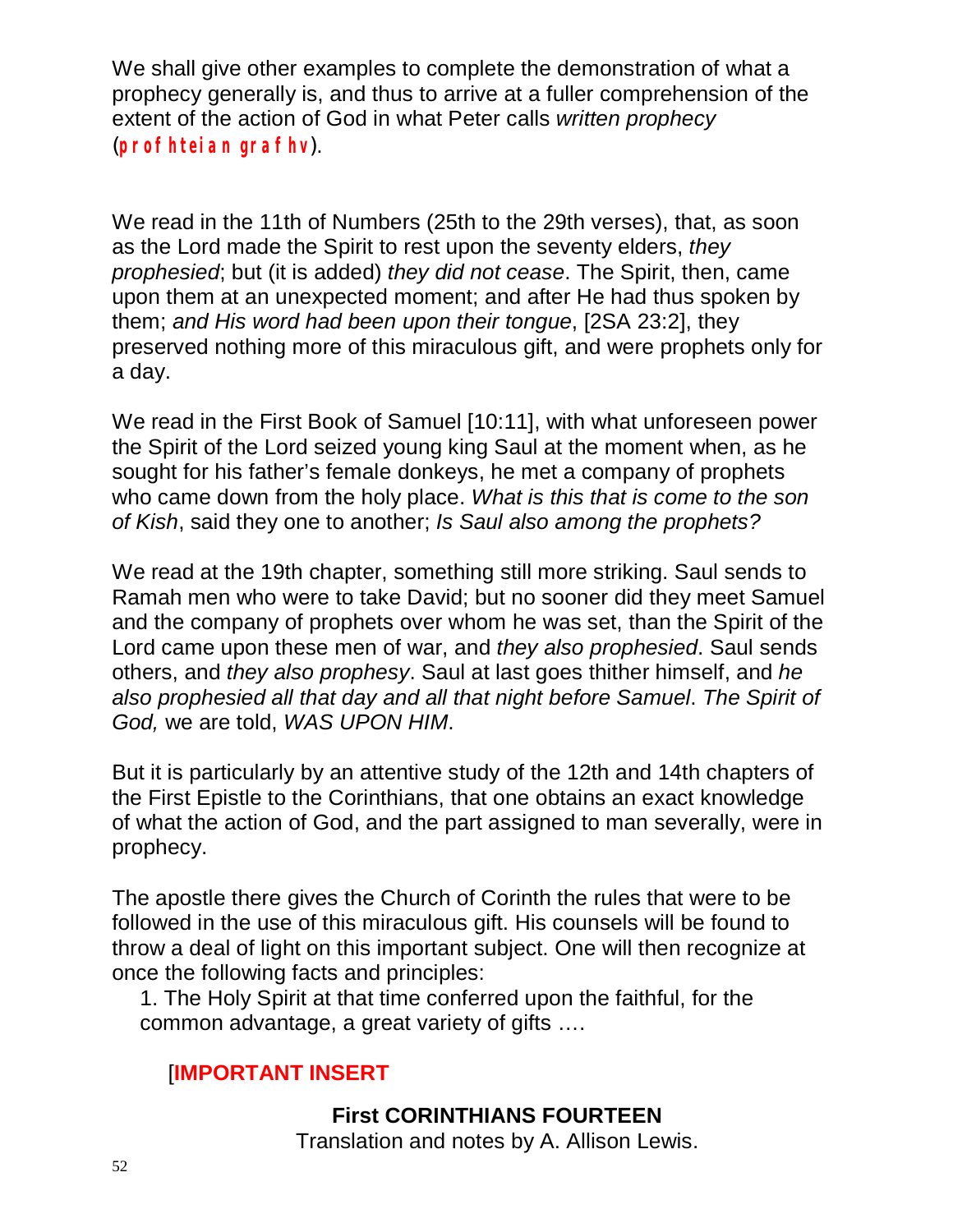We shall give other examples to complete the demonstration of what a prophecy generally is, and thus to arrive at a fuller comprehension of the extent of the action of God in what Peter calls *written prophecy* (**profhteian grafhv**).

We read in the 11th of Numbers (25th to the 29th verses), that, as soon as the Lord made the Spirit to rest upon the seventy elders, *they prophesied*; but (it is added) *they did not cease*. The Spirit, then, came upon them at an unexpected moment; and after He had thus spoken by them; *and His word had been upon their tongue*, [2SA 23:2], they preserved nothing more of this miraculous gift, and were prophets only for a day.

We read in the First Book of Samuel [10:11], with what unforeseen power the Spirit of the Lord seized young king Saul at the moment when, as he sought for his father's female donkeys, he met a company of prophets who came down from the holy place. *What is this that is come to the son of Kish*, said they one to another; *Is Saul also among the prophets?*

We read at the 19th chapter, something still more striking. Saul sends to Ramah men who were to take David; but no sooner did they meet Samuel and the company of prophets over whom he was set, than the Spirit of the Lord came upon these men of war, and *they also prophesied*. Saul sends others, and *they also prophesy*. Saul at last goes thither himself, and *he also prophesied all that day and all that night before Samuel*. *The Spirit of God,* we are told, *WAS UPON HIM*.

But it is particularly by an attentive study of the 12th and 14th chapters of the First Epistle to the Corinthians, that one obtains an exact knowledge of what the action of God, and the part assigned to man severally, were in prophecy.

The apostle there gives the Church of Corinth the rules that were to be followed in the use of this miraculous gift. His counsels will be found to throw a deal of light on this important subject. One will then recognize at once the following facts and principles:

1. The Holy Spirit at that time conferred upon the faithful, for the common advantage, a great variety of gifts ….

[**IMPORTANT INSERT**

**First CORINTHIANS FOURTEEN**

Translation and notes by A. Allison Lewis.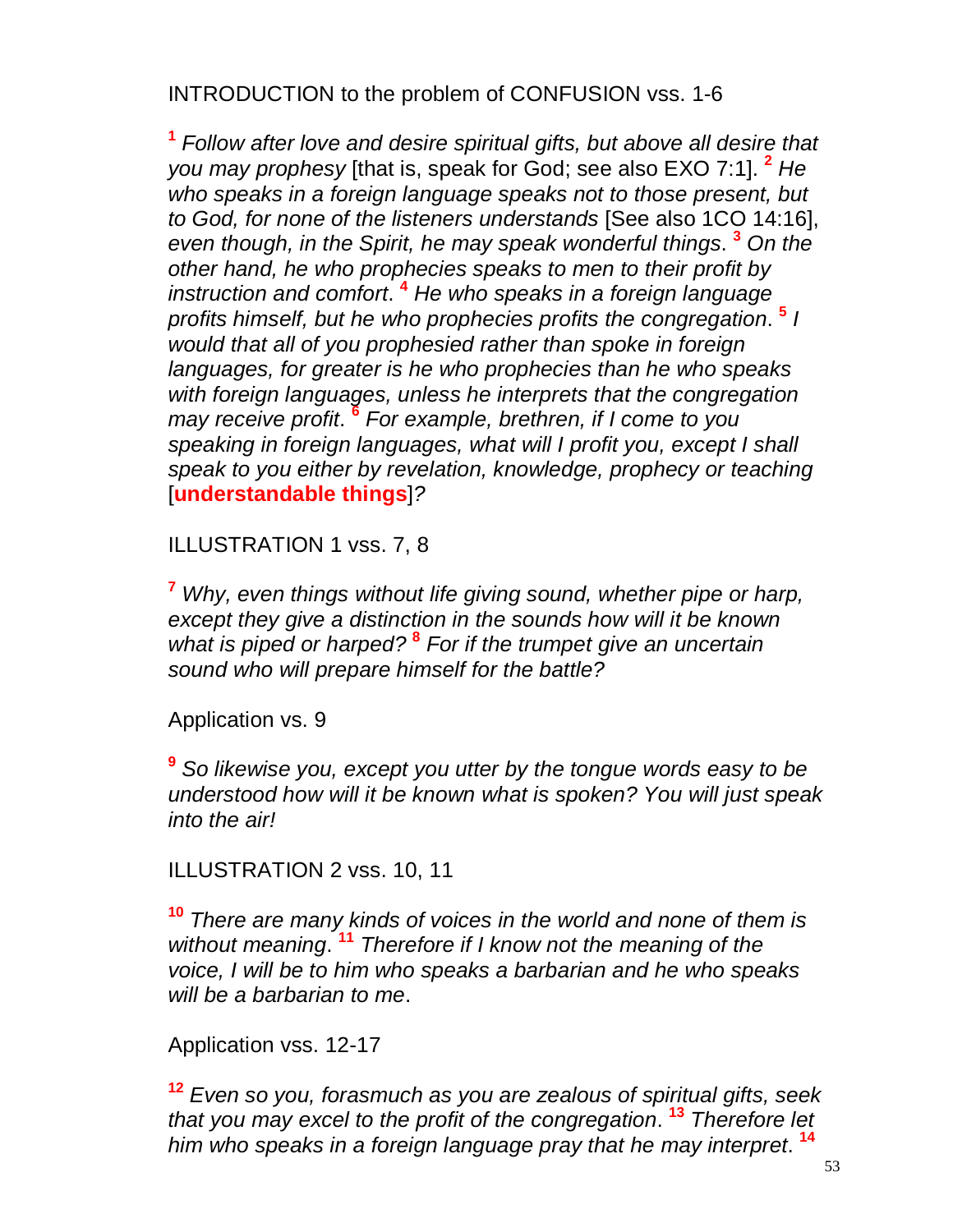INTRODUCTION to the problem of CONFUSION vss. 1-6

**1** *Follow after love and desire spiritual gifts, but above all desire that you may prophesy* [that is, speak for God; see also EXO 7:1]. **2** *He who speaks in a foreign language speaks not to those present, but to God, for none of the listeners understands* [See also 1CO 14:16], *even though, in the Spirit, he may speak wonderful things*. **3** *On the other hand, he who prophecies speaks to men to their profit by instruction and comfort*. **4** *He who speaks in a foreign language profits himself, but he who prophecies profits the congregation*. **5** *I would that all of you prophesied rather than spoke in foreign languages, for greater is he who prophecies than he who speaks with foreign languages, unless he interprets that the congregation may receive profit*. **6** *For example, brethren, if I come to you speaking in foreign languages, what will I profit you, except I shall speak to you either by revelation, knowledge, prophecy or teaching* [**understandable things**]*?*

ILLUSTRATION 1 vss. 7, 8

**7** *Why, even things without life giving sound, whether pipe or harp, except they give a distinction in the sounds how will it be known what is piped or harped?* **8** *For if the trumpet give an uncertain sound who will prepare himself for the battle?*

Application vs. 9

**9** *So likewise you, except you utter by the tongue words easy to be understood how will it be known what is spoken? You will just speak into the air!*

ILLUSTRATION 2 vss. 10, 11

**10** *There are many kinds of voices in the world and none of them is without meaning*. **11** *Therefore if I know not the meaning of the voice, I will be to him who speaks a barbarian and he who speaks will be a barbarian to me*.

Application vss. 12-17

**12** *Even so you, forasmuch as you are zealous of spiritual gifts, seek that you may excel to the profit of the congregation*. **13** *Therefore let him who speaks in a foreign language pray that he may interpret*. **14**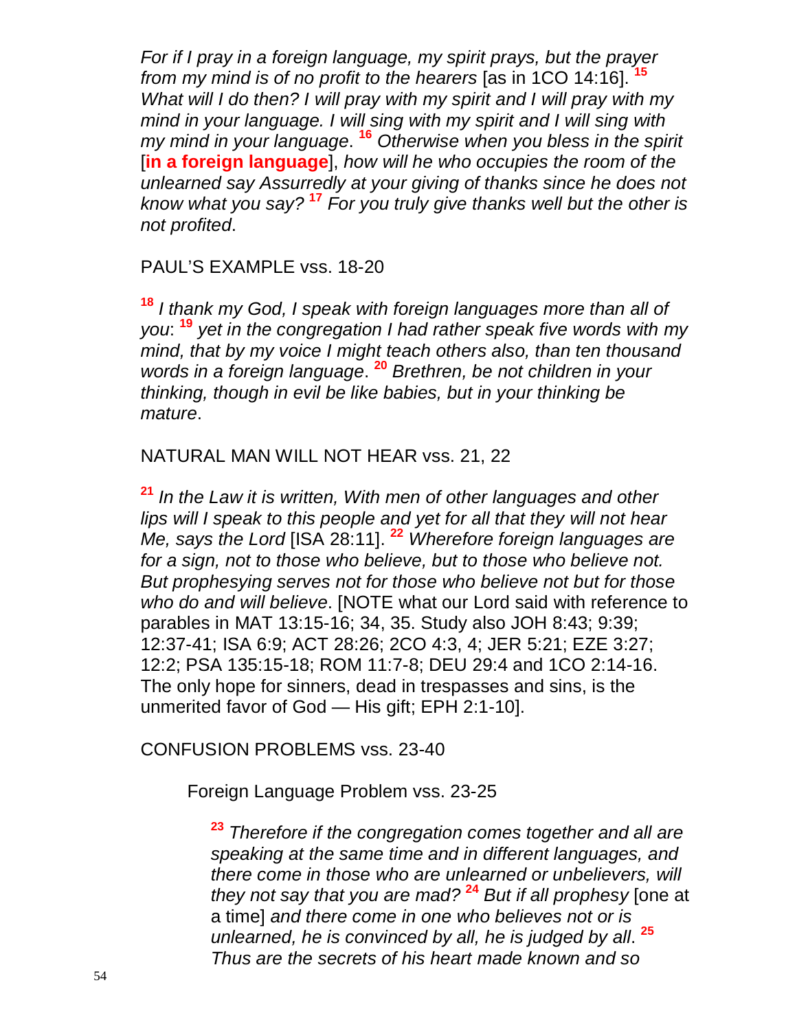*For if I pray in a foreign language, my spirit prays, but the prayer from my mind is of no profit to the hearers* [as in 1CO 14:16]. [15] *What will I do then? I will pray with my spirit and I will pray with my mind in your language. I will sing with my spirit and I will sing with my mind in your language*. [16] *Otherwise when you bless in the spirit* [**in a foreign language**], *how will he who occupies the room of the unlearned say Assurredly at your giving of thanks since he does not know what you say?* [17] *For you truly give thanks well but the other is not profited*.

PAUL'S EXAMPLE vss. 18-20

[18] *I thank my God, I speak with foreign languages more than all of you*: [19] *yet in the congregation I had rather speak five words with my mind, that by my voice I might teach others also, than ten thousand words in a foreign language*. [20] *Brethren, be not children in your thinking, though in evil be like babies, but in your thinking be mature*.

NATURAL MAN WILL NOT HEAR vss. 21, 22

[21] *In the Law it is written, With men of other languages and other lips will I speak to this people and yet for all that they will not hear Me, says the Lord* [ISA 28:11]. [22] *Wherefore foreign languages are for a sign, not to those who believe, but to those who believe not. But prophesying serves not for those who believe not but for those who do and will believe*. [NOTE what our Lord said with reference to parables in MAT 13:15-16; 34, 35. Study also JOH 8:43; 9:39; 12:37-41; ISA 6:9; ACT 28:26; 2CO 4:3, 4; JER 5:21; EZE 3:27; 12:2; PSA 135:15-18; ROM 11:7-8; DEU 29:4 and 1CO 2:14-16. The only hope for sinners, dead in trespasses and sins, is the unmerited favor of God — His gift; EPH 2:1-10].

CONFUSION PROBLEMS vss. 23-40

Foreign Language Problem vss. 23-25

[23] *Therefore if the congregation comes together and all are speaking at the same time and in different languages, and there come in those who are unlearned or unbelievers, will they not say that you are mad?* [24] *But if all prophesy* [one at a time] *and there come in one who believes not or is unlearned, he is convinced by all, he is judged by all*. [25] *Thus are the secrets of his heart made known and so*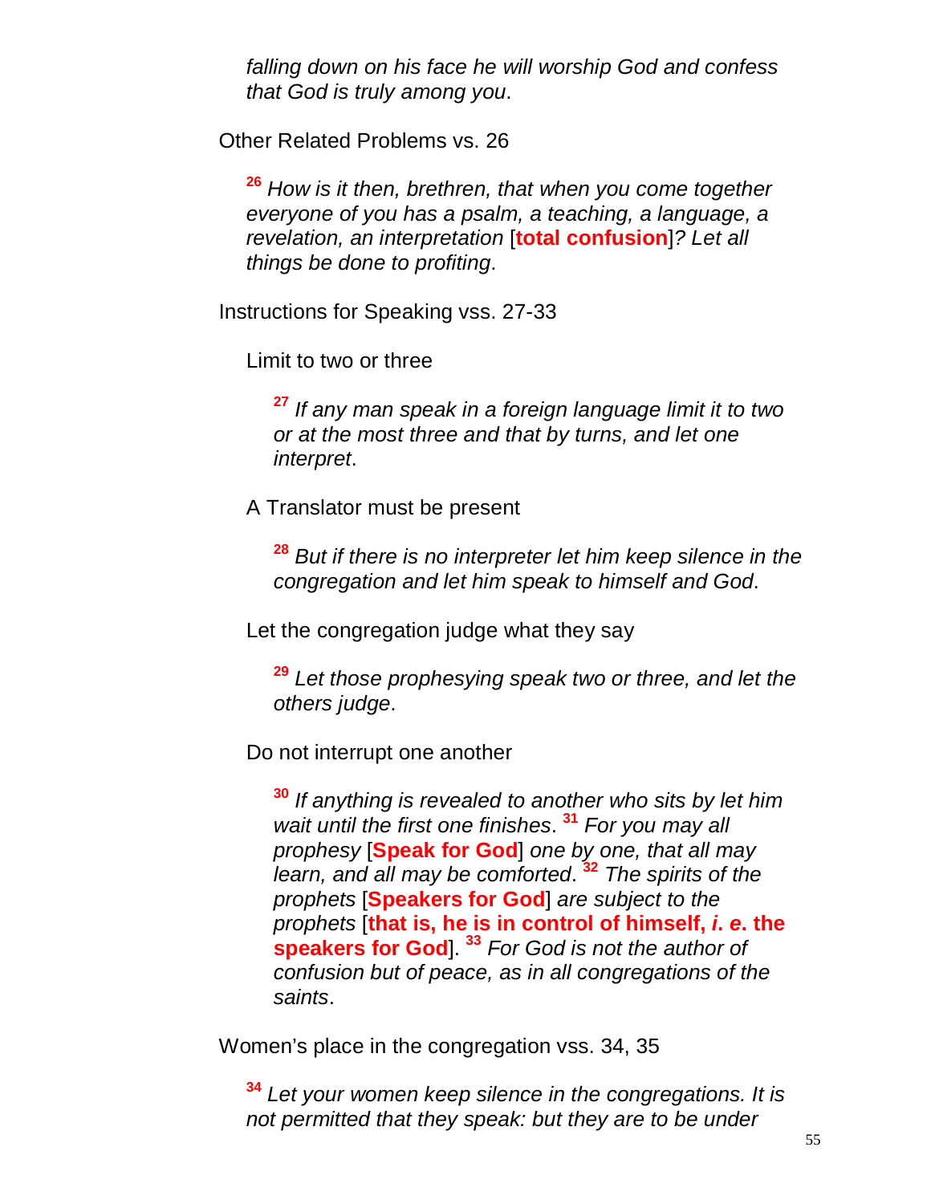*falling down on his face he will worship God and confess that God is truly among you*.

Other Related Problems vs. 26

[26] *How is it then, brethren, that when you come together everyone of you has a psalm, a teaching, a language, a revelation, an interpretation* [**total confusion**]*? Let all things be done to profiting*.

Instructions for Speaking vss. 27-33

Limit to two or three

[27] *If any man speak in a foreign language limit it to two or at the most three and that by turns, and let one interpret*.

A Translator must be present

[28] *But if there is no interpreter let him keep silence in the congregation and let him speak to himself and God*.

Let the congregation judge what they say

[29] *Let those prophesying speak two or three, and let the others judge*.

Do not interrupt one another

[30] *If anything is revealed to another who sits by let him wait until the first one finishes*. [31] *For you may all prophesy* [**Speak for God**] *one by one, that all may learn, and all may be comforted*. [32] *The spirits of the prophets* [**Speakers for God**] *are subject to the prophets* [**that is, he is in control of himself, *i. e.* the speakers for God**]. [33] *For God is not the author of confusion but of peace, as in all congregations of the saints*.

Women's place in the congregation vss. 34, 35

[34] *Let your women keep silence in the congregations. It is not permitted that they speak: but they are to be under*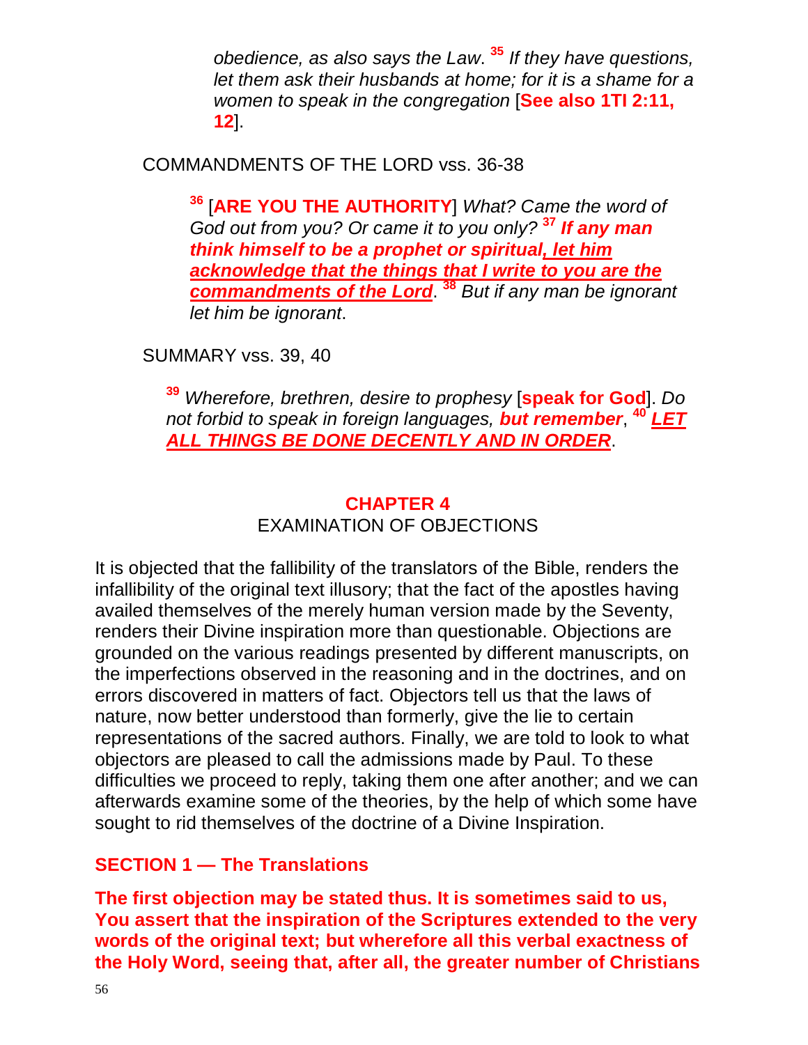*obedience, as also says the Law.* [35] *If they have questions, let them ask their husbands at home; for it is a shame for a women to speak in the congregation* [**See also 1TI 2:11, 12**].

COMMANDMENTS OF THE LORD vss. 36-38

> [36] [**ARE YOU THE AUTHORITY**] *What? Came the word of God out from you? Or came it to you only?* [37] ***If any man think himself to be a prophet or spiritual, let him acknowledge that the things that I write to you are the commandments of the Lord***. [38] *But if any man be ignorant let him be ignorant*.

SUMMARY vss. 39, 40

> [39] *Wherefore, brethren, desire to prophesy* [**speak for God**]. *Do not forbid to speak in foreign languages,* ***but remember***, [40] ***LET ALL THINGS BE DONE DECENTLY AND IN ORDER***.

## CHAPTER 4
## EXAMINATION OF OBJECTIONS

It is objected that the fallibility of the translators of the Bible, renders the infallibility of the original text illusory; that the fact of the apostles having availed themselves of the merely human version made by the Seventy, renders their Divine inspiration more than questionable. Objections are grounded on the various readings presented by different manuscripts, on the imperfections observed in the reasoning and in the doctrines, and on errors discovered in matters of fact. Objectors tell us that the laws of nature, now better understood than formerly, give the lie to certain representations of the sacred authors. Finally, we are told to look to what objectors are pleased to call the admissions made by Paul. To these difficulties we proceed to reply, taking them one after another; and we can afterwards examine some of the theories, by the help of which some have sought to rid themselves of the doctrine of a Divine Inspiration.

### SECTION 1 — The Translations

**The first objection may be stated thus. It is sometimes said to us, You assert that the inspiration of the Scriptures extended to the very words of the original text; but wherefore all this verbal exactness of the Holy Word, seeing that, after all, the greater number of Christians**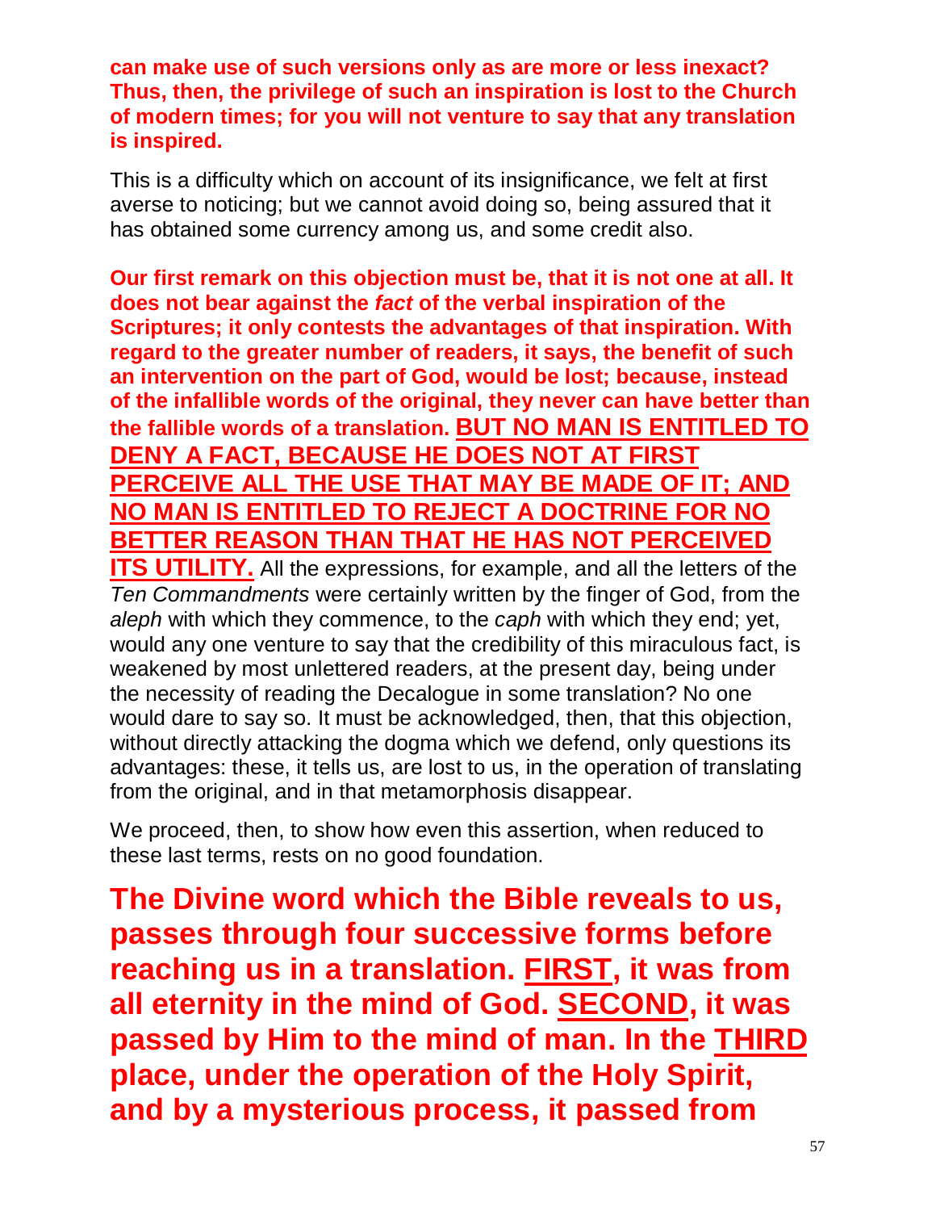**can make use of such versions only as are more or less inexact? Thus, then, the privilege of such an inspiration is lost to the Church of modern times; for you will not venture to say that any translation is inspired.**

This is a difficulty which on account of its insignificance, we felt at first averse to noticing; but we cannot avoid doing so, being assured that it has obtained some currency among us, and some credit also.

**Our first remark on this objection must be, that it is not one at all. It does not bear against the *fact* of the verbal inspiration of the Scriptures; it only contests the advantages of that inspiration. With regard to the greater number of readers, it says, the benefit of such an intervention on the part of God, would be lost; because, instead of the infallible words of the original, they never can have better than the fallible words of a translation. <u>BUT NO MAN IS ENTITLED TO DENY A FACT, BECAUSE HE DOES NOT AT FIRST PERCEIVE ALL THE USE THAT MAY BE MADE OF IT; AND NO MAN IS ENTITLED TO REJECT A DOCTRINE FOR NO BETTER REASON THAN THAT HE HAS NOT PERCEIVED ITS UTILITY.</u>** All the expressions, for example, and all the letters of the *Ten Commandments* were certainly written by the finger of God, from the *aleph* with which they commence, to the *caph* with which they end; yet, would any one venture to say that the credibility of this miraculous fact, is weakened by most unlettered readers, at the present day, being under the necessity of reading the Decalogue in some translation? No one would dare to say so. It must be acknowledged, then, that this objection, without directly attacking the dogma which we defend, only questions its advantages: these, it tells us, are lost to us, in the operation of translating from the original, and in that metamorphosis disappear.

We proceed, then, to show how even this assertion, when reduced to these last terms, rests on no good foundation.

**The Divine word which the Bible reveals to us, passes through four successive forms before reaching us in a translation. <u>FIRST</u>, it was from all eternity in the mind of God. <u>SECOND</u>, it was passed by Him to the mind of man. In the <u>THIRD</u> place, under the operation of the Holy Spirit, and by a mysterious process, it passed from**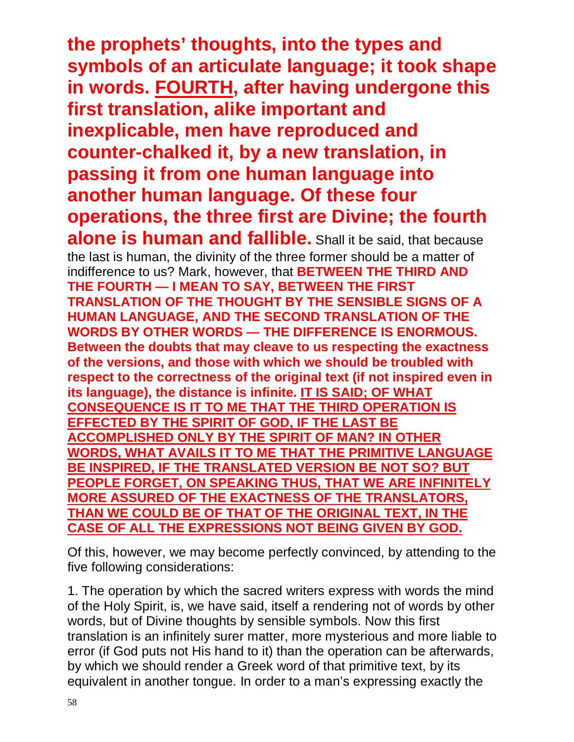**the prophets' thoughts, into the types and symbols of an articulate language; it took shape in words. <u>FOURTH</u>, after having undergone this first translation, alike important and inexplicable, men have reproduced and counter-chalked it, by a new translation, in passing it from one human language into another human language. Of these four operations, the three first are Divine; the fourth alone is human and fallible.** Shall it be said, that because the last is human, the divinity of the three former should be a matter of indifference to us? Mark, however, that **BETWEEN THE THIRD AND THE FOURTH — I MEAN TO SAY, BETWEEN THE FIRST TRANSLATION OF THE THOUGHT BY THE SENSIBLE SIGNS OF A HUMAN LANGUAGE, AND THE SECOND TRANSLATION OF THE WORDS BY OTHER WORDS — THE DIFFERENCE IS ENORMOUS. Between the doubts that may cleave to us respecting the exactness of the versions, and those with which we should be troubled with respect to the correctness of the original text (if not inspired even in its language), the distance is infinite. <u>IT IS SAID; OF WHAT CONSEQUENCE IS IT TO ME THAT THE THIRD OPERATION IS EFFECTED BY THE SPIRIT OF GOD, IF THE LAST BE ACCOMPLISHED ONLY BY THE SPIRIT OF MAN? IN OTHER WORDS, WHAT AVAILS IT TO ME THAT THE PRIMITIVE LANGUAGE BE INSPIRED, IF THE TRANSLATED VERSION BE NOT SO? BUT PEOPLE FORGET, ON SPEAKING THUS, THAT WE ARE INFINITELY MORE ASSURED OF THE EXACTNESS OF THE TRANSLATORS, THAN WE COULD BE OF THAT OF THE ORIGINAL TEXT, IN THE CASE OF ALL THE EXPRESSIONS NOT BEING GIVEN BY GOD.</u>**

Of this, however, we may become perfectly convinced, by attending to the five following considerations:

1. The operation by which the sacred writers express with words the mind of the Holy Spirit, is, we have said, itself a rendering not of words by other words, but of Divine thoughts by sensible symbols. Now this first translation is an infinitely surer matter, more mysterious and more liable to error (if God puts not His hand to it) than the operation can be afterwards, by which we should render a Greek word of that primitive text, by its equivalent in another tongue. In order to a man's expressing exactly the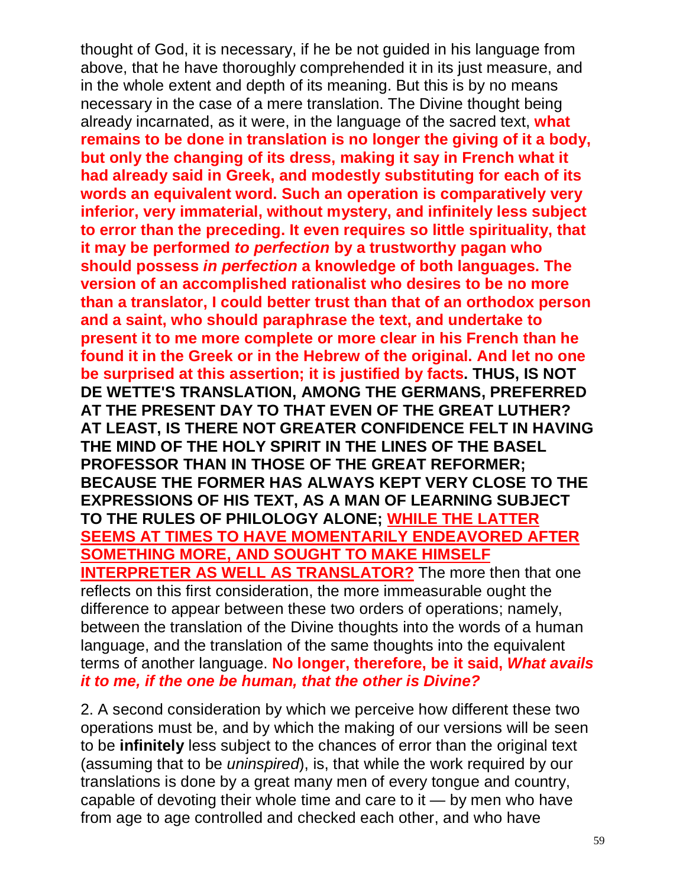thought of God, it is necessary, if he be not guided in his language from above, that he have thoroughly comprehended it in its just measure, and in the whole extent and depth of its meaning. But this is by no means necessary in the case of a mere translation. The Divine thought being already incarnated, as it were, in the language of the sacred text, **what remains to be done in translation is no longer the giving of it a body, but only the changing of its dress, making it say in French what it had already said in Greek, and modestly substituting for each of its words an equivalent word. Such an operation is comparatively very inferior, very immaterial, without mystery, and infinitely less subject to error than the preceding. It even requires so little spirituality, that it may be performed *to perfection* by a trustworthy pagan who should possess *in perfection* a knowledge of both languages. The version of an accomplished rationalist who desires to be no more than a translator, I could better trust than that of an orthodox person and a saint, who should paraphrase the text, and undertake to present it to me more complete or more clear in his French than he found it in the Greek or in the Hebrew of the original. And let no one be surprised at this assertion; it is justified by facts. THUS, IS NOT DE WETTE'S TRANSLATION, AMONG THE GERMANS, PREFERRED AT THE PRESENT DAY TO THAT EVEN OF THE GREAT LUTHER? AT LEAST, IS THERE NOT GREATER CONFIDENCE FELT IN HAVING THE MIND OF THE HOLY SPIRIT IN THE LINES OF THE BASEL PROFESSOR THAN IN THOSE OF THE GREAT REFORMER; BECAUSE THE FORMER HAS ALWAYS KEPT VERY CLOSE TO THE EXPRESSIONS OF HIS TEXT, AS A MAN OF LEARNING SUBJECT TO THE RULES OF PHILOLOGY ALONE; WHILE THE LATTER SEEMS AT TIMES TO HAVE MOMENTARILY ENDEAVORED AFTER SOMETHING MORE, AND SOUGHT TO MAKE HIMSELF INTERPRETER AS WELL AS TRANSLATOR?** The more then that one reflects on this first consideration, the more immeasurable ought the difference to appear between these two orders of operations; namely, between the translation of the Divine thoughts into the words of a human language, and the translation of the same thoughts into the equivalent terms of another language. **No longer, therefore, be it said, *What avails it to me, if the one be human, that the other is Divine?***

2. A second consideration by which we perceive how different these two operations must be, and by which the making of our versions will be seen to be **infinitely** less subject to the chances of error than the original text (assuming that to be *uninspired*), is, that while the work required by our translations is done by a great many men of every tongue and country, capable of devoting their whole time and care to it — by men who have from age to age controlled and checked each other, and who have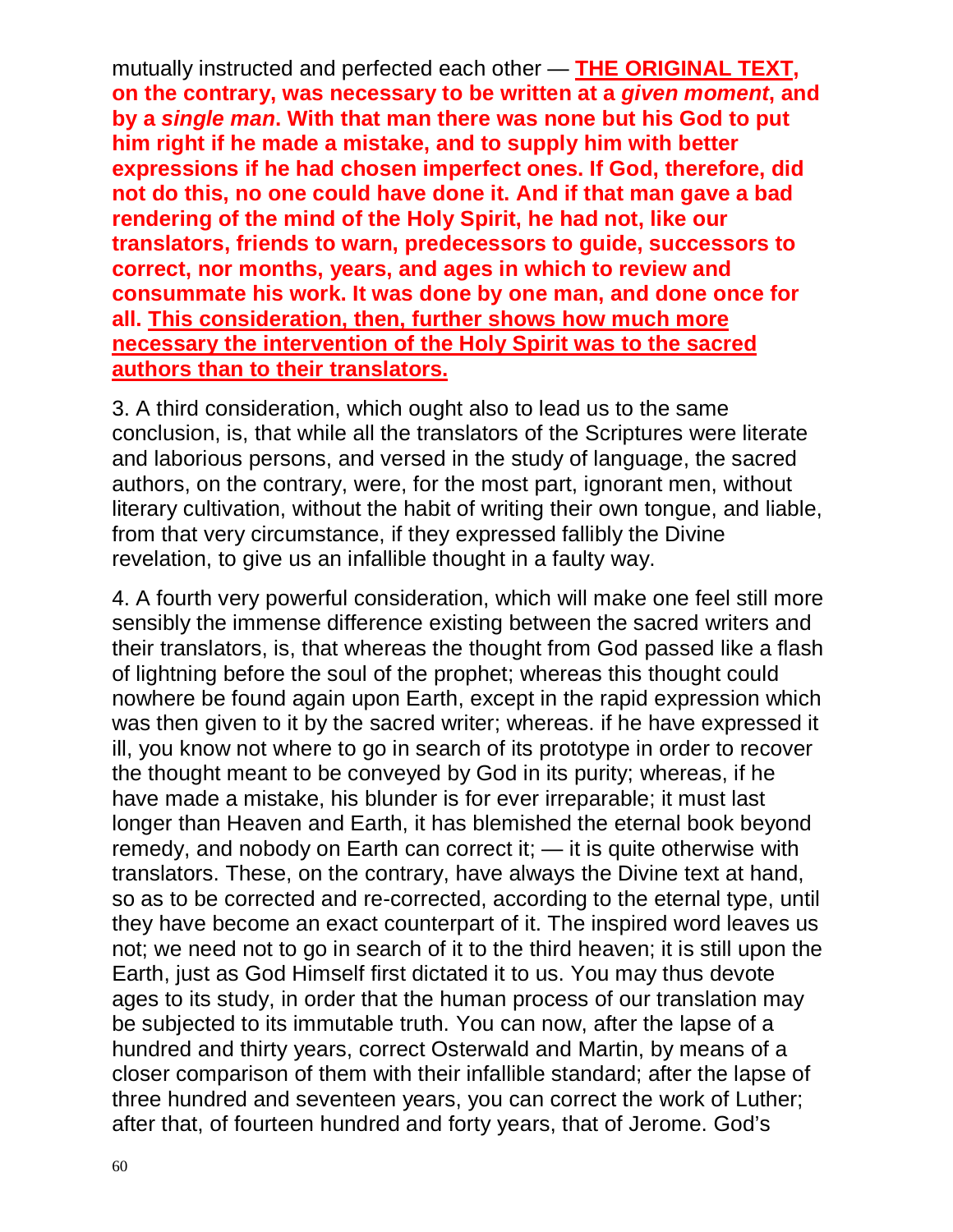mutually instructed and perfected each other — **<u>THE ORIGINAL TEXT</u>, on the contrary, was necessary to be written at a *given moment*, and by a *single man*. With that man there was none but his God to put him right if he made a mistake, and to supply him with better expressions if he had chosen imperfect ones. If God, therefore, did not do this, no one could have done it. And if that man gave a bad rendering of the mind of the Holy Spirit, he had not, like our translators, friends to warn, predecessors to guide, successors to correct, nor months, years, and ages in which to review and consummate his work. It was done by one man, and done once for all. <u>This consideration, then, further shows how much more necessary the intervention of the Holy Spirit was to the sacred authors than to their translators.</u>**

3. A third consideration, which ought also to lead us to the same conclusion, is, that while all the translators of the Scriptures were literate and laborious persons, and versed in the study of language, the sacred authors, on the contrary, were, for the most part, ignorant men, without literary cultivation, without the habit of writing their own tongue, and liable, from that very circumstance, if they expressed fallibly the Divine revelation, to give us an infallible thought in a faulty way.

4. A fourth very powerful consideration, which will make one feel still more sensibly the immense difference existing between the sacred writers and their translators, is, that whereas the thought from God passed like a flash of lightning before the soul of the prophet; whereas this thought could nowhere be found again upon Earth, except in the rapid expression which was then given to it by the sacred writer; whereas. if he have expressed it ill, you know not where to go in search of its prototype in order to recover the thought meant to be conveyed by God in its purity; whereas, if he have made a mistake, his blunder is for ever irreparable; it must last longer than Heaven and Earth, it has blemished the eternal book beyond remedy, and nobody on Earth can correct it; — it is quite otherwise with translators. These, on the contrary, have always the Divine text at hand, so as to be corrected and re-corrected, according to the eternal type, until they have become an exact counterpart of it. The inspired word leaves us not; we need not to go in search of it to the third heaven; it is still upon the Earth, just as God Himself first dictated it to us. You may thus devote ages to its study, in order that the human process of our translation may be subjected to its immutable truth. You can now, after the lapse of a hundred and thirty years, correct Osterwald and Martin, by means of a closer comparison of them with their infallible standard; after the lapse of three hundred and seventeen years, you can correct the work of Luther; after that, of fourteen hundred and forty years, that of Jerome. God's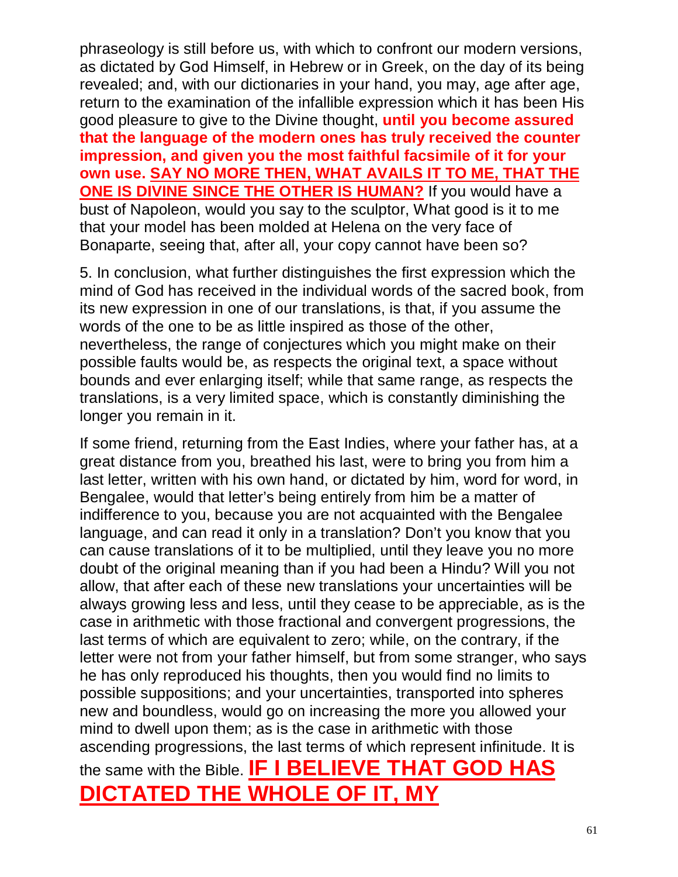phraseology is still before us, with which to confront our modern versions, as dictated by God Himself, in Hebrew or in Greek, on the day of its being revealed; and, with our dictionaries in your hand, you may, age after age, return to the examination of the infallible expression which it has been His good pleasure to give to the Divine thought, **until you become assured that the language of the modern ones has truly received the counter impression, and given you the most faithful facsimile of it for your own use. <u>SAY NO MORE THEN, WHAT AVAILS IT TO ME, THAT THE ONE IS DIVINE SINCE THE OTHER IS HUMAN?</u>** If you would have a bust of Napoleon, would you say to the sculptor, What good is it to me that your model has been molded at Helena on the very face of Bonaparte, seeing that, after all, your copy cannot have been so?

5. In conclusion, what further distinguishes the first expression which the mind of God has received in the individual words of the sacred book, from its new expression in one of our translations, is that, if you assume the words of the one to be as little inspired as those of the other, nevertheless, the range of conjectures which you might make on their possible faults would be, as respects the original text, a space without bounds and ever enlarging itself; while that same range, as respects the translations, is a very limited space, which is constantly diminishing the longer you remain in it.

If some friend, returning from the East Indies, where your father has, at a great distance from you, breathed his last, were to bring you from him a last letter, written with his own hand, or dictated by him, word for word, in Bengalee, would that letter's being entirely from him be a matter of indifference to you, because you are not acquainted with the Bengalee language, and can read it only in a translation? Don't you know that you can cause translations of it to be multiplied, until they leave you no more doubt of the original meaning than if you had been a Hindu? Will you not allow, that after each of these new translations your uncertainties will be always growing less and less, until they cease to be appreciable, as is the case in arithmetic with those fractional and convergent progressions, the last terms of which are equivalent to zero; while, on the contrary, if the letter were not from your father himself, but from some stranger, who says he has only reproduced his thoughts, then you would find no limits to possible suppositions; and your uncertainties, transported into spheres new and boundless, would go on increasing the more you allowed your mind to dwell upon them; as is the case in arithmetic with those ascending progressions, the last terms of which represent infinitude. It is the same with the Bible. **<u>IF I BELIEVE THAT GOD HAS DICTATED THE WHOLE OF IT, MY</u>**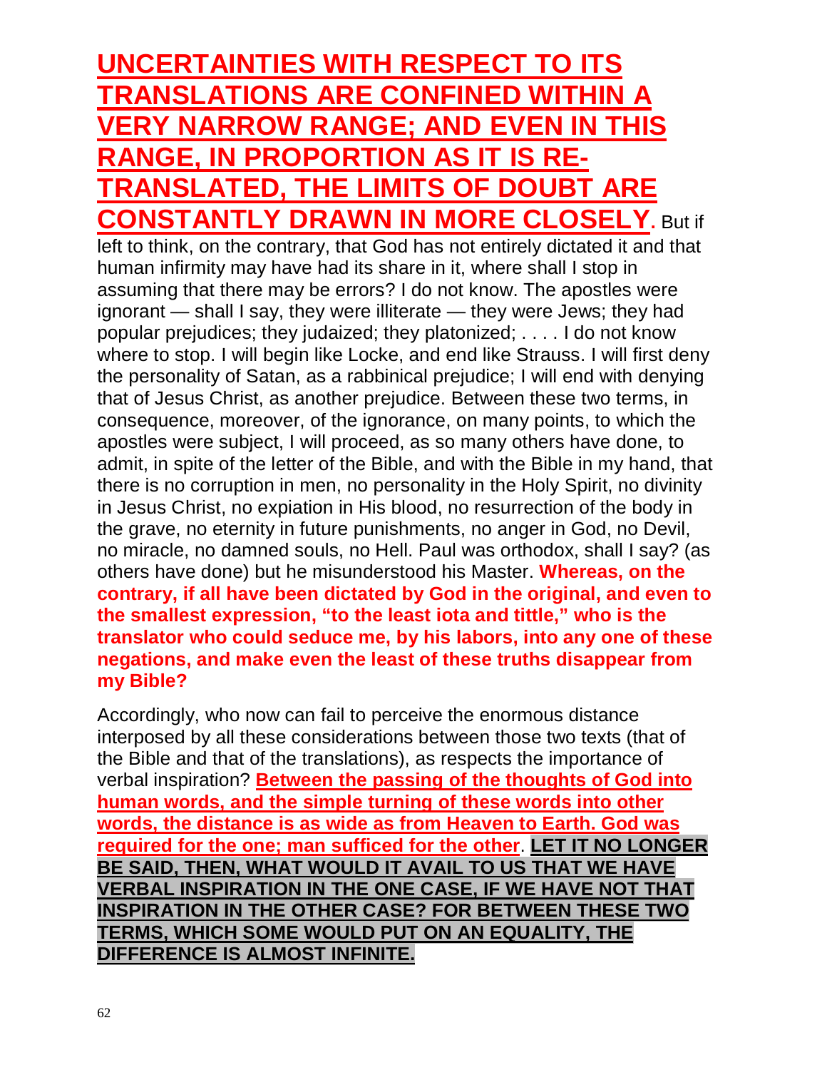**UNCERTAINTIES WITH RESPECT TO ITS TRANSLATIONS ARE CONFINED WITHIN A VERY NARROW RANGE; AND EVEN IN THIS RANGE, IN PROPORTION AS IT IS RE-TRANSLATED, THE LIMITS OF DOUBT ARE CONSTANTLY DRAWN IN MORE CLOSELY**. But if left to think, on the contrary, that God has not entirely dictated it and that human infirmity may have had its share in it, where shall I stop in assuming that there may be errors? I do not know. The apostles were ignorant — shall I say, they were illiterate — they were Jews; they had popular prejudices; they judaized; they platonized; . . . . I do not know where to stop. I will begin like Locke, and end like Strauss. I will first deny the personality of Satan, as a rabbinical prejudice; I will end with denying that of Jesus Christ, as another prejudice. Between these two terms, in consequence, moreover, of the ignorance, on many points, to which the apostles were subject, I will proceed, as so many others have done, to admit, in spite of the letter of the Bible, and with the Bible in my hand, that there is no corruption in men, no personality in the Holy Spirit, no divinity in Jesus Christ, no expiation in His blood, no resurrection of the body in the grave, no eternity in future punishments, no anger in God, no Devil, no miracle, no damned souls, no Hell. Paul was orthodox, shall I say? (as others have done) but he misunderstood his Master. **Whereas, on the contrary, if all have been dictated by God in the original, and even to the smallest expression, "to the least iota and tittle," who is the translator who could seduce me, by his labors, into any one of these negations, and make even the least of these truths disappear from my Bible?**

Accordingly, who now can fail to perceive the enormous distance interposed by all these considerations between those two texts (that of the Bible and that of the translations), as respects the importance of verbal inspiration? **Between the passing of the thoughts of God into human words, and the simple turning of these words into other words, the distance is as wide as from Heaven to Earth. God was required for the one; man sufficed for the other**. **LET IT NO LONGER BE SAID, THEN, WHAT WOULD IT AVAIL TO US THAT WE HAVE VERBAL INSPIRATION IN THE ONE CASE, IF WE HAVE NOT THAT INSPIRATION IN THE OTHER CASE? FOR BETWEEN THESE TWO TERMS, WHICH SOME WOULD PUT ON AN EQUALITY, THE DIFFERENCE IS ALMOST INFINITE.**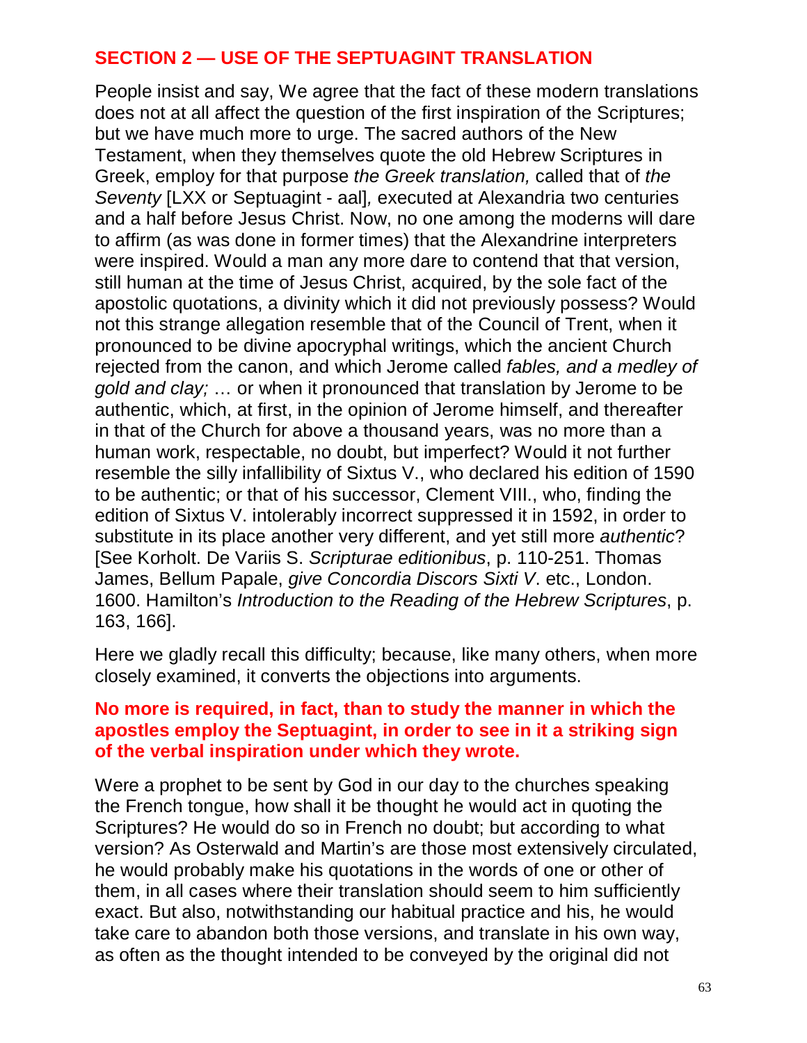## SECTION 2 — USE OF THE SEPTUAGINT TRANSLATION

People insist and say, We agree that the fact of these modern translations does not at all affect the question of the first inspiration of the Scriptures; but we have much more to urge. The sacred authors of the New Testament, when they themselves quote the old Hebrew Scriptures in Greek, employ for that purpose *the Greek translation,* called that of *the Seventy* [LXX or Septuagint - aal]*,* executed at Alexandria two centuries and a half before Jesus Christ. Now, no one among the moderns will dare to affirm (as was done in former times) that the Alexandrine interpreters were inspired. Would a man any more dare to contend that that version, still human at the time of Jesus Christ, acquired, by the sole fact of the apostolic quotations, a divinity which it did not previously possess? Would not this strange allegation resemble that of the Council of Trent, when it pronounced to be divine apocryphal writings, which the ancient Church rejected from the canon, and which Jerome called *fables, and a medley of gold and clay;* … or when it pronounced that translation by Jerome to be authentic, which, at first, in the opinion of Jerome himself, and thereafter in that of the Church for above a thousand years, was no more than a human work, respectable, no doubt, but imperfect? Would it not further resemble the silly infallibility of Sixtus V., who declared his edition of 1590 to be authentic; or that of his successor, Clement VIII., who, finding the edition of Sixtus V. intolerably incorrect suppressed it in 1592, in order to substitute in its place another very different, and yet still more *authentic*? [See Korholt. De Variis S. *Scripturae editionibus*, p. 110-251. Thomas James, Bellum Papale, *give Concordia Discors Sixti V*. etc., London. 1600. Hamilton's *Introduction to the Reading of the Hebrew Scriptures*, p. 163, 166].

Here we gladly recall this difficulty; because, like many others, when more closely examined, it converts the objections into arguments.

**No more is required, in fact, than to study the manner in which the apostles employ the Septuagint, in order to see in it a striking sign of the verbal inspiration under which they wrote.**

Were a prophet to be sent by God in our day to the churches speaking the French tongue, how shall it be thought he would act in quoting the Scriptures? He would do so in French no doubt; but according to what version? As Osterwald and Martin's are those most extensively circulated, he would probably make his quotations in the words of one or other of them, in all cases where their translation should seem to him sufficiently exact. But also, notwithstanding our habitual practice and his, he would take care to abandon both those versions, and translate in his own way, as often as the thought intended to be conveyed by the original did not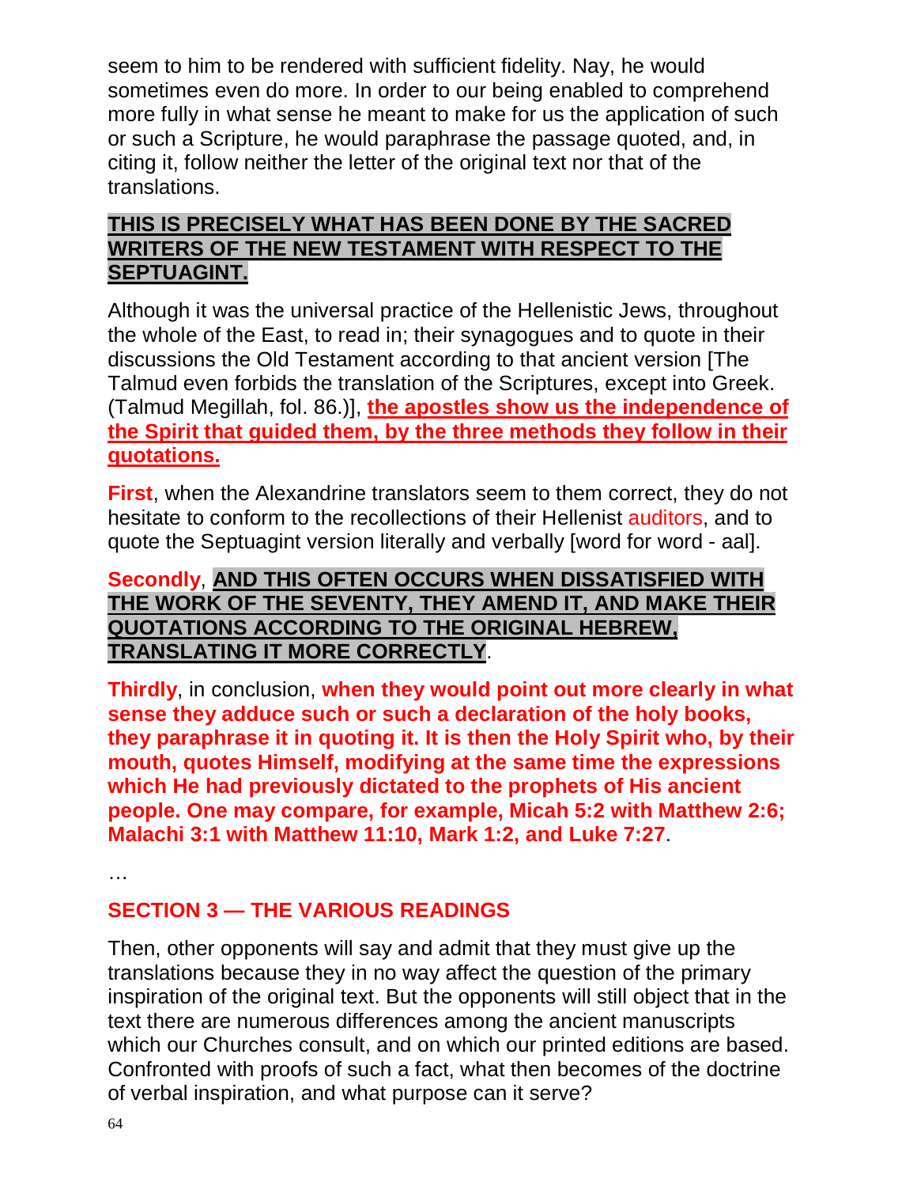seem to him to be rendered with sufficient fidelity. Nay, he would sometimes even do more. In order to our being enabled to comprehend more fully in what sense he meant to make for us the application of such or such a Scripture, he would paraphrase the passage quoted, and, in citing it, follow neither the letter of the original text nor that of the translations.

**THIS IS PRECISELY WHAT HAS BEEN DONE BY THE SACRED WRITERS OF THE NEW TESTAMENT WITH RESPECT TO THE SEPTUAGINT.**

Although it was the universal practice of the Hellenistic Jews, throughout the whole of the East, to read in; their synagogues and to quote in their discussions the Old Testament according to that ancient version [The Talmud even forbids the translation of the Scriptures, except into Greek. (Talmud Megillah, fol. 86.)], **the apostles show us the independence of the Spirit that guided them, by the three methods they follow in their quotations.**

**First**, when the Alexandrine translators seem to them correct, they do not hesitate to conform to the recollections of their Hellenist auditors, and to quote the Septuagint version literally and verbally [word for word - aal].

**Secondly**, **AND THIS OFTEN OCCURS WHEN DISSATISFIED WITH THE WORK OF THE SEVENTY, THEY AMEND IT, AND MAKE THEIR QUOTATIONS ACCORDING TO THE ORIGINAL HEBREW, TRANSLATING IT MORE CORRECTLY**.

**Thirdly**, in conclusion, **when they would point out more clearly in what sense they adduce such or such a declaration of the holy books, they paraphrase it in quoting it. It is then the Holy Spirit who, by their mouth, quotes Himself, modifying at the same time the expressions which He had previously dictated to the prophets of His ancient people. One may compare, for example, Micah 5:2 with Matthew 2:6; Malachi 3:1 with Matthew 11:10, Mark 1:2, and Luke 7:27**.

…

## SECTION 3 — THE VARIOUS READINGS

Then, other opponents will say and admit that they must give up the translations because they in no way affect the question of the primary inspiration of the original text. But the opponents will still object that in the text there are numerous differences among the ancient manuscripts which our Churches consult, and on which our printed editions are based. Confronted with proofs of such a fact, what then becomes of the doctrine of verbal inspiration, and what purpose can it serve?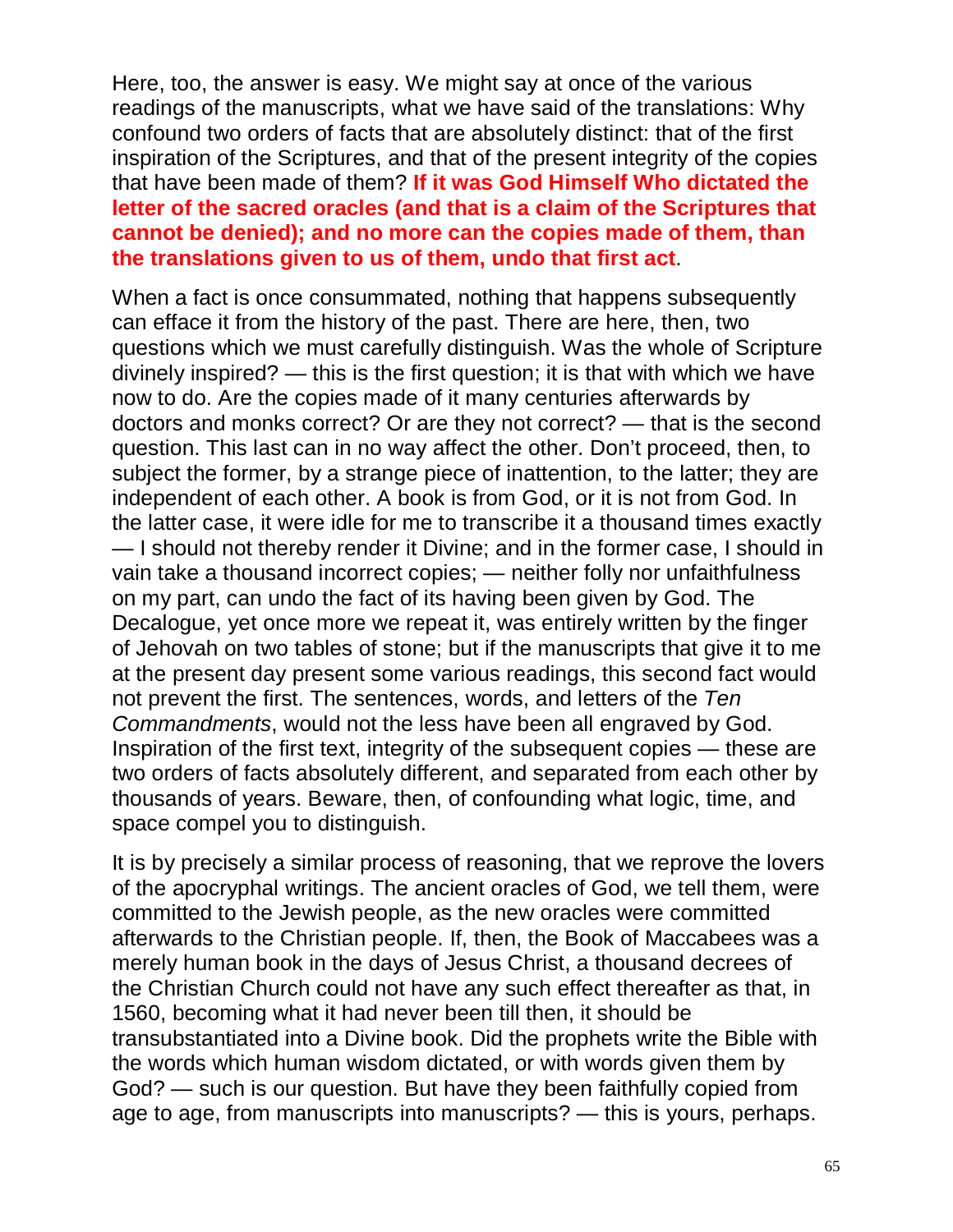Here, too, the answer is easy. We might say at once of the various readings of the manuscripts, what we have said of the translations: Why confound two orders of facts that are absolutely distinct: that of the first inspiration of the Scriptures, and that of the present integrity of the copies that have been made of them? **If it was God Himself Who dictated the letter of the sacred oracles (and that is a claim of the Scriptures that cannot be denied); and no more can the copies made of them, than the translations given to us of them, undo that first act**.

When a fact is once consummated, nothing that happens subsequently can efface it from the history of the past. There are here, then, two questions which we must carefully distinguish. Was the whole of Scripture divinely inspired? — this is the first question; it is that with which we have now to do. Are the copies made of it many centuries afterwards by doctors and monks correct? Or are they not correct? — that is the second question. This last can in no way affect the other. Don't proceed, then, to subject the former, by a strange piece of inattention, to the latter; they are independent of each other. A book is from God, or it is not from God. In the latter case, it were idle for me to transcribe it a thousand times exactly — I should not thereby render it Divine; and in the former case, I should in vain take a thousand incorrect copies; — neither folly nor unfaithfulness on my part, can undo the fact of its having been given by God. The Decalogue, yet once more we repeat it, was entirely written by the finger of Jehovah on two tables of stone; but if the manuscripts that give it to me at the present day present some various readings, this second fact would not prevent the first. The sentences, words, and letters of the *Ten Commandments*, would not the less have been all engraved by God. Inspiration of the first text, integrity of the subsequent copies — these are two orders of facts absolutely different, and separated from each other by thousands of years. Beware, then, of confounding what logic, time, and space compel you to distinguish.

It is by precisely a similar process of reasoning, that we reprove the lovers of the apocryphal writings. The ancient oracles of God, we tell them, were committed to the Jewish people, as the new oracles were committed afterwards to the Christian people. If, then, the Book of Maccabees was a merely human book in the days of Jesus Christ, a thousand decrees of the Christian Church could not have any such effect thereafter as that, in 1560, becoming what it had never been till then, it should be transubstantiated into a Divine book. Did the prophets write the Bible with the words which human wisdom dictated, or with words given them by God? — such is our question. But have they been faithfully copied from age to age, from manuscripts into manuscripts? — this is yours, perhaps.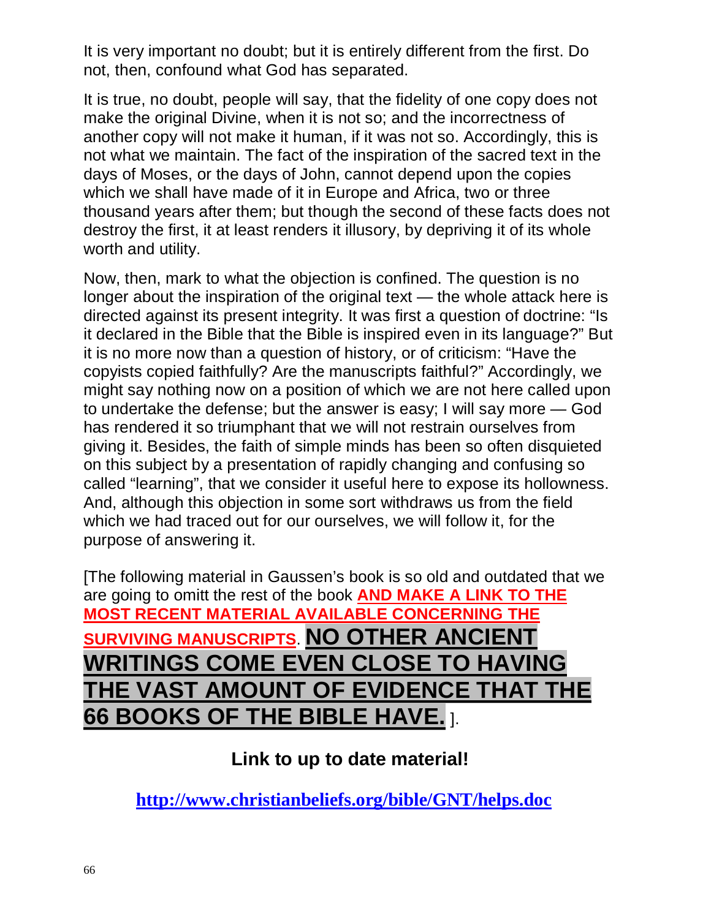It is very important no doubt; but it is entirely different from the first. Do not, then, confound what God has separated.

It is true, no doubt, people will say, that the fidelity of one copy does not make the original Divine, when it is not so; and the incorrectness of another copy will not make it human, if it was not so. Accordingly, this is not what we maintain. The fact of the inspiration of the sacred text in the days of Moses, or the days of John, cannot depend upon the copies which we shall have made of it in Europe and Africa, two or three thousand years after them; but though the second of these facts does not destroy the first, it at least renders it illusory, by depriving it of its whole worth and utility.

Now, then, mark to what the objection is confined. The question is no longer about the inspiration of the original text — the whole attack here is directed against its present integrity. It was first a question of doctrine: “Is it declared in the Bible that the Bible is inspired even in its language?” But it is no more now than a question of history, or of criticism: “Have the copyists copied faithfully? Are the manuscripts faithful?” Accordingly, we might say nothing now on a position of which we are not here called upon to undertake the defense; but the answer is easy; I will say more — God has rendered it so triumphant that we will not restrain ourselves from giving it. Besides, the faith of simple minds has been so often disquieted on this subject by a presentation of rapidly changing and confusing so called “learning”, that we consider it useful here to expose its hollowness. And, although this objection in some sort withdraws us from the field which we had traced out for our ourselves, we will follow it, for the purpose of answering it.

[The following material in Gaussen’s book is so old and outdated that we are going to omitt the rest of the book **AND MAKE A LINK TO THE MOST RECENT MATERIAL AVAILABLE CONCERNING THE SURVIVING MANUSCRIPTS**. **NO OTHER ANCIENT WRITINGS COME EVEN CLOSE TO HAVING THE VAST AMOUNT OF EVIDENCE THAT THE 66 BOOKS OF THE BIBLE HAVE.** ].

**Link to up to date material!**

**http://www.christianbeliefs.org/bible/GNT/helps.doc**